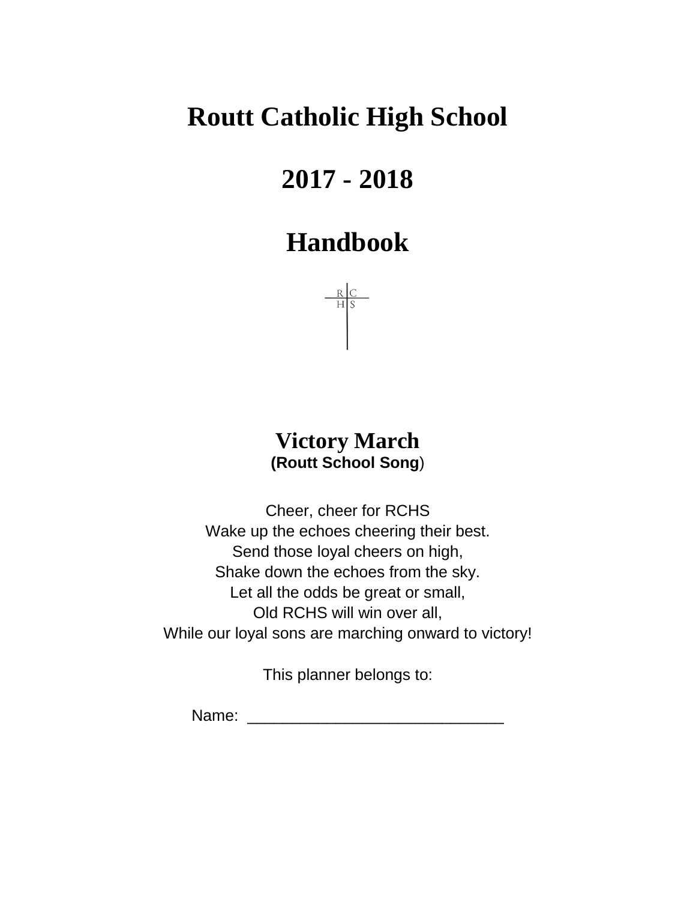# Routt Catholic High School

# 2017 - 2018

# Handbook

R | C
H | S

## Victory March

**(Routt School Song)**

Cheer, cheer for RCHS
Wake up the echoes cheering their best.
Send those loyal cheers on high,
Shake down the echoes from the sky.
Let all the odds be great or small,
Old RCHS will win over all,
While our loyal sons are marching onward to victory!

This planner belongs to:

Name: ______________________________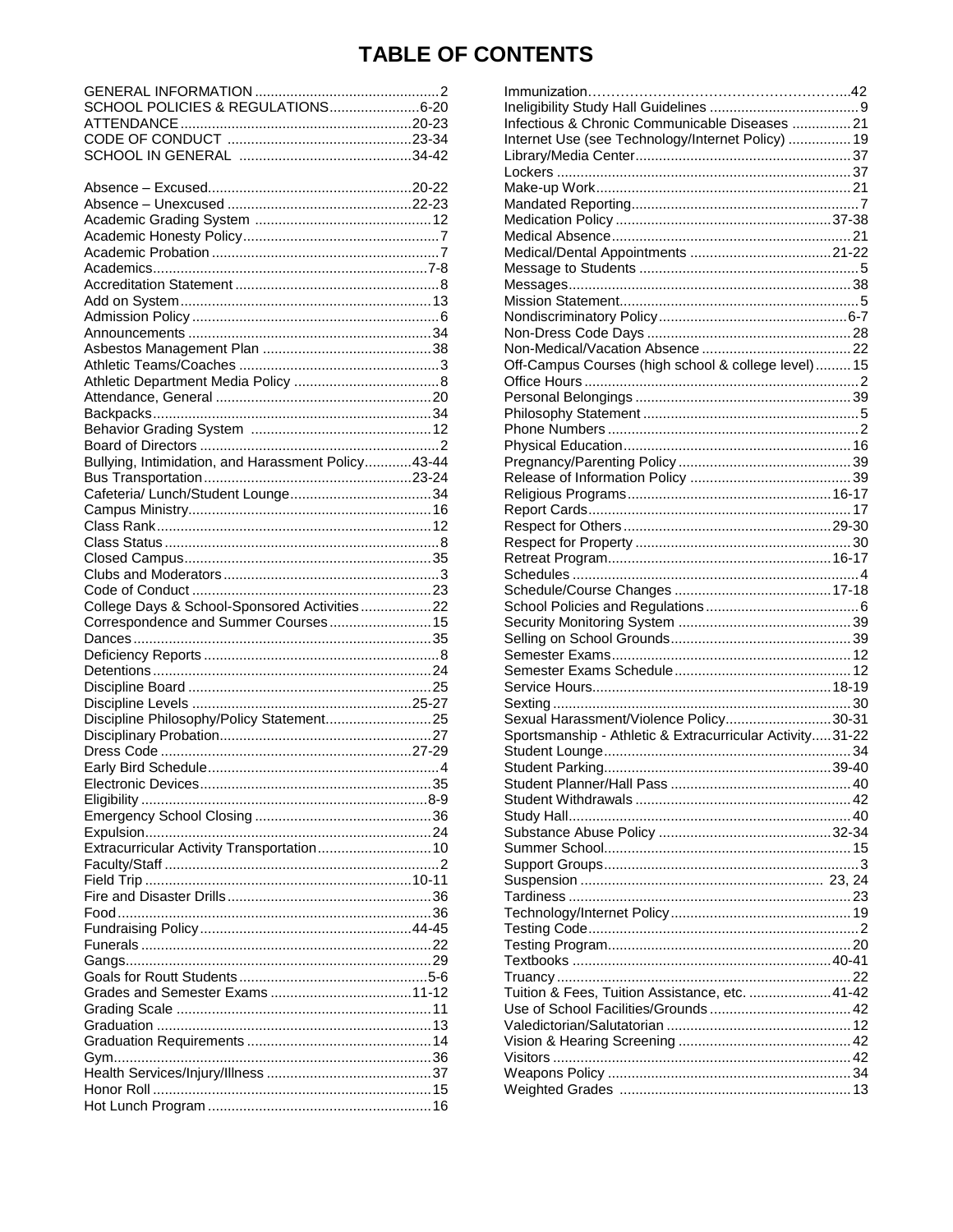# TABLE OF CONTENTS

GENERAL INFORMATION ............................................. 2
SCHOOL POLICIES & REGULATIONS ..................... 6-20
ATTENDANCE ........................................................ 20-23
CODE OF CONDUCT ............................................. 23-34
SCHOOL IN GENERAL .......................................... 34-42

Absence – Excused .................................................. 20-22
Absence – Unexcused .............................................. 22-23
Academic Grading System ........................................... 12
Academic Honesty Policy ................................................ 7
Academic Probation ........................................................ 7
Academics .................................................................... 7-8
Accreditation Statement .................................................. 8
Add on System ............................................................. 13
Admission Policy ............................................................ 6
Announcements ............................................................ 34
Asbestos Management Plan ......................................... 38
Athletic Teams/Coaches ................................................. 3
Athletic Department Media Policy .................................. 8
Attendance, General ..................................................... 20
Backpacks .................................................................... 34
Behavior Grading System ............................................. 12
Board of Directors ........................................................... 2
Bullying, Intimidation, and Harassment Policy ........... 43-44
Bus Transportation .................................................. 23-24
Cafeteria/ Lunch/Student Lounge .................................. 34
Campus Ministry ............................................................ 16
Class Rank .................................................................... 12
Class Status .................................................................... 8
Closed Campus ............................................................. 35
Clubs and Moderators ..................................................... 3
Code of Conduct ........................................................... 23
College Days & School-Sponsored Activities ................. 22
Correspondence and Summer Courses ......................... 15
Dances .......................................................................... 35
Deficiency Reports .......................................................... 8
Detentions ..................................................................... 24
Discipline Board ............................................................ 25
Discipline Levels ...................................................... 25-27
Discipline Philosophy/Policy Statement .......................... 25
Disciplinary Probation .................................................... 27
Dress Code .............................................................. 27-29
Early Bird Schedule ......................................................... 4
Electronic Devices ......................................................... 35
Eligibility ...................................................................... 8-9
Emergency School Closing ............................................ 36
Expulsion ...................................................................... 24
Extracurricular Activity Transportation ........................... 10
Faculty/Staff .................................................................... 2
Field Trip .................................................................. 10-11
Fire and Disaster Drills .................................................. 36
Food .............................................................................. 36
Fundraising Policy .................................................... 44-45
Funerals ........................................................................ 22
Gangs ............................................................................ 29
Goals for Routt Students ............................................. 5-6
Grades and Semester Exams ................................... 11-12
Grading Scale ............................................................... 11
Graduation .................................................................... 13
Graduation Requirements .............................................. 14
Gym ............................................................................... 36
Health Services/Injury/Illness ......................................... 37
Honor Roll ..................................................................... 15
Hot Lunch Program ....................................................... 16
Immunization ................................................................. 42
Ineligibility Study Hall Guidelines ..................................... 9
Infectious & Chronic Communicable Diseases .............. 21
Internet Use (see Technology/Internet Policy) ............... 19
Library/Media Center ..................................................... 37
Lockers .......................................................................... 37
Make-up Work ............................................................... 21
Mandated Reporting ........................................................ 7
Medication Policy ..................................................... 37-38
Medical Absence ........................................................... 21
Medical/Dental Appointments ................................... 21-22
Message to Students ....................................................... 5
Messages ...................................................................... 38
Mission Statement ........................................................... 5
Nondiscriminatory Policy ............................................. 6-7
Non-Dress Code Days ................................................... 28
Non-Medical/Vacation Absence ..................................... 22
Off-Campus Courses (high school & college level) ........ 15
Office Hours .................................................................... 2
Personal Belongings ...................................................... 39
Philosophy Statement ...................................................... 5
Phone Numbers ............................................................... 2
Physical Education ........................................................ 16
Pregnancy/Parenting Policy ........................................... 39
Release of Information Policy ........................................ 39
Religious Programs .................................................. 16-17
Report Cards ................................................................. 17
Respect for Others ................................................... 29-30
Respect for Property ...................................................... 30
Retreat Program ....................................................... 16-17
Schedules ........................................................................ 4
Schedule/Course Changes ....................................... 17-18
School Policies and Regulations ...................................... 6
Security Monitoring System ........................................... 39
Selling on School Grounds ............................................. 39
Semester Exams ............................................................ 12
Semester Exams Schedule ............................................ 12
Service Hours ........................................................... 18-19
Sexting .......................................................................... 30
Sexual Harassment/Violence Policy .......................... 30-31
Sportsmanship - Athletic & Extracurricular Activity ..... 31-22
Student Lounge ............................................................. 34
Student Parking ......................................................... 39-40
Student Planner/Hall Pass ............................................. 40
Student Withdrawals ...................................................... 42
Study Hall ...................................................................... 40
Substance Abuse Policy ........................................... 32-34
Summer School ............................................................. 15
Support Groups ............................................................... 3
Suspension ............................................................. 23, 24
Tardiness ....................................................................... 23
Technology/Internet Policy ............................................. 19
Testing Code ................................................................... 2
Testing Program ............................................................ 20
Textbooks ................................................................. 40-41
Truancy ......................................................................... 22
Tuition & Fees, Tuition Assistance, etc. .................... 41-42
Use of School Facilities/Grounds ................................... 42
Valedictorian/Salutatorian .............................................. 12
Vision & Hearing Screening ........................................... 42
Visitors .......................................................................... 42
Weapons Policy ............................................................. 34
Weighted Grades .......................................................... 13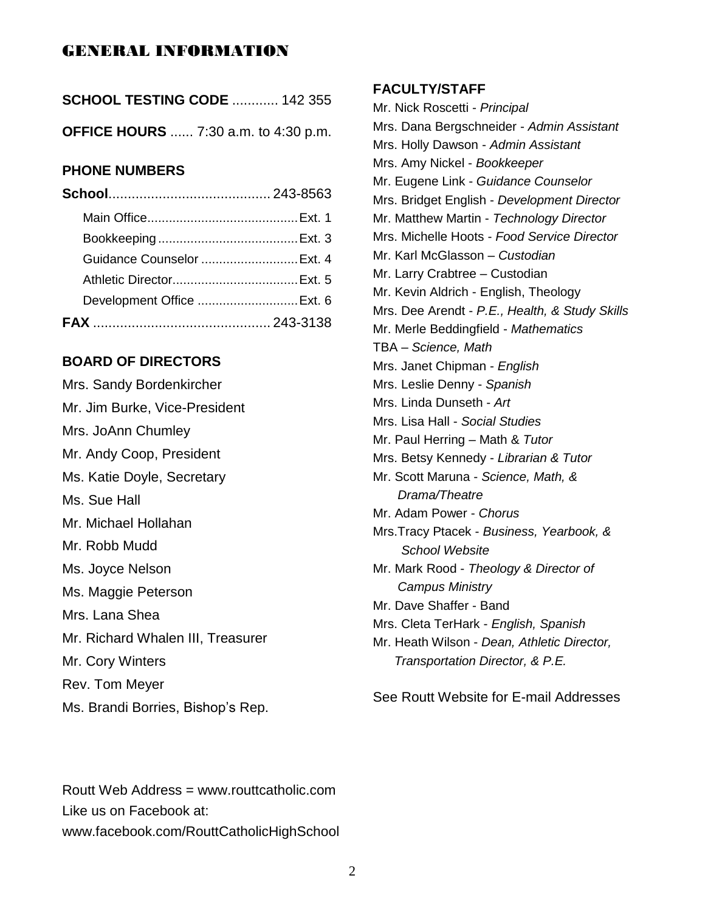# GENERAL INFORMATION

**SCHOOL TESTING CODE** ............ 142 355

**OFFICE HOURS** ...... 7:30 a.m. to 4:30 p.m.

### PHONE NUMBERS

**School**.......................................... 243-8563

- Main Office.......................................... Ext. 1
- Bookkeeping....................................... Ext. 3
- Guidance Counselor ........................... Ext. 4
- Athletic Director.................................. Ext. 5
- Development Office ............................ Ext. 6

**FAX** .............................................. 243-3138

### BOARD OF DIRECTORS

Mrs. Sandy Bordenkircher
Mr. Jim Burke, Vice-President
Mrs. JoAnn Chumley
Mr. Andy Coop, President
Ms. Katie Doyle, Secretary
Ms. Sue Hall
Mr. Michael Hollahan
Mr. Robb Mudd
Ms. Joyce Nelson
Ms. Maggie Peterson
Mrs. Lana Shea
Mr. Richard Whalen III, Treasurer
Mr. Cory Winters
Rev. Tom Meyer
Ms. Brandi Borries, Bishop's Rep.

### FACULTY/STAFF

Mr. Nick Roscetti - *Principal*
Mrs. Dana Bergschneider - *Admin Assistant*
Mrs. Holly Dawson - *Admin Assistant*
Mrs. Amy Nickel - *Bookkeeper*
Mr. Eugene Link - *Guidance Counselor*
Mrs. Bridget English - *Development Director*
Mr. Matthew Martin - *Technology Director*
Mrs. Michelle Hoots - *Food Service Director*
Mr. Karl McGlasson – *Custodian*
Mr. Larry Crabtree – Custodian
Mr. Kevin Aldrich - English, Theology
Mrs. Dee Arendt - *P.E., Health, & Study Skills*
Mr. Merle Beddingfield - *Mathematics*
TBA – *Science, Math*
Mrs. Janet Chipman - *English*
Mrs. Leslie Denny - *Spanish*
Mrs. Linda Dunseth - *Art*
Mrs. Lisa Hall - *Social Studies*
Mr. Paul Herring – Math & *Tutor*
Mrs. Betsy Kennedy - *Librarian & Tutor*
Mr. Scott Maruna - *Science, Math, & Drama/Theatre*
Mr. Adam Power - *Chorus*
Mrs.Tracy Ptacek - *Business, Yearbook, & School Website*
Mr. Mark Rood - *Theology & Director of Campus Ministry*
Mr. Dave Shaffer - Band
Mrs. Cleta TerHark - *English, Spanish*
Mr. Heath Wilson - *Dean, Athletic Director, Transportation Director, & P.E.*

See Routt Website for E-mail Addresses

Routt Web Address = www.routtcatholic.com
Like us on Facebook at:
www.facebook.com/RouttCatholicHighSchool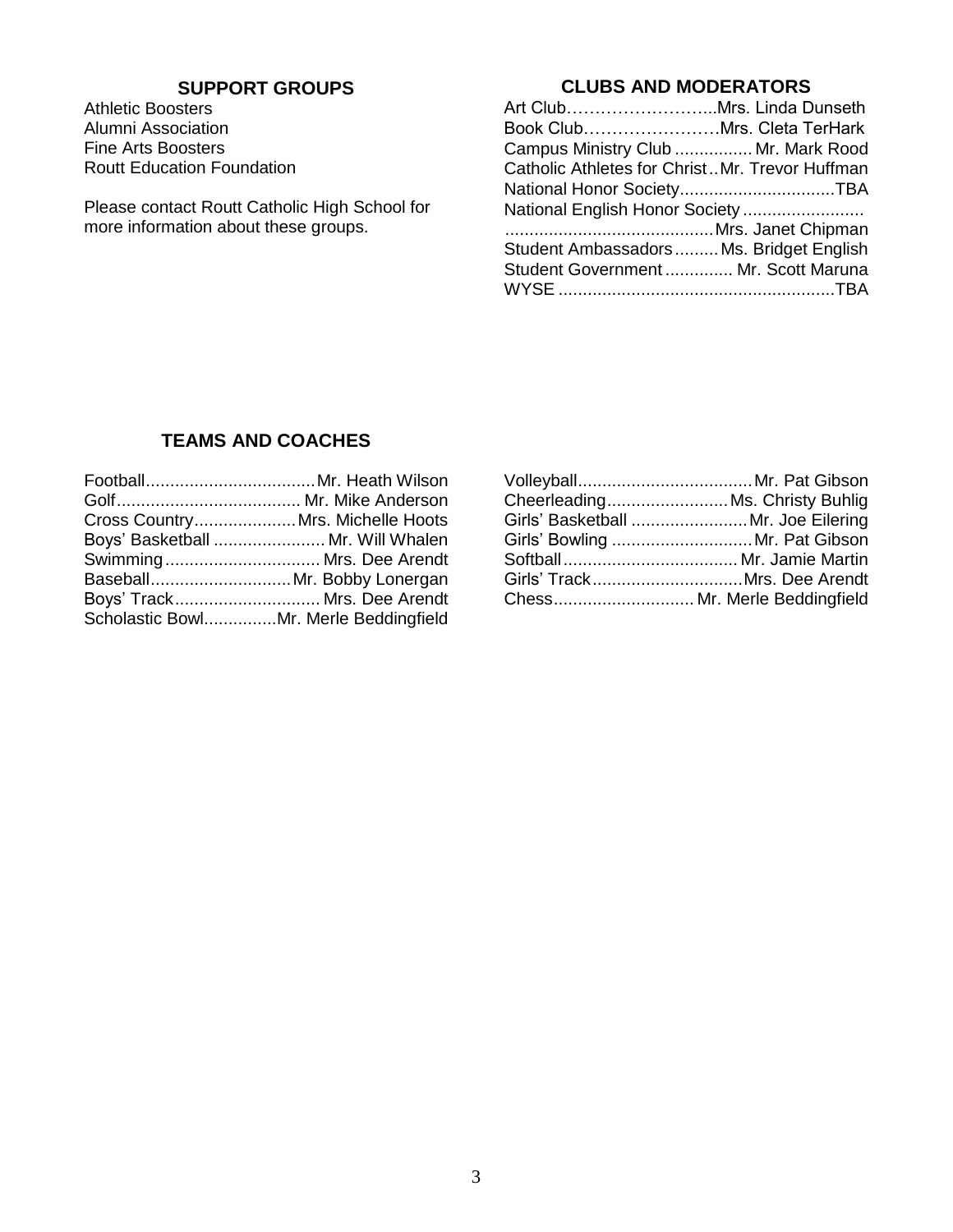## SUPPORT GROUPS

Athletic Boosters
Alumni Association
Fine Arts Boosters
Routt Education Foundation

Please contact Routt Catholic High School for more information about these groups.

## CLUBS AND MODERATORS

| Club | Moderator |
|---|---|
| Art Club | Mrs. Linda Dunseth |
| Book Club | Mrs. Cleta TerHark |
| Campus Ministry Club | Mr. Mark Rood |
| Catholic Athletes for Christ | Mr. Trevor Huffman |
| National Honor Society | TBA |
| National English Honor Society | Mrs. Janet Chipman |
| Student Ambassadors | Ms. Bridget English |
| Student Government | Mr. Scott Maruna |
| WYSE | TBA |

## TEAMS AND COACHES

| Team | Coach |
|---|---|
| Football | Mr. Heath Wilson |
| Golf | Mr. Mike Anderson |
| Cross Country | Mrs. Michelle Hoots |
| Boys' Basketball | Mr. Will Whalen |
| Swimming | Mrs. Dee Arendt |
| Baseball | Mr. Bobby Lonergan |
| Boys' Track | Mrs. Dee Arendt |
| Scholastic Bowl | Mr. Merle Beddingfield |
| Volleyball | Mr. Pat Gibson |
| Cheerleading | Ms. Christy Buhlig |
| Girls' Basketball | Mr. Joe Eilering |
| Girls' Bowling | Mr. Pat Gibson |
| Softball | Mr. Jamie Martin |
| Girls' Track | Mrs. Dee Arendt |
| Chess | Mr. Merle Beddingfield |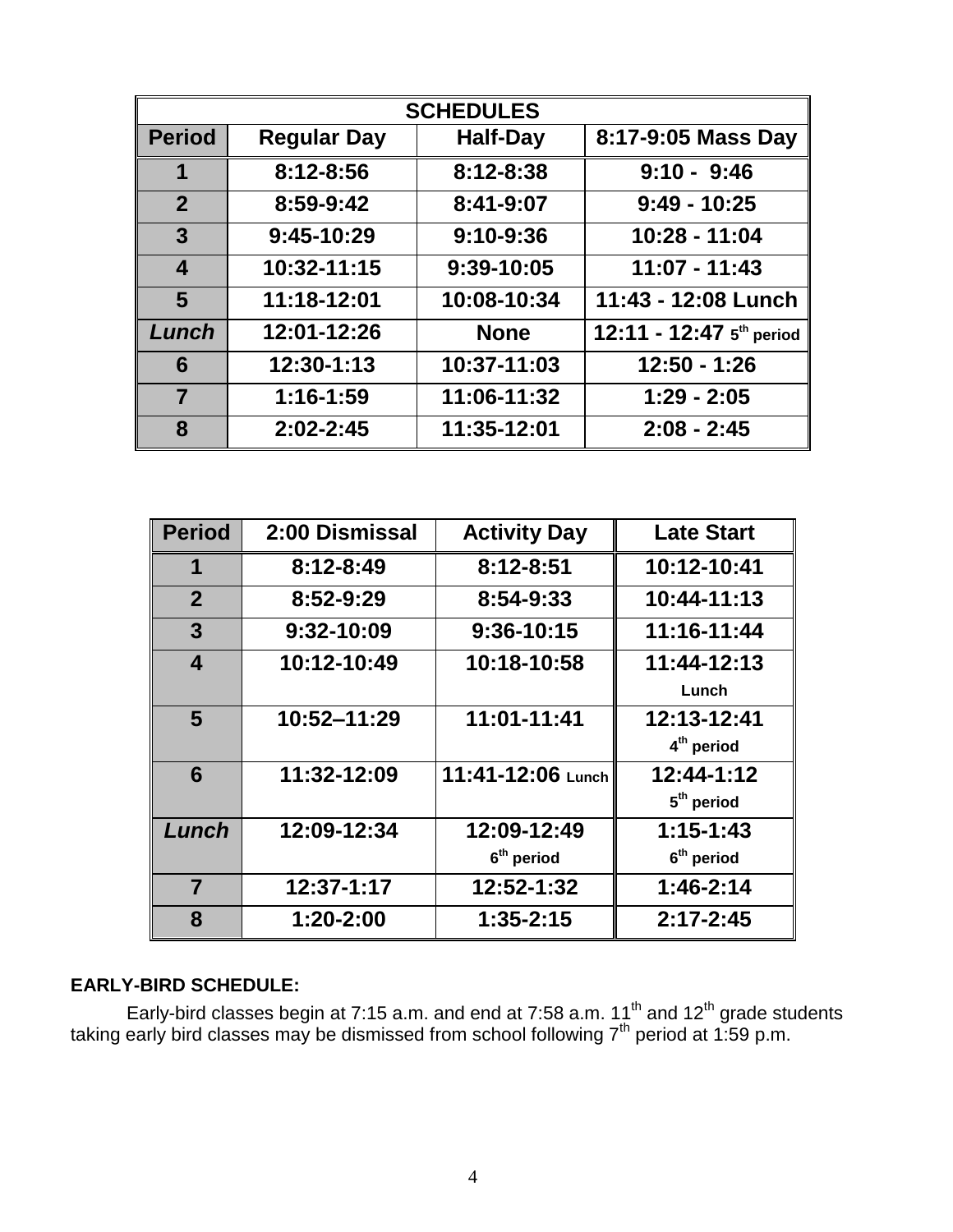| SCHEDULES | | | |
| --- | --- | --- | --- |
| **Period** | **Regular Day** | **Half-Day** | **8:17-9:05 Mass Day** |
| **1** | 8:12-8:56 | 8:12-8:38 | 9:10 - 9:46 |
| **2** | 8:59-9:42 | 8:41-9:07 | 9:49 - 10:25 |
| **3** | 9:45-10:29 | 9:10-9:36 | 10:28 - 11:04 |
| **4** | 10:32-11:15 | 9:39-10:05 | 11:07 - 11:43 |
| **5** | 11:18-12:01 | 10:08-10:34 | 11:43 - 12:08 Lunch |
| ***Lunch*** | 12:01-12:26 | None | 12:11 - 12:47 5th period |
| **6** | 12:30-1:13 | 10:37-11:03 | 12:50 - 1:26 |
| **7** | 1:16-1:59 | 11:06-11:32 | 1:29 - 2:05 |
| **8** | 2:02-2:45 | 11:35-12:01 | 2:08 - 2:45 |

| Period | 2:00 Dismissal | Activity Day | Late Start |
| --- | --- | --- | --- |
| **1** | 8:12-8:49 | 8:12-8:51 | 10:12-10:41 |
| **2** | 8:52-9:29 | 8:54-9:33 | 10:44-11:13 |
| **3** | 9:32-10:09 | 9:36-10:15 | 11:16-11:44 |
| **4** | 10:12-10:49 | 10:18-10:58 | 11:44-12:13 Lunch |
| **5** | 10:52–11:29 | 11:01-11:41 | 12:13-12:41 4th period |
| **6** | 11:32-12:09 | 11:41-12:06 Lunch | 12:44-1:12 5th period |
| ***Lunch*** | 12:09-12:34 | 12:09-12:49 6th period | 1:15-1:43 6th period |
| **7** | 12:37-1:17 | 12:52-1:32 | 1:46-2:14 |
| **8** | 1:20-2:00 | 1:35-2:15 | 2:17-2:45 |

**EARLY-BIRD SCHEDULE:**

Early-bird classes begin at 7:15 a.m. and end at 7:58 a.m. 11th and 12th grade students taking early bird classes may be dismissed from school following 7th period at 1:59 p.m.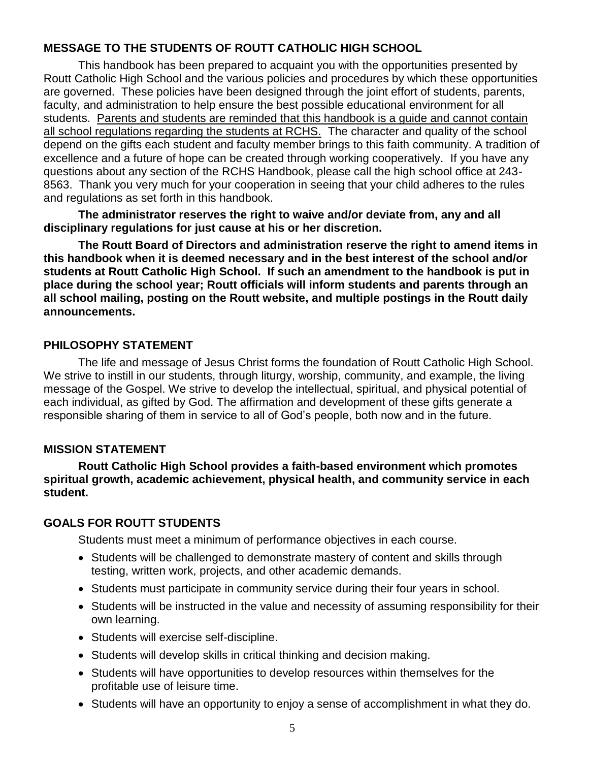## MESSAGE TO THE STUDENTS OF ROUTT CATHOLIC HIGH SCHOOL

This handbook has been prepared to acquaint you with the opportunities presented by Routt Catholic High School and the various policies and procedures by which these opportunities are governed. These policies have been designed through the joint effort of students, parents, faculty, and administration to help ensure the best possible educational environment for all students. <u>Parents and students are reminded that this handbook is a guide and cannot contain all school regulations regarding the students at RCHS.</u> The character and quality of the school depend on the gifts each student and faculty member brings to this faith community. A tradition of excellence and a future of hope can be created through working cooperatively. If you have any questions about any section of the RCHS Handbook, please call the high school office at 243-8563. Thank you very much for your cooperation in seeing that your child adheres to the rules and regulations as set forth in this handbook.

**The administrator reserves the right to waive and/or deviate from, any and all disciplinary regulations for just cause at his or her discretion.**

**The Routt Board of Directors and administration reserve the right to amend items in this handbook when it is deemed necessary and in the best interest of the school and/or students at Routt Catholic High School. If such an amendment to the handbook is put in place during the school year; Routt officials will inform students and parents through an all school mailing, posting on the Routt website, and multiple postings in the Routt daily announcements.**

## PHILOSOPHY STATEMENT

The life and message of Jesus Christ forms the foundation of Routt Catholic High School. We strive to instill in our students, through liturgy, worship, community, and example, the living message of the Gospel. We strive to develop the intellectual, spiritual, and physical potential of each individual, as gifted by God. The affirmation and development of these gifts generate a responsible sharing of them in service to all of God's people, both now and in the future.

## MISSION STATEMENT

**Routt Catholic High School provides a faith-based environment which promotes spiritual growth, academic achievement, physical health, and community service in each student.**

## GOALS FOR ROUTT STUDENTS

Students must meet a minimum of performance objectives in each course.

- Students will be challenged to demonstrate mastery of content and skills through testing, written work, projects, and other academic demands.
- Students must participate in community service during their four years in school.
- Students will be instructed in the value and necessity of assuming responsibility for their own learning.
- Students will exercise self-discipline.
- Students will develop skills in critical thinking and decision making.
- Students will have opportunities to develop resources within themselves for the profitable use of leisure time.
- Students will have an opportunity to enjoy a sense of accomplishment in what they do.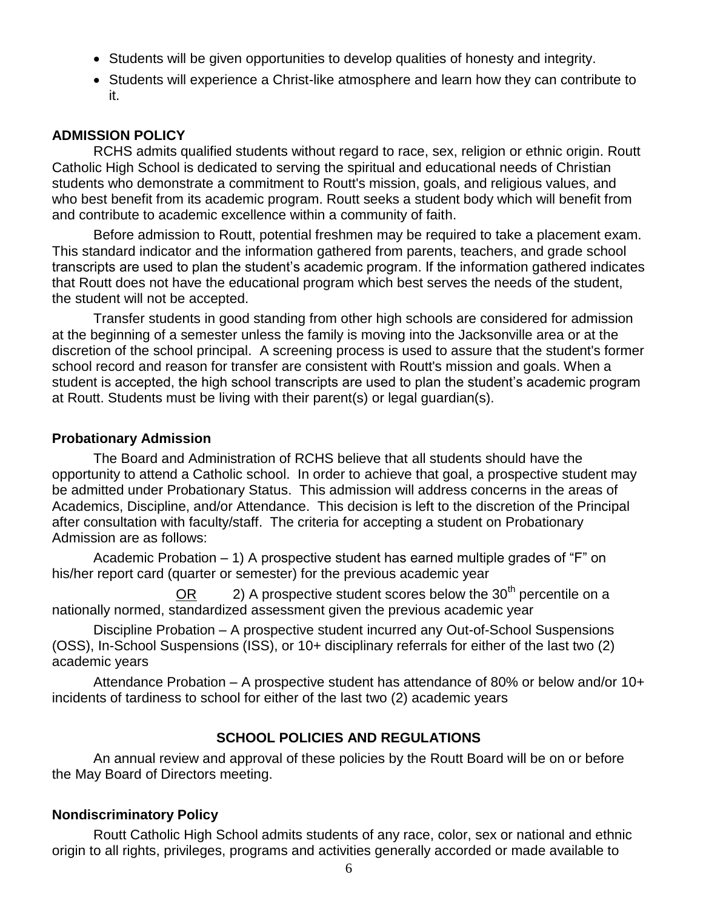- Students will be given opportunities to develop qualities of honesty and integrity.
- Students will experience a Christ-like atmosphere and learn how they can contribute to it.

## ADMISSION POLICY

RCHS admits qualified students without regard to race, sex, religion or ethnic origin. Routt Catholic High School is dedicated to serving the spiritual and educational needs of Christian students who demonstrate a commitment to Routt's mission, goals, and religious values, and who best benefit from its academic program. Routt seeks a student body which will benefit from and contribute to academic excellence within a community of faith.

Before admission to Routt, potential freshmen may be required to take a placement exam. This standard indicator and the information gathered from parents, teachers, and grade school transcripts are used to plan the student's academic program. If the information gathered indicates that Routt does not have the educational program which best serves the needs of the student, the student will not be accepted.

Transfer students in good standing from other high schools are considered for admission at the beginning of a semester unless the family is moving into the Jacksonville area or at the discretion of the school principal. A screening process is used to assure that the student's former school record and reason for transfer are consistent with Routt's mission and goals. When a student is accepted, the high school transcripts are used to plan the student's academic program at Routt. Students must be living with their parent(s) or legal guardian(s).

### Probationary Admission

The Board and Administration of RCHS believe that all students should have the opportunity to attend a Catholic school. In order to achieve that goal, a prospective student may be admitted under Probationary Status. This admission will address concerns in the areas of Academics, Discipline, and/or Attendance. This decision is left to the discretion of the Principal after consultation with faculty/staff. The criteria for accepting a student on Probationary Admission are as follows:

Academic Probation – 1) A prospective student has earned multiple grades of "F" on his/her report card (quarter or semester) for the previous academic year

OR 2) A prospective student scores below the 30th percentile on a nationally normed, standardized assessment given the previous academic year

Discipline Probation – A prospective student incurred any Out-of-School Suspensions (OSS), In-School Suspensions (ISS), or 10+ disciplinary referrals for either of the last two (2) academic years

Attendance Probation – A prospective student has attendance of 80% or below and/or 10+ incidents of tardiness to school for either of the last two (2) academic years

## SCHOOL POLICIES AND REGULATIONS

An annual review and approval of these policies by the Routt Board will be on or before the May Board of Directors meeting.

### Nondiscriminatory Policy

Routt Catholic High School admits students of any race, color, sex or national and ethnic origin to all rights, privileges, programs and activities generally accorded or made available to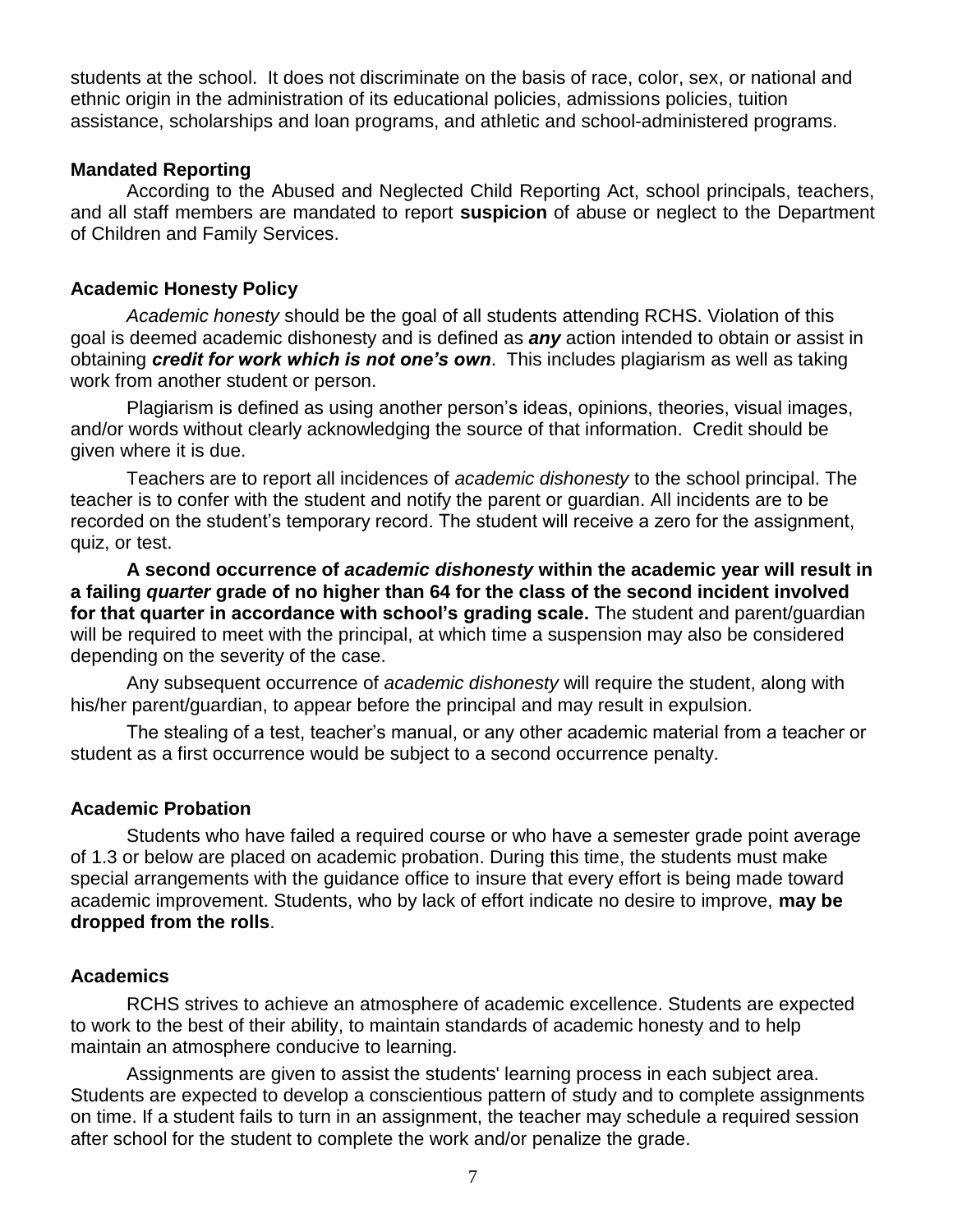students at the school. It does not discriminate on the basis of race, color, sex, or national and ethnic origin in the administration of its educational policies, admissions policies, tuition assistance, scholarships and loan programs, and athletic and school-administered programs.

**Mandated Reporting**

According to the Abused and Neglected Child Reporting Act, school principals, teachers, and all staff members are mandated to report **suspicion** of abuse or neglect to the Department of Children and Family Services.

**Academic Honesty Policy**

*Academic honesty* should be the goal of all students attending RCHS. Violation of this goal is deemed academic dishonesty and is defined as ***any*** action intended to obtain or assist in obtaining ***credit for work which is not one's own***. This includes plagiarism as well as taking work from another student or person.

Plagiarism is defined as using another person's ideas, opinions, theories, visual images, and/or words without clearly acknowledging the source of that information. Credit should be given where it is due.

Teachers are to report all incidences of *academic dishonesty* to the school principal. The teacher is to confer with the student and notify the parent or guardian. All incidents are to be recorded on the student's temporary record. The student will receive a zero for the assignment, quiz, or test.

**A second occurrence of *academic dishonesty* within the academic year will result in a failing *quarter* grade of no higher than 64 for the class of the second incident involved for that quarter in accordance with school's grading scale.** The student and parent/guardian will be required to meet with the principal, at which time a suspension may also be considered depending on the severity of the case.

Any subsequent occurrence of *academic dishonesty* will require the student, along with his/her parent/guardian, to appear before the principal and may result in expulsion.

The stealing of a test, teacher's manual, or any other academic material from a teacher or student as a first occurrence would be subject to a second occurrence penalty.

**Academic Probation**

Students who have failed a required course or who have a semester grade point average of 1.3 or below are placed on academic probation. During this time, the students must make special arrangements with the guidance office to insure that every effort is being made toward academic improvement. Students, who by lack of effort indicate no desire to improve, **may be dropped from the rolls**.

**Academics**

RCHS strives to achieve an atmosphere of academic excellence. Students are expected to work to the best of their ability, to maintain standards of academic honesty and to help maintain an atmosphere conducive to learning.

Assignments are given to assist the students' learning process in each subject area. Students are expected to develop a conscientious pattern of study and to complete assignments on time. If a student fails to turn in an assignment, the teacher may schedule a required session after school for the student to complete the work and/or penalize the grade.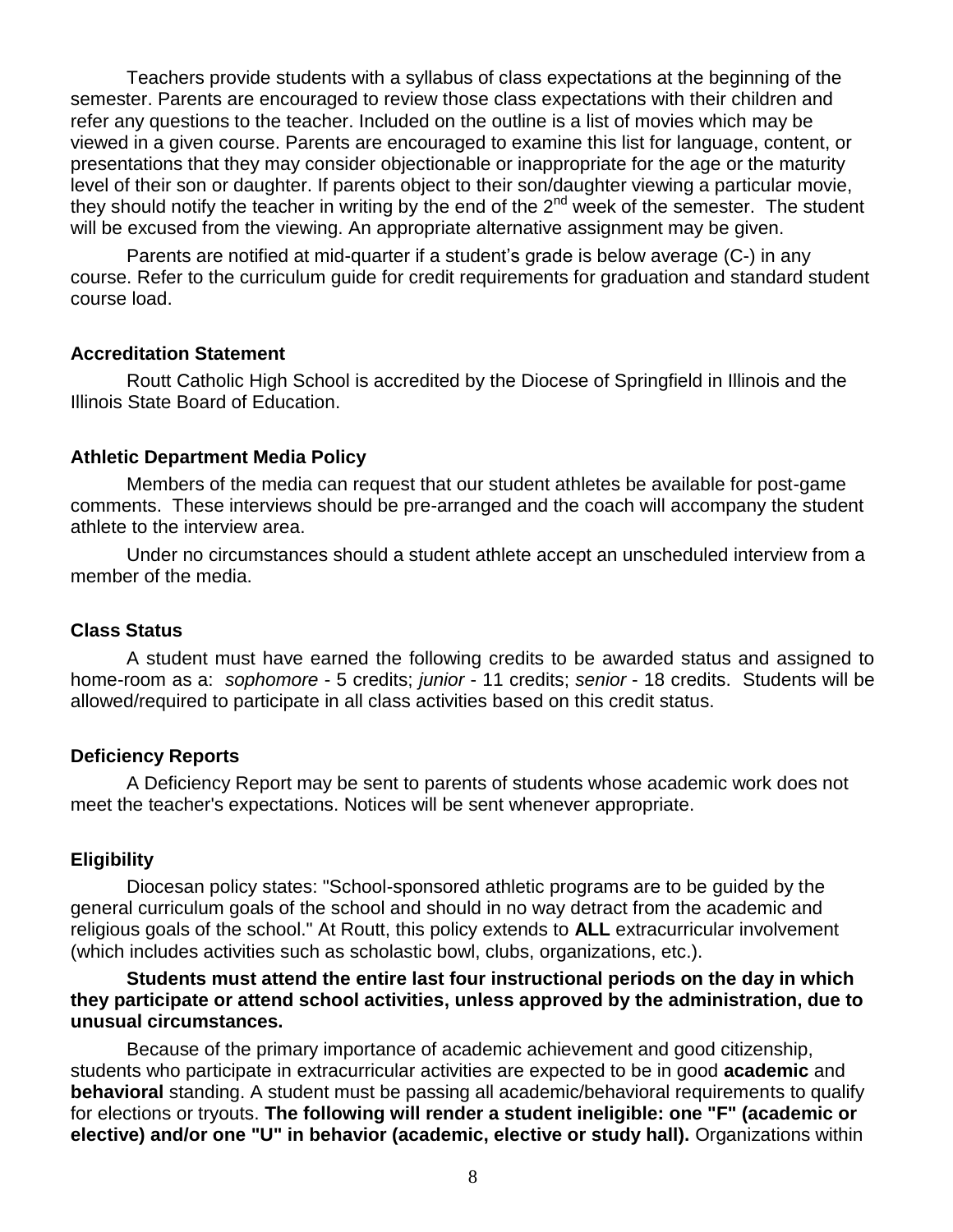Teachers provide students with a syllabus of class expectations at the beginning of the semester. Parents are encouraged to review those class expectations with their children and refer any questions to the teacher. Included on the outline is a list of movies which may be viewed in a given course. Parents are encouraged to examine this list for language, content, or presentations that they may consider objectionable or inappropriate for the age or the maturity level of their son or daughter. If parents object to their son/daughter viewing a particular movie, they should notify the teacher in writing by the end of the 2nd week of the semester. The student will be excused from the viewing. An appropriate alternative assignment may be given.

Parents are notified at mid-quarter if a student's grade is below average (C-) in any course. Refer to the curriculum guide for credit requirements for graduation and standard student course load.

**Accreditation Statement**

Routt Catholic High School is accredited by the Diocese of Springfield in Illinois and the Illinois State Board of Education.

**Athletic Department Media Policy**

Members of the media can request that our student athletes be available for post-game comments. These interviews should be pre-arranged and the coach will accompany the student athlete to the interview area.

Under no circumstances should a student athlete accept an unscheduled interview from a member of the media.

**Class Status**

A student must have earned the following credits to be awarded status and assigned to home-room as a: *sophomore* - 5 credits; *junior* - 11 credits; *senior* - 18 credits. Students will be allowed/required to participate in all class activities based on this credit status.

**Deficiency Reports**

A Deficiency Report may be sent to parents of students whose academic work does not meet the teacher's expectations. Notices will be sent whenever appropriate.

**Eligibility**

Diocesan policy states: "School-sponsored athletic programs are to be guided by the general curriculum goals of the school and should in no way detract from the academic and religious goals of the school." At Routt, this policy extends to **ALL** extracurricular involvement (which includes activities such as scholastic bowl, clubs, organizations, etc.).

**Students must attend the entire last four instructional periods on the day in which they participate or attend school activities, unless approved by the administration, due to unusual circumstances.**

Because of the primary importance of academic achievement and good citizenship, students who participate in extracurricular activities are expected to be in good **academic** and **behavioral** standing. A student must be passing all academic/behavioral requirements to qualify for elections or tryouts. **The following will render a student ineligible: one "F" (academic or elective) and/or one "U" in behavior (academic, elective or study hall).** Organizations within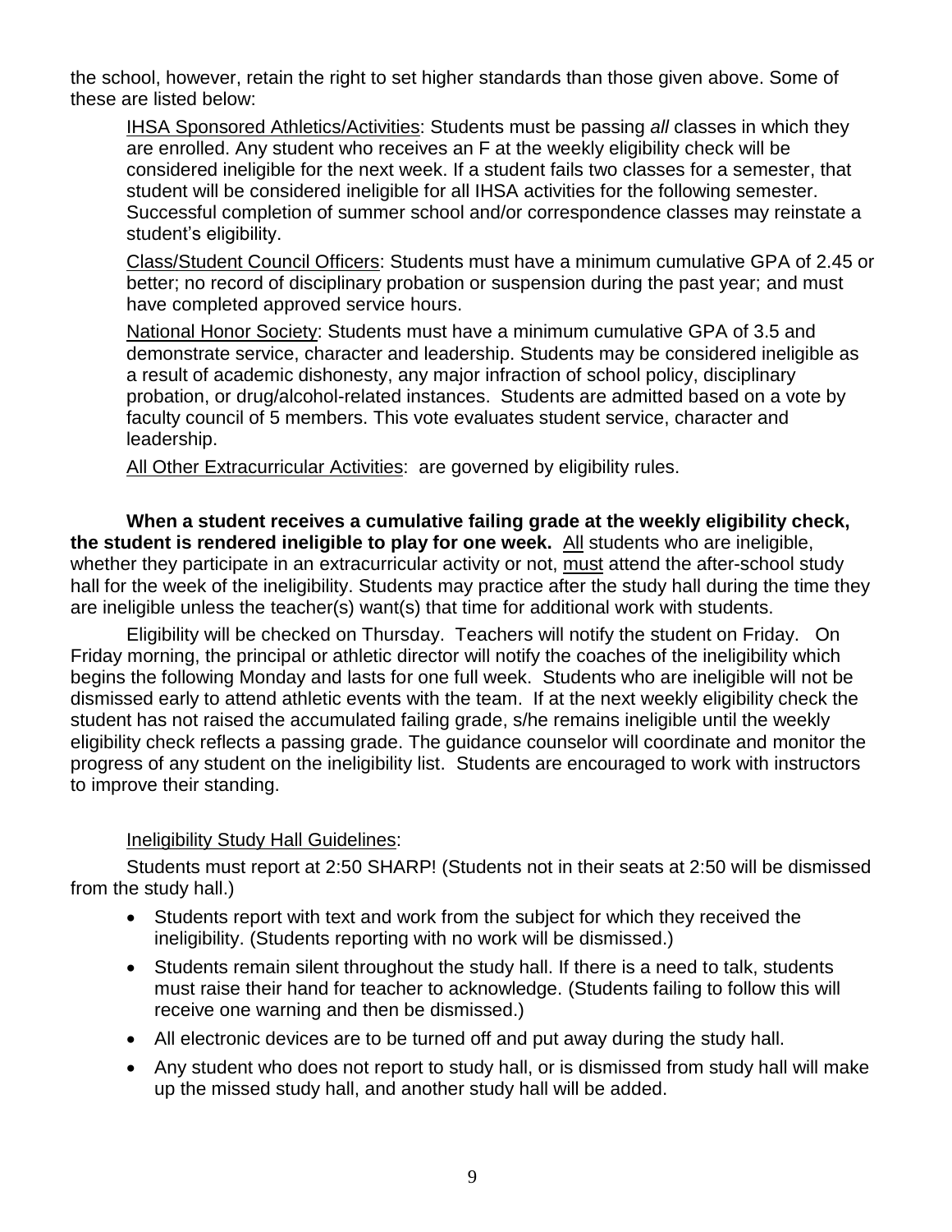the school, however, retain the right to set higher standards than those given above. Some of these are listed below:

<u>IHSA Sponsored Athletics/Activities</u>: Students must be passing *all* classes in which they are enrolled. Any student who receives an F at the weekly eligibility check will be considered ineligible for the next week. If a student fails two classes for a semester, that student will be considered ineligible for all IHSA activities for the following semester. Successful completion of summer school and/or correspondence classes may reinstate a student's eligibility.

<u>Class/Student Council Officers</u>: Students must have a minimum cumulative GPA of 2.45 or better; no record of disciplinary probation or suspension during the past year; and must have completed approved service hours.

<u>National Honor Society</u>: Students must have a minimum cumulative GPA of 3.5 and demonstrate service, character and leadership. Students may be considered ineligible as a result of academic dishonesty, any major infraction of school policy, disciplinary probation, or drug/alcohol-related instances. Students are admitted based on a vote by faculty council of 5 members. This vote evaluates student service, character and leadership.

<u>All Other Extracurricular Activities</u>: are governed by eligibility rules.

**When a student receives a cumulative failing grade at the weekly eligibility check, the student is rendered ineligible to play for one week.** <u>All</u> students who are ineligible, whether they participate in an extracurricular activity or not, <u>must</u> attend the after-school study hall for the week of the ineligibility. Students may practice after the study hall during the time they are ineligible unless the teacher(s) want(s) that time for additional work with students.

Eligibility will be checked on Thursday. Teachers will notify the student on Friday. On Friday morning, the principal or athletic director will notify the coaches of the ineligibility which begins the following Monday and lasts for one full week. Students who are ineligible will not be dismissed early to attend athletic events with the team. If at the next weekly eligibility check the student has not raised the accumulated failing grade, s/he remains ineligible until the weekly eligibility check reflects a passing grade. The guidance counselor will coordinate and monitor the progress of any student on the ineligibility list. Students are encouraged to work with instructors to improve their standing.

<u>Ineligibility Study Hall Guidelines</u>:

Students must report at 2:50 SHARP! (Students not in their seats at 2:50 will be dismissed from the study hall.)

- Students report with text and work from the subject for which they received the ineligibility. (Students reporting with no work will be dismissed.)
- Students remain silent throughout the study hall. If there is a need to talk, students must raise their hand for teacher to acknowledge. (Students failing to follow this will receive one warning and then be dismissed.)
- All electronic devices are to be turned off and put away during the study hall.
- Any student who does not report to study hall, or is dismissed from study hall will make up the missed study hall, and another study hall will be added.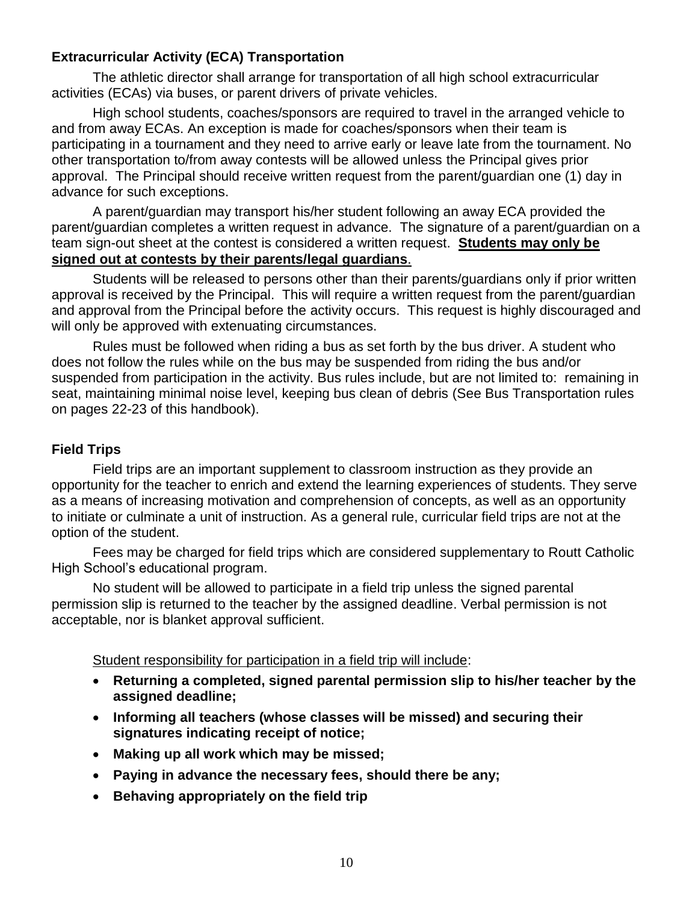### Extracurricular Activity (ECA) Transportation

The athletic director shall arrange for transportation of all high school extracurricular activities (ECAs) via buses, or parent drivers of private vehicles.

High school students, coaches/sponsors are required to travel in the arranged vehicle to and from away ECAs. An exception is made for coaches/sponsors when their team is participating in a tournament and they need to arrive early or leave late from the tournament. No other transportation to/from away contests will be allowed unless the Principal gives prior approval. The Principal should receive written request from the parent/guardian one (1) day in advance for such exceptions.

A parent/guardian may transport his/her student following an away ECA provided the parent/guardian completes a written request in advance. The signature of a parent/guardian on a team sign-out sheet at the contest is considered a written request. **<u>Students may only be signed out at contests by their parents/legal guardians</u>**.

Students will be released to persons other than their parents/guardians only if prior written approval is received by the Principal. This will require a written request from the parent/guardian and approval from the Principal before the activity occurs. This request is highly discouraged and will only be approved with extenuating circumstances.

Rules must be followed when riding a bus as set forth by the bus driver. A student who does not follow the rules while on the bus may be suspended from riding the bus and/or suspended from participation in the activity. Bus rules include, but are not limited to: remaining in seat, maintaining minimal noise level, keeping bus clean of debris (See Bus Transportation rules on pages 22-23 of this handbook).

### Field Trips

Field trips are an important supplement to classroom instruction as they provide an opportunity for the teacher to enrich and extend the learning experiences of students. They serve as a means of increasing motivation and comprehension of concepts, as well as an opportunity to initiate or culminate a unit of instruction. As a general rule, curricular field trips are not at the option of the student.

Fees may be charged for field trips which are considered supplementary to Routt Catholic High School's educational program.

No student will be allowed to participate in a field trip unless the signed parental permission slip is returned to the teacher by the assigned deadline. Verbal permission is not acceptable, nor is blanket approval sufficient.

<u>Student responsibility for participation in a field trip will include</u>:

- **Returning a completed, signed parental permission slip to his/her teacher by the assigned deadline;**
- **Informing all teachers (whose classes will be missed) and securing their signatures indicating receipt of notice;**
- **Making up all work which may be missed;**
- **Paying in advance the necessary fees, should there be any;**
- **Behaving appropriately on the field trip**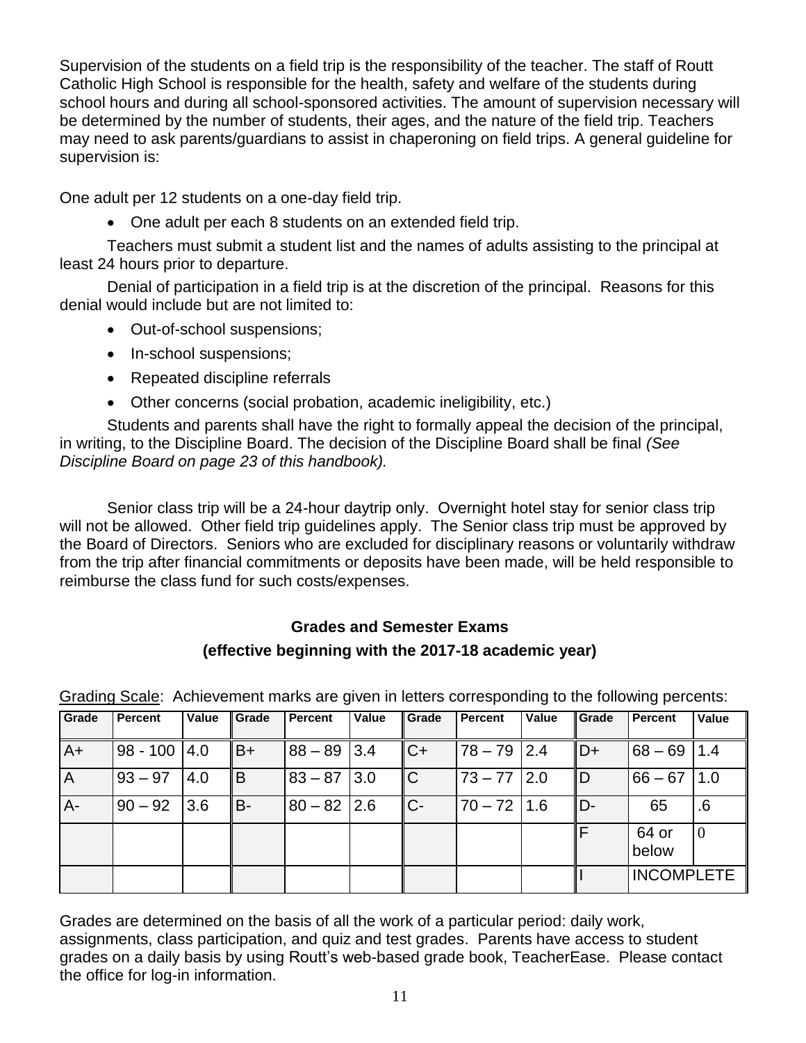Supervision of the students on a field trip is the responsibility of the teacher. The staff of Routt Catholic High School is responsible for the health, safety and welfare of the students during school hours and during all school-sponsored activities. The amount of supervision necessary will be determined by the number of students, their ages, and the nature of the field trip. Teachers may need to ask parents/guardians to assist in chaperoning on field trips. A general guideline for supervision is:

One adult per 12 students on a one-day field trip.

- One adult per each 8 students on an extended field trip.

Teachers must submit a student list and the names of adults assisting to the principal at least 24 hours prior to departure.

Denial of participation in a field trip is at the discretion of the principal. Reasons for this denial would include but are not limited to:

- Out-of-school suspensions;
- In-school suspensions;
- Repeated discipline referrals
- Other concerns (social probation, academic ineligibility, etc.)

Students and parents shall have the right to formally appeal the decision of the principal, in writing, to the Discipline Board. The decision of the Discipline Board shall be final *(See Discipline Board on page 23 of this handbook).*

Senior class trip will be a 24-hour daytrip only. Overnight hotel stay for senior class trip will not be allowed. Other field trip guidelines apply. The Senior class trip must be approved by the Board of Directors. Seniors who are excluded for disciplinary reasons or voluntarily withdraw from the trip after financial commitments or deposits have been made, will be held responsible to reimburse the class fund for such costs/expenses.

## Grades and Semester Exams
### (effective beginning with the 2017-18 academic year)

Grading Scale: Achievement marks are given in letters corresponding to the following percents:

| Grade | Percent | Value | Grade | Percent | Value | Grade | Percent | Value | Grade | Percent | Value |
|---|---|---|---|---|---|---|---|---|---|---|---|
| A+ | 98 - 100 | 4.0 | B+ | 88 – 89 | 3.4 | C+ | 78 – 79 | 2.4 | D+ | 68 – 69 | 1.4 |
| A | 93 – 97 | 4.0 | B | 83 – 87 | 3.0 | C | 73 – 77 | 2.0 | D | 66 – 67 | 1.0 |
| A- | 90 – 92 | 3.6 | B- | 80 – 82 | 2.6 | C- | 70 – 72 | 1.6 | D- | 65 | .6 |
| | | | | | | | | | F | 64 or below | 0 |
| | | | | | | | | | I | INCOMPLETE | |

Grades are determined on the basis of all the work of a particular period: daily work, assignments, class participation, and quiz and test grades. Parents have access to student grades on a daily basis by using Routt's web-based grade book, TeacherEase. Please contact the office for log-in information.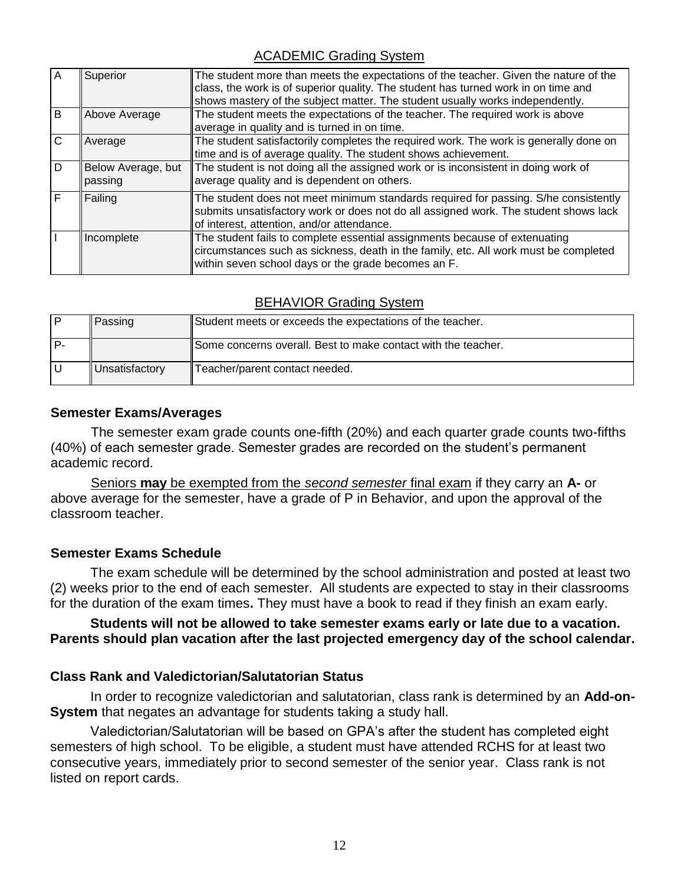## ACADEMIC Grading System

| | | |
|---|---|---|
| A | Superior | The student more than meets the expectations of the teacher. Given the nature of the class, the work is of superior quality. The student has turned work in on time and shows mastery of the subject matter. The student usually works independently. |
| B | Above Average | The student meets the expectations of the teacher. The required work is above average in quality and is turned in on time. |
| C | Average | The student satisfactorily completes the required work. The work is generally done on time and is of average quality. The student shows achievement. |
| D | Below Average, but passing | The student is not doing all the assigned work or is inconsistent in doing work of average quality and is dependent on others. |
| F | Failing | The student does not meet minimum standards required for passing. S/he consistently submits unsatisfactory work or does not do all assigned work. The student shows lack of interest, attention, and/or attendance. |
| I | Incomplete | The student fails to complete essential assignments because of extenuating circumstances such as sickness, death in the family, etc. All work must be completed within seven school days or the grade becomes an F. |

## BEHAVIOR Grading System

| | | |
|---|---|---|
| P | Passing | Student meets or exceeds the expectations of the teacher. |
| P- | | Some concerns overall. Best to make contact with the teacher. |
| U | Unsatisfactory | Teacher/parent contact needed. |

### Semester Exams/Averages

The semester exam grade counts one-fifth (20%) and each quarter grade counts two-fifths (40%) of each semester grade. Semester grades are recorded on the student's permanent academic record.

Seniors **may** be exempted from the *second semester* final exam if they carry an **A-** or above average for the semester, have a grade of P in Behavior, and upon the approval of the classroom teacher.

### Semester Exams Schedule

The exam schedule will be determined by the school administration and posted at least two (2) weeks prior to the end of each semester. All students are expected to stay in their classrooms for the duration of the exam times**.** They must have a book to read if they finish an exam early.

**Students will not be allowed to take semester exams early or late due to a vacation. Parents should plan vacation after the last projected emergency day of the school calendar.**

### Class Rank and Valedictorian/Salutatorian Status

In order to recognize valedictorian and salutatorian, class rank is determined by an **Add-on-System** that negates an advantage for students taking a study hall.

Valedictorian/Salutatorian will be based on GPA's after the student has completed eight semesters of high school. To be eligible, a student must have attended RCHS for at least two consecutive years, immediately prior to second semester of the senior year. Class rank is not listed on report cards.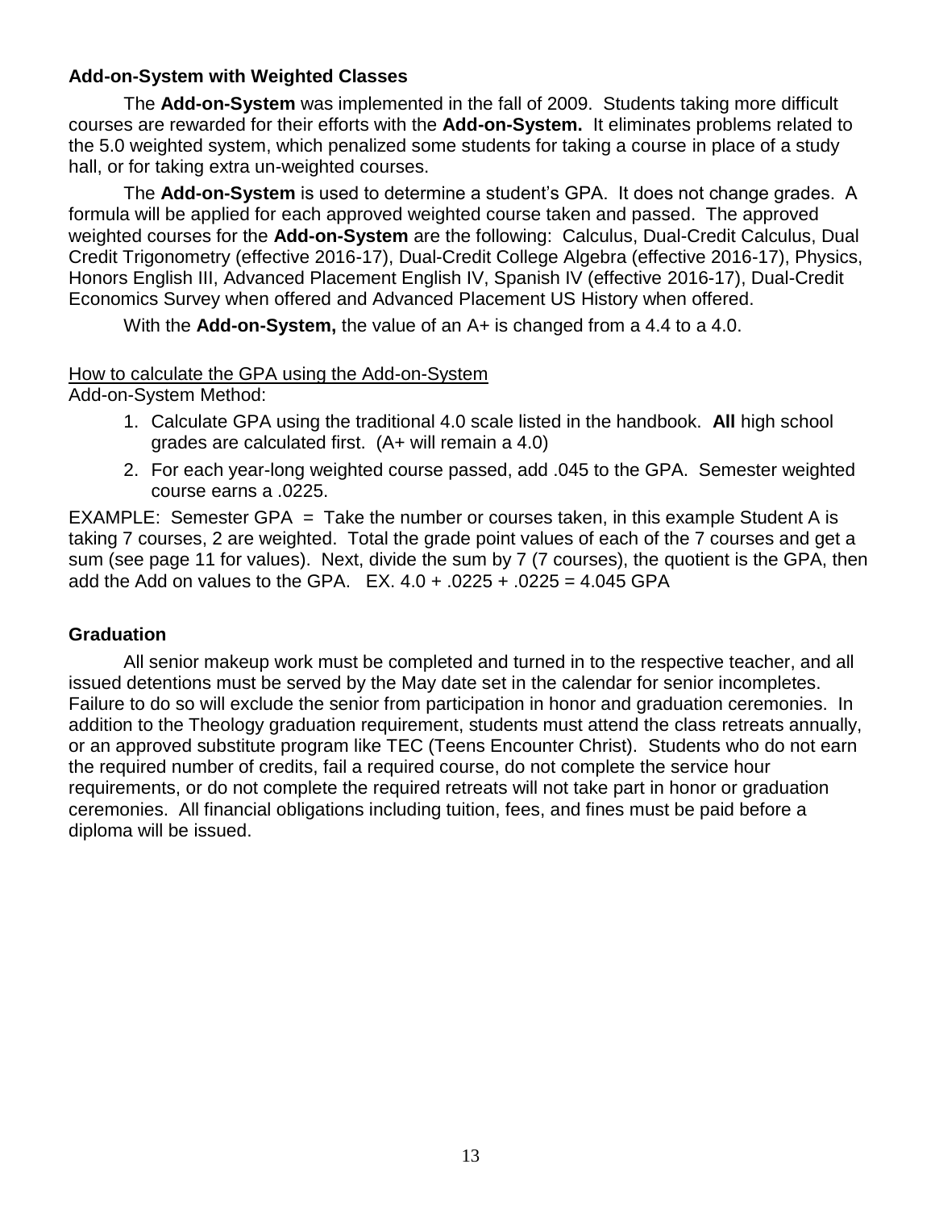### Add-on-System with Weighted Classes

The **Add-on-System** was implemented in the fall of 2009. Students taking more difficult courses are rewarded for their efforts with the **Add-on-System.** It eliminates problems related to the 5.0 weighted system, which penalized some students for taking a course in place of a study hall, or for taking extra un-weighted courses.

The **Add-on-System** is used to determine a student's GPA. It does not change grades. A formula will be applied for each approved weighted course taken and passed. The approved weighted courses for the **Add-on-System** are the following: Calculus, Dual-Credit Calculus, Dual Credit Trigonometry (effective 2016-17), Dual-Credit College Algebra (effective 2016-17), Physics, Honors English III, Advanced Placement English IV, Spanish IV (effective 2016-17), Dual-Credit Economics Survey when offered and Advanced Placement US History when offered.

With the **Add-on-System,** the value of an A+ is changed from a 4.4 to a 4.0.

<u>How to calculate the GPA using the Add-on-System</u>

Add-on-System Method:

1. Calculate GPA using the traditional 4.0 scale listed in the handbook. **All** high school grades are calculated first. (A+ will remain a 4.0)
2. For each year-long weighted course passed, add .045 to the GPA. Semester weighted course earns a .0225.

EXAMPLE: Semester GPA = Take the number or courses taken, in this example Student A is taking 7 courses, 2 are weighted. Total the grade point values of each of the 7 courses and get a sum (see page 11 for values). Next, divide the sum by 7 (7 courses), the quotient is the GPA, then add the Add on values to the GPA. EX. 4.0 + .0225 + .0225 = 4.045 GPA

### Graduation

All senior makeup work must be completed and turned in to the respective teacher, and all issued detentions must be served by the May date set in the calendar for senior incompletes. Failure to do so will exclude the senior from participation in honor and graduation ceremonies. In addition to the Theology graduation requirement, students must attend the class retreats annually, or an approved substitute program like TEC (Teens Encounter Christ). Students who do not earn the required number of credits, fail a required course, do not complete the service hour requirements, or do not complete the required retreats will not take part in honor or graduation ceremonies. All financial obligations including tuition, fees, and fines must be paid before a diploma will be issued.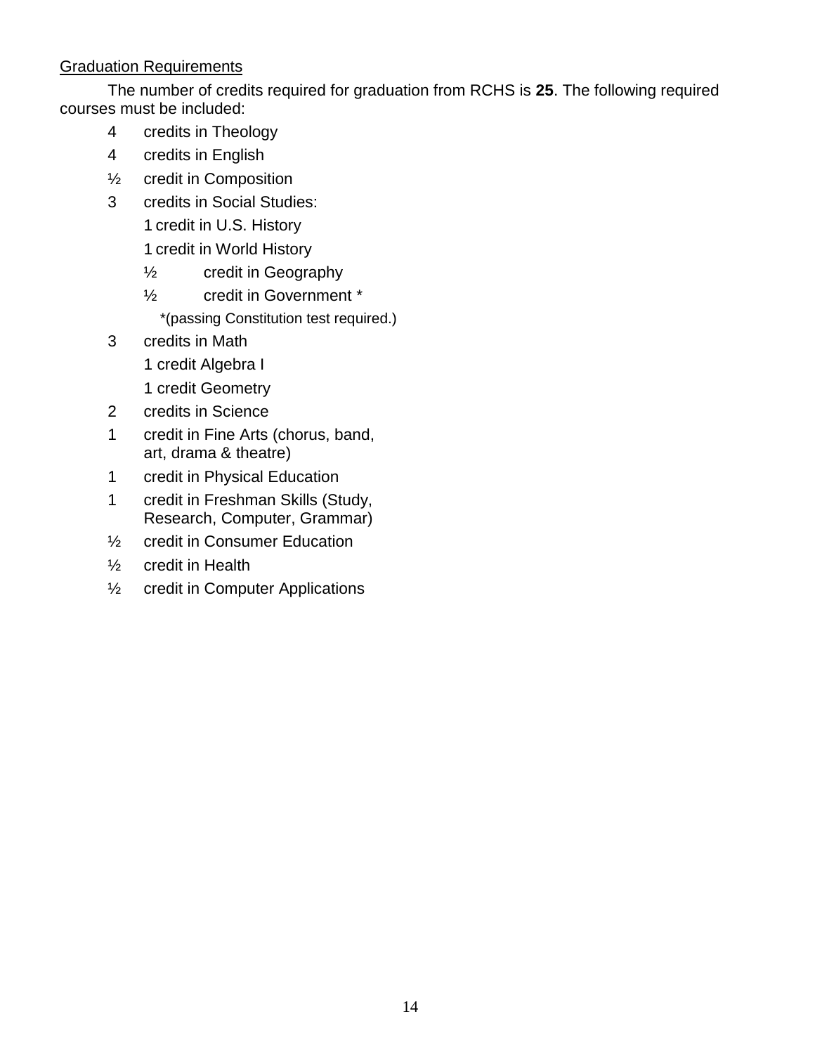<u>Graduation Requirements</u>

The number of credits required for graduation from RCHS is **25**. The following required courses must be included:

- 4 credits in Theology
- 4 credits in English
- ½ credit in Composition
- 3 credits in Social Studies:
  - 1 credit in U.S. History
  - 1 credit in World History
  - ½ credit in Geography
  - ½ credit in Government *
    - *(passing Constitution test required.)
- 3 credits in Math
  - 1 credit Algebra I
  - 1 credit Geometry
- 2 credits in Science
- 1 credit in Fine Arts (chorus, band, art, drama & theatre)
- 1 credit in Physical Education
- 1 credit in Freshman Skills (Study, Research, Computer, Grammar)
- ½ credit in Consumer Education
- ½ credit in Health
- ½ credit in Computer Applications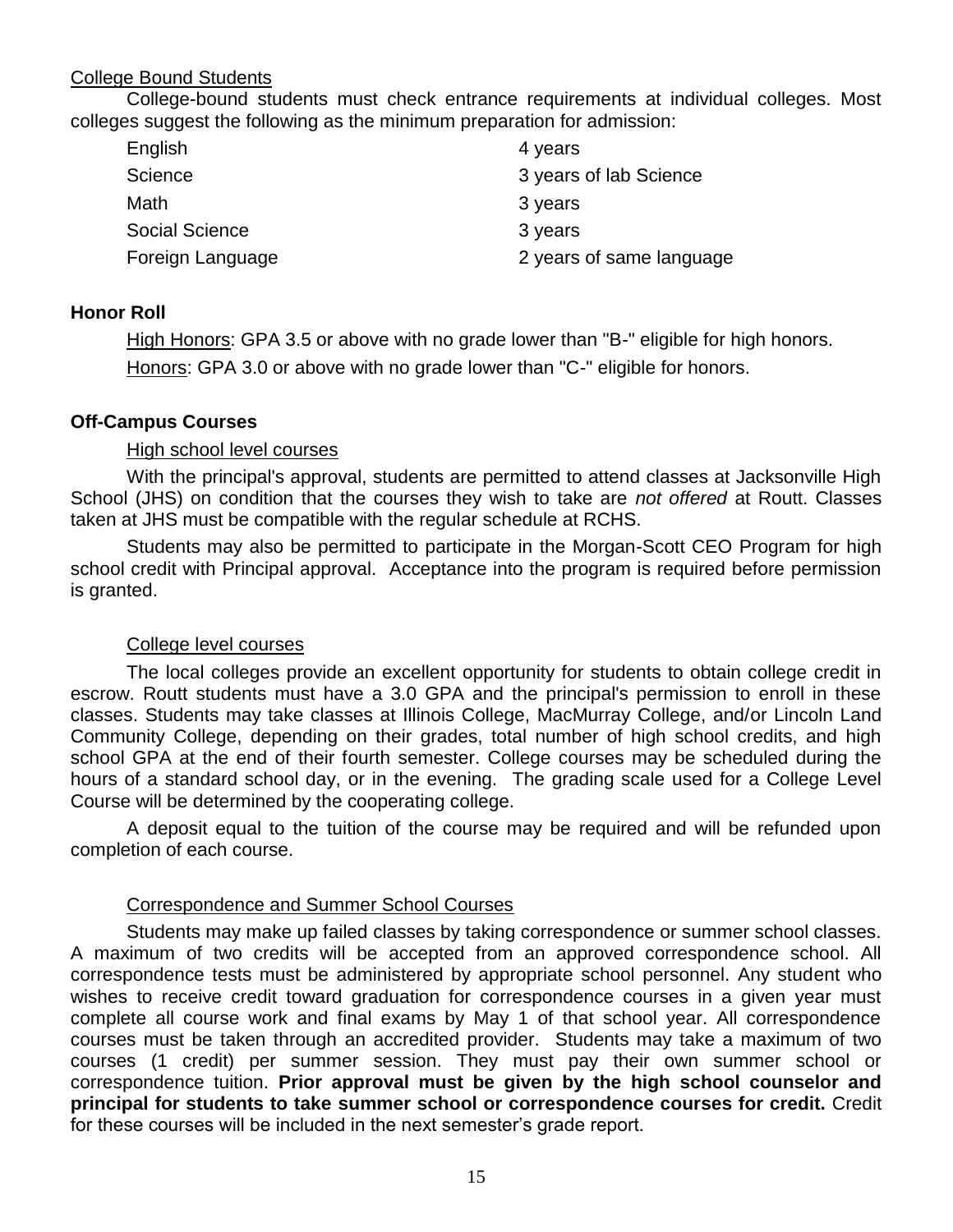College Bound Students

College-bound students must check entrance requirements at individual colleges. Most colleges suggest the following as the minimum preparation for admission:

| | |
|---|---|
| English | 4 years |
| Science | 3 years of lab Science |
| Math | 3 years |
| Social Science | 3 years |
| Foreign Language | 2 years of same language |

**Honor Roll**

High Honors: GPA 3.5 or above with no grade lower than "B-" eligible for high honors.

Honors: GPA 3.0 or above with no grade lower than "C-" eligible for honors.

**Off-Campus Courses**

High school level courses

With the principal's approval, students are permitted to attend classes at Jacksonville High School (JHS) on condition that the courses they wish to take are *not offered* at Routt. Classes taken at JHS must be compatible with the regular schedule at RCHS.

Students may also be permitted to participate in the Morgan-Scott CEO Program for high school credit with Principal approval. Acceptance into the program is required before permission is granted.

College level courses

The local colleges provide an excellent opportunity for students to obtain college credit in escrow. Routt students must have a 3.0 GPA and the principal's permission to enroll in these classes. Students may take classes at Illinois College, MacMurray College, and/or Lincoln Land Community College, depending on their grades, total number of high school credits, and high school GPA at the end of their fourth semester. College courses may be scheduled during the hours of a standard school day, or in the evening. The grading scale used for a College Level Course will be determined by the cooperating college.

A deposit equal to the tuition of the course may be required and will be refunded upon completion of each course.

Correspondence and Summer School Courses

Students may make up failed classes by taking correspondence or summer school classes. A maximum of two credits will be accepted from an approved correspondence school. All correspondence tests must be administered by appropriate school personnel. Any student who wishes to receive credit toward graduation for correspondence courses in a given year must complete all course work and final exams by May 1 of that school year. All correspondence courses must be taken through an accredited provider. Students may take a maximum of two courses (1 credit) per summer session. They must pay their own summer school or correspondence tuition. **Prior approval must be given by the high school counselor and principal for students to take summer school or correspondence courses for credit.** Credit for these courses will be included in the next semester's grade report.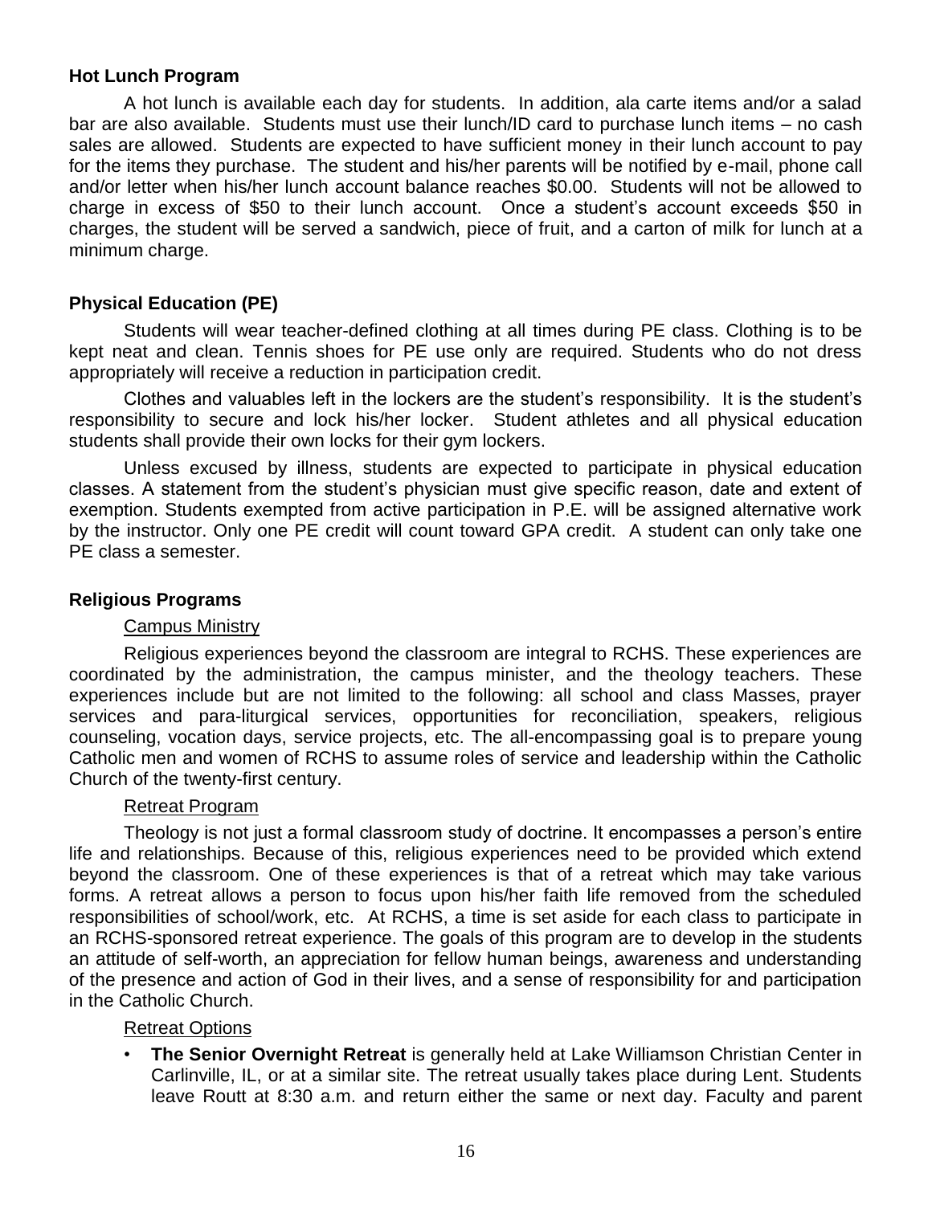### Hot Lunch Program

A hot lunch is available each day for students. In addition, ala carte items and/or a salad bar are also available. Students must use their lunch/ID card to purchase lunch items – no cash sales are allowed. Students are expected to have sufficient money in their lunch account to pay for the items they purchase. The student and his/her parents will be notified by e-mail, phone call and/or letter when his/her lunch account balance reaches $0.00. Students will not be allowed to charge in excess of $50 to their lunch account. Once a student's account exceeds $50 in charges, the student will be served a sandwich, piece of fruit, and a carton of milk for lunch at a minimum charge.

### Physical Education (PE)

Students will wear teacher-defined clothing at all times during PE class. Clothing is to be kept neat and clean. Tennis shoes for PE use only are required. Students who do not dress appropriately will receive a reduction in participation credit.

Clothes and valuables left in the lockers are the student's responsibility. It is the student's responsibility to secure and lock his/her locker. Student athletes and all physical education students shall provide their own locks for their gym lockers.

Unless excused by illness, students are expected to participate in physical education classes. A statement from the student's physician must give specific reason, date and extent of exemption. Students exempted from active participation in P.E. will be assigned alternative work by the instructor. Only one PE credit will count toward GPA credit. A student can only take one PE class a semester.

### Religious Programs

#### Campus Ministry

Religious experiences beyond the classroom are integral to RCHS. These experiences are coordinated by the administration, the campus minister, and the theology teachers. These experiences include but are not limited to the following: all school and class Masses, prayer services and para-liturgical services, opportunities for reconciliation, speakers, religious counseling, vocation days, service projects, etc. The all-encompassing goal is to prepare young Catholic men and women of RCHS to assume roles of service and leadership within the Catholic Church of the twenty-first century.

#### Retreat Program

Theology is not just a formal classroom study of doctrine. It encompasses a person's entire life and relationships. Because of this, religious experiences need to be provided which extend beyond the classroom. One of these experiences is that of a retreat which may take various forms. A retreat allows a person to focus upon his/her faith life removed from the scheduled responsibilities of school/work, etc. At RCHS, a time is set aside for each class to participate in an RCHS-sponsored retreat experience. The goals of this program are to develop in the students an attitude of self-worth, an appreciation for fellow human beings, awareness and understanding of the presence and action of God in their lives, and a sense of responsibility for and participation in the Catholic Church.

#### Retreat Options

- **The Senior Overnight Retreat** is generally held at Lake Williamson Christian Center in Carlinville, IL, or at a similar site. The retreat usually takes place during Lent. Students leave Routt at 8:30 a.m. and return either the same or next day. Faculty and parent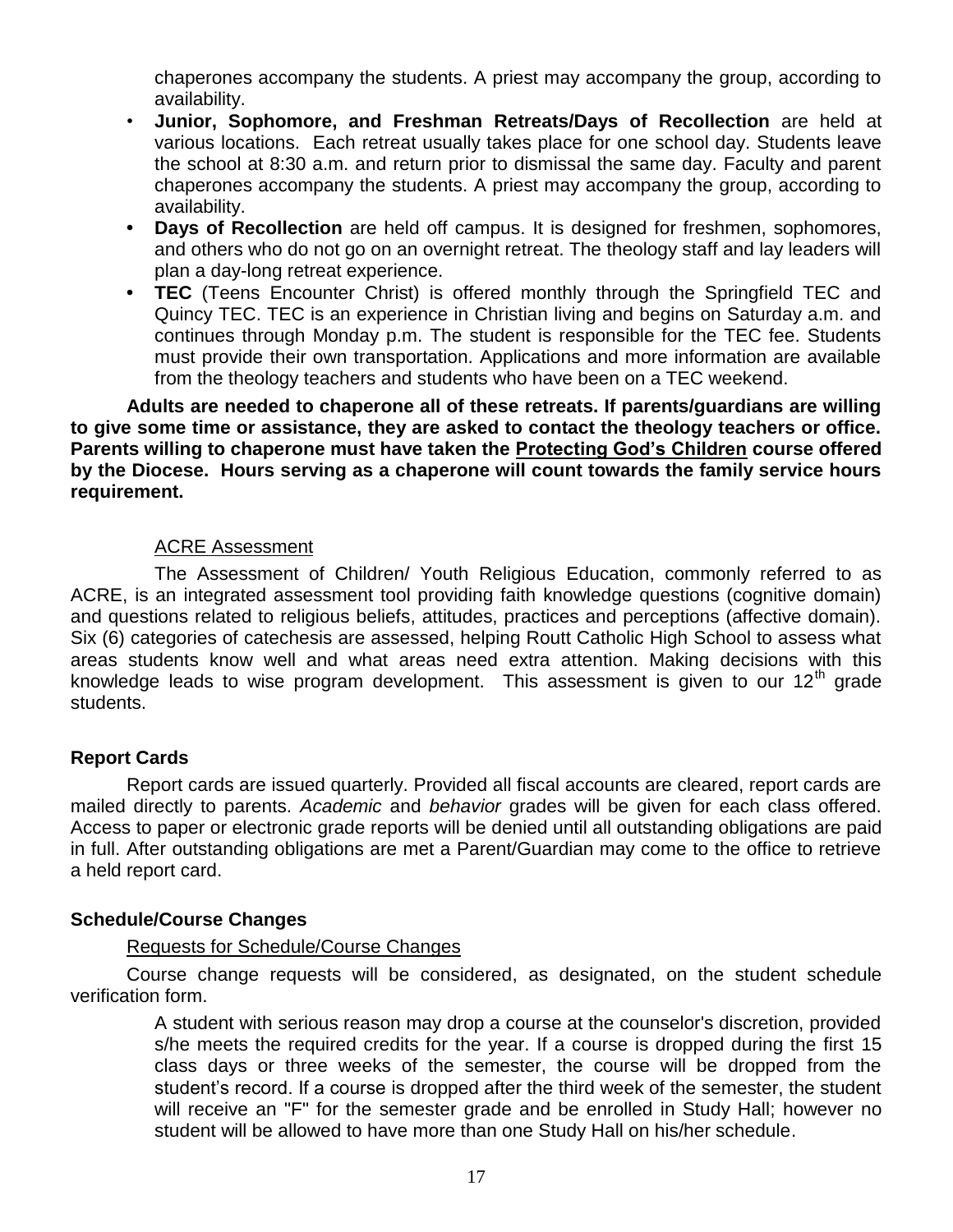chaperones accompany the students. A priest may accompany the group, according to availability.

- **Junior, Sophomore, and Freshman Retreats/Days of Recollection** are held at various locations. Each retreat usually takes place for one school day. Students leave the school at 8:30 a.m. and return prior to dismissal the same day. Faculty and parent chaperones accompany the students. A priest may accompany the group, according to availability.
- **Days of Recollection** are held off campus. It is designed for freshmen, sophomores, and others who do not go on an overnight retreat. The theology staff and lay leaders will plan a day-long retreat experience.
- **TEC** (Teens Encounter Christ) is offered monthly through the Springfield TEC and Quincy TEC. TEC is an experience in Christian living and begins on Saturday a.m. and continues through Monday p.m. The student is responsible for the TEC fee. Students must provide their own transportation. Applications and more information are available from the theology teachers and students who have been on a TEC weekend.

**Adults are needed to chaperone all of these retreats. If parents/guardians are willing to give some time or assistance, they are asked to contact the theology teachers or office. Parents willing to chaperone must have taken the Protecting God's Children course offered by the Diocese. Hours serving as a chaperone will count towards the family service hours requirement.**

ACRE Assessment

The Assessment of Children/ Youth Religious Education, commonly referred to as ACRE, is an integrated assessment tool providing faith knowledge questions (cognitive domain) and questions related to religious beliefs, attitudes, practices and perceptions (affective domain). Six (6) categories of catechesis are assessed, helping Routt Catholic High School to assess what areas students know well and what areas need extra attention. Making decisions with this knowledge leads to wise program development. This assessment is given to our 12th grade students.

**Report Cards**

Report cards are issued quarterly. Provided all fiscal accounts are cleared, report cards are mailed directly to parents. *Academic* and *behavior* grades will be given for each class offered. Access to paper or electronic grade reports will be denied until all outstanding obligations are paid in full. After outstanding obligations are met a Parent/Guardian may come to the office to retrieve a held report card.

**Schedule/Course Changes**

Requests for Schedule/Course Changes

Course change requests will be considered, as designated, on the student schedule verification form.

A student with serious reason may drop a course at the counselor's discretion, provided s/he meets the required credits for the year. If a course is dropped during the first 15 class days or three weeks of the semester, the course will be dropped from the student's record. If a course is dropped after the third week of the semester, the student will receive an "F" for the semester grade and be enrolled in Study Hall; however no student will be allowed to have more than one Study Hall on his/her schedule.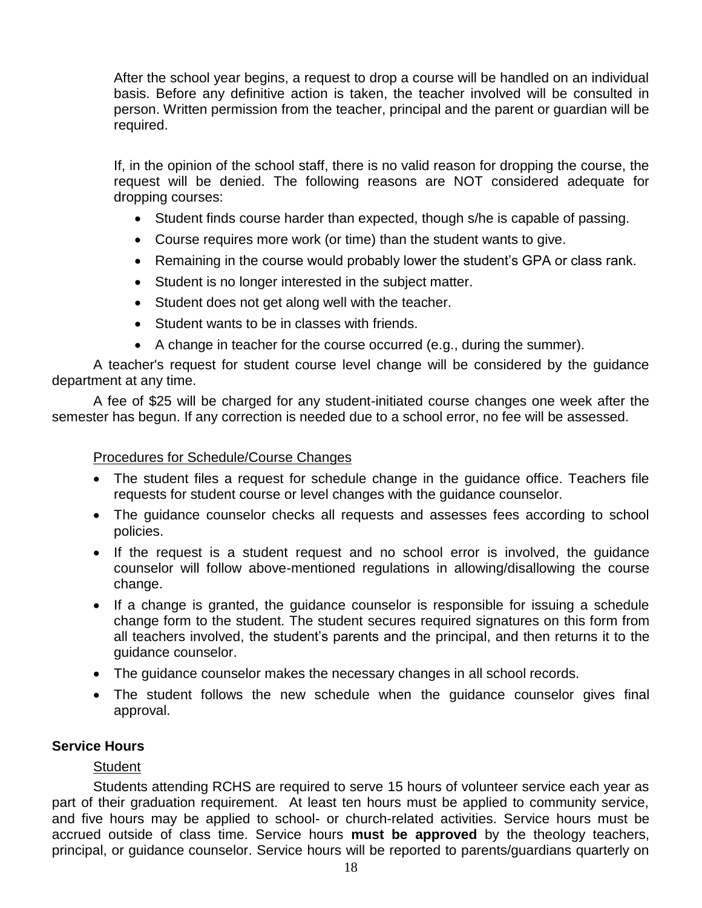After the school year begins, a request to drop a course will be handled on an individual basis. Before any definitive action is taken, the teacher involved will be consulted in person. Written permission from the teacher, principal and the parent or guardian will be required.

If, in the opinion of the school staff, there is no valid reason for dropping the course, the request will be denied. The following reasons are NOT considered adequate for dropping courses:

- Student finds course harder than expected, though s/he is capable of passing.
- Course requires more work (or time) than the student wants to give.
- Remaining in the course would probably lower the student's GPA or class rank.
- Student is no longer interested in the subject matter.
- Student does not get along well with the teacher.
- Student wants to be in classes with friends.
- A change in teacher for the course occurred (e.g., during the summer).

A teacher's request for student course level change will be considered by the guidance department at any time.

A fee of $25 will be charged for any student-initiated course changes one week after the semester has begun. If any correction is needed due to a school error, no fee will be assessed.

Procedures for Schedule/Course Changes

- The student files a request for schedule change in the guidance office. Teachers file requests for student course or level changes with the guidance counselor.
- The guidance counselor checks all requests and assesses fees according to school policies.
- If the request is a student request and no school error is involved, the guidance counselor will follow above-mentioned regulations in allowing/disallowing the course change.
- If a change is granted, the guidance counselor is responsible for issuing a schedule change form to the student. The student secures required signatures on this form from all teachers involved, the student's parents and the principal, and then returns it to the guidance counselor.
- The guidance counselor makes the necessary changes in all school records.
- The student follows the new schedule when the guidance counselor gives final approval.

**Service Hours**

Student

Students attending RCHS are required to serve 15 hours of volunteer service each year as part of their graduation requirement. At least ten hours must be applied to community service, and five hours may be applied to school- or church-related activities. Service hours must be accrued outside of class time. Service hours **must be approved** by the theology teachers, principal, or guidance counselor. Service hours will be reported to parents/guardians quarterly on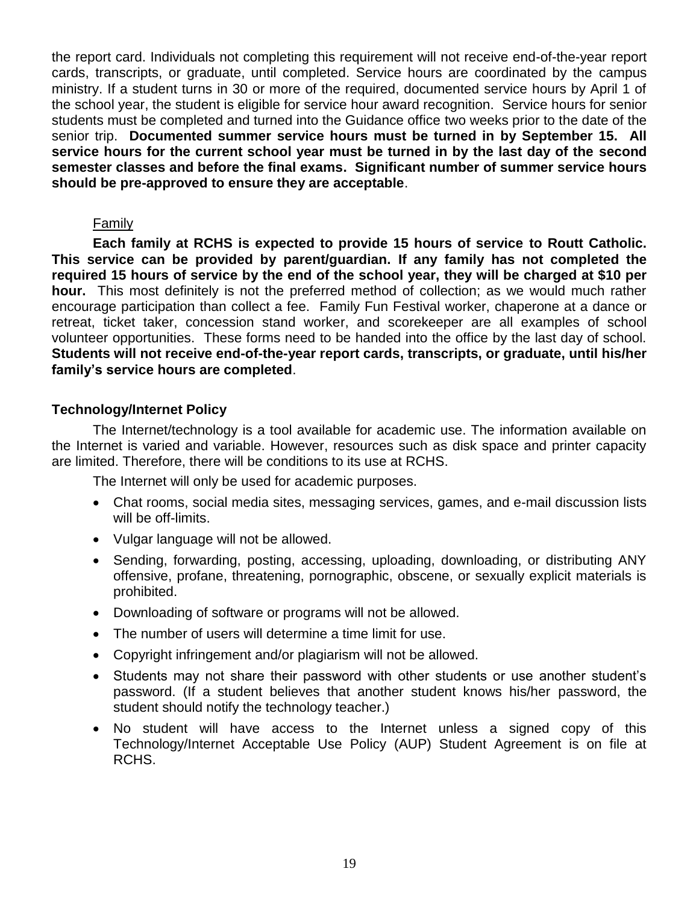the report card. Individuals not completing this requirement will not receive end-of-the-year report cards, transcripts, or graduate, until completed. Service hours are coordinated by the campus ministry. If a student turns in 30 or more of the required, documented service hours by April 1 of the school year, the student is eligible for service hour award recognition. Service hours for senior students must be completed and turned into the Guidance office two weeks prior to the date of the senior trip. **Documented summer service hours must be turned in by September 15. All service hours for the current school year must be turned in by the last day of the second semester classes and before the final exams. Significant number of summer service hours should be pre-approved to ensure they are acceptable**.

<u>Family</u>

**Each family at RCHS is expected to provide 15 hours of service to Routt Catholic. This service can be provided by parent/guardian. If any family has not completed the required 15 hours of service by the end of the school year, they will be charged at $10 per hour.** This most definitely is not the preferred method of collection; as we would much rather encourage participation than collect a fee. Family Fun Festival worker, chaperone at a dance or retreat, ticket taker, concession stand worker, and scorekeeper are all examples of school volunteer opportunities. These forms need to be handed into the office by the last day of school. **Students will not receive end-of-the-year report cards, transcripts, or graduate, until his/her family's service hours are completed**.

### Technology/Internet Policy

The Internet/technology is a tool available for academic use. The information available on the Internet is varied and variable. However, resources such as disk space and printer capacity are limited. Therefore, there will be conditions to its use at RCHS.

The Internet will only be used for academic purposes.

- Chat rooms, social media sites, messaging services, games, and e-mail discussion lists will be off-limits.
- Vulgar language will not be allowed.
- Sending, forwarding, posting, accessing, uploading, downloading, or distributing ANY offensive, profane, threatening, pornographic, obscene, or sexually explicit materials is prohibited.
- Downloading of software or programs will not be allowed.
- The number of users will determine a time limit for use.
- Copyright infringement and/or plagiarism will not be allowed.
- Students may not share their password with other students or use another student's password. (If a student believes that another student knows his/her password, the student should notify the technology teacher.)
- No student will have access to the Internet unless a signed copy of this Technology/Internet Acceptable Use Policy (AUP) Student Agreement is on file at RCHS.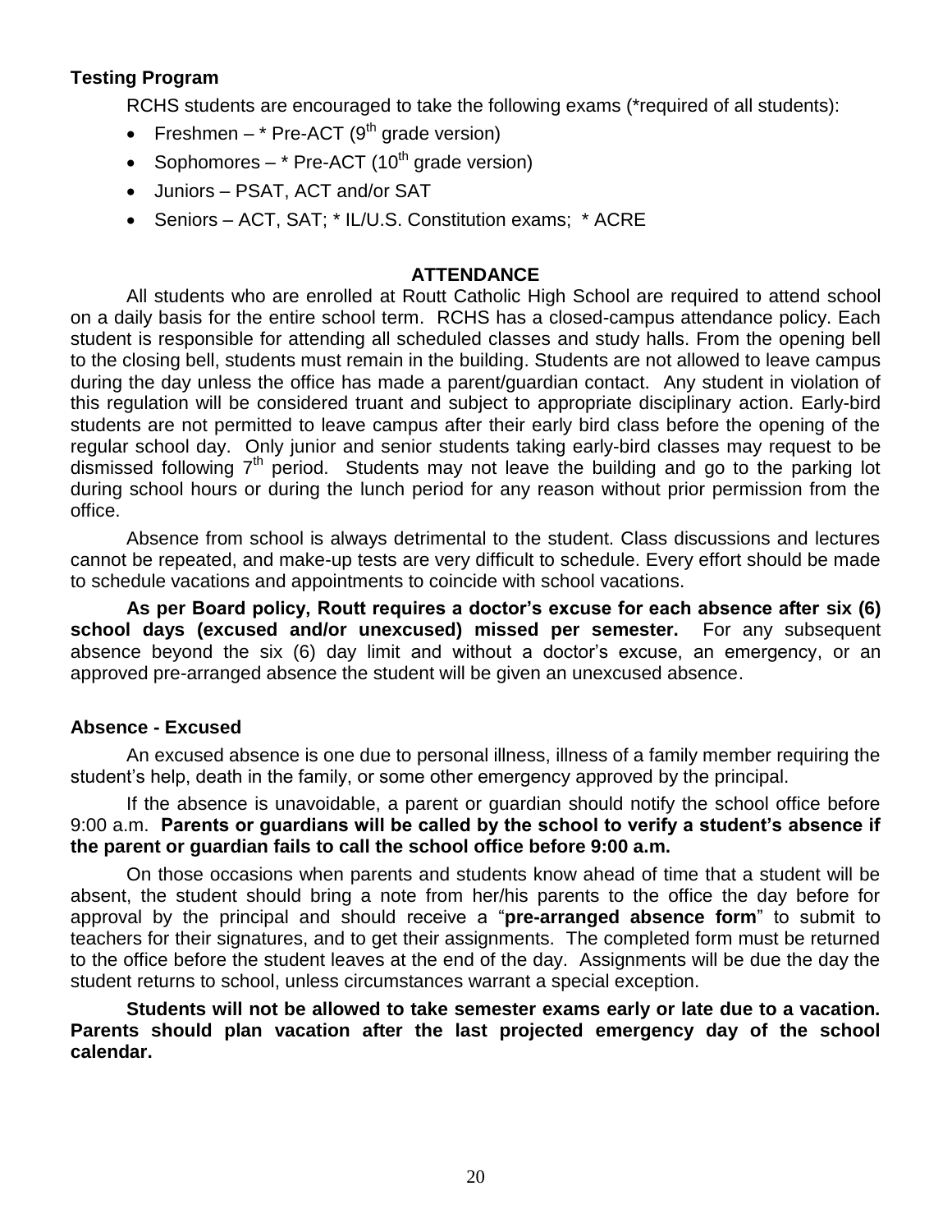### Testing Program

RCHS students are encouraged to take the following exams (*required of all students):

- Freshmen – * Pre-ACT (9th grade version)
- Sophomores – * Pre-ACT (10th grade version)
- Juniors – PSAT, ACT and/or SAT
- Seniors – ACT, SAT; * IL/U.S. Constitution exams; * ACRE

## ATTENDANCE

All students who are enrolled at Routt Catholic High School are required to attend school on a daily basis for the entire school term. RCHS has a closed-campus attendance policy. Each student is responsible for attending all scheduled classes and study halls. From the opening bell to the closing bell, students must remain in the building. Students are not allowed to leave campus during the day unless the office has made a parent/guardian contact. Any student in violation of this regulation will be considered truant and subject to appropriate disciplinary action. Early-bird students are not permitted to leave campus after their early bird class before the opening of the regular school day. Only junior and senior students taking early-bird classes may request to be dismissed following 7th period. Students may not leave the building and go to the parking lot during school hours or during the lunch period for any reason without prior permission from the office.

Absence from school is always detrimental to the student. Class discussions and lectures cannot be repeated, and make-up tests are very difficult to schedule. Every effort should be made to schedule vacations and appointments to coincide with school vacations.

**As per Board policy, Routt requires a doctor's excuse for each absence after six (6) school days (excused and/or unexcused) missed per semester.** For any subsequent absence beyond the six (6) day limit and without a doctor's excuse, an emergency, or an approved pre-arranged absence the student will be given an unexcused absence.

### Absence - Excused

An excused absence is one due to personal illness, illness of a family member requiring the student's help, death in the family, or some other emergency approved by the principal.

If the absence is unavoidable, a parent or guardian should notify the school office before 9:00 a.m. **Parents or guardians will be called by the school to verify a student's absence if the parent or guardian fails to call the school office before 9:00 a.m.**

On those occasions when parents and students know ahead of time that a student will be absent, the student should bring a note from her/his parents to the office the day before for approval by the principal and should receive a "**pre-arranged absence form**" to submit to teachers for their signatures, and to get their assignments. The completed form must be returned to the office before the student leaves at the end of the day. Assignments will be due the day the student returns to school, unless circumstances warrant a special exception.

**Students will not be allowed to take semester exams early or late due to a vacation. Parents should plan vacation after the last projected emergency day of the school calendar.**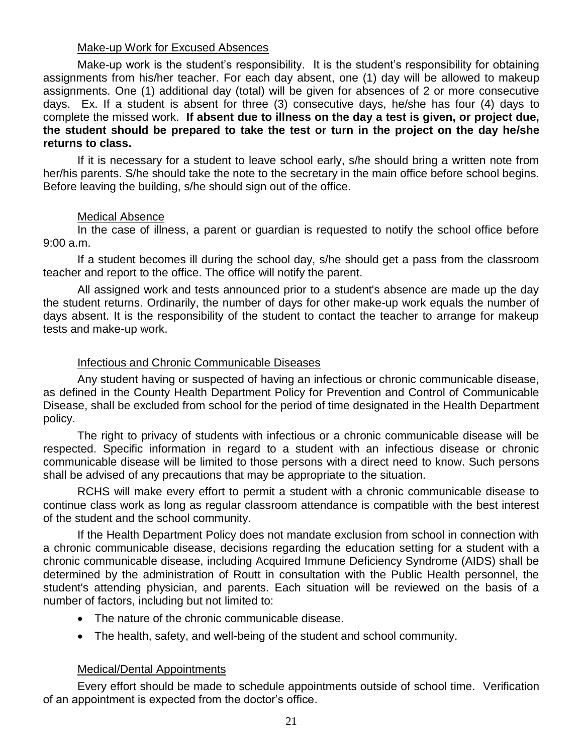### Make-up Work for Excused Absences

Make-up work is the student's responsibility. It is the student's responsibility for obtaining assignments from his/her teacher. For each day absent, one (1) day will be allowed to makeup assignments. One (1) additional day (total) will be given for absences of 2 or more consecutive days. Ex. If a student is absent for three (3) consecutive days, he/she has four (4) days to complete the missed work. **If absent due to illness on the day a test is given, or project due, the student should be prepared to take the test or turn in the project on the day he/she returns to class.**

If it is necessary for a student to leave school early, s/he should bring a written note from her/his parents. S/he should take the note to the secretary in the main office before school begins. Before leaving the building, s/he should sign out of the office.

### Medical Absence

In the case of illness, a parent or guardian is requested to notify the school office before 9:00 a.m.

If a student becomes ill during the school day, s/he should get a pass from the classroom teacher and report to the office. The office will notify the parent.

All assigned work and tests announced prior to a student's absence are made up the day the student returns. Ordinarily, the number of days for other make-up work equals the number of days absent. It is the responsibility of the student to contact the teacher to arrange for makeup tests and make-up work.

### Infectious and Chronic Communicable Diseases

Any student having or suspected of having an infectious or chronic communicable disease, as defined in the County Health Department Policy for Prevention and Control of Communicable Disease, shall be excluded from school for the period of time designated in the Health Department policy.

The right to privacy of students with infectious or a chronic communicable disease will be respected. Specific information in regard to a student with an infectious disease or chronic communicable disease will be limited to those persons with a direct need to know. Such persons shall be advised of any precautions that may be appropriate to the situation.

RCHS will make every effort to permit a student with a chronic communicable disease to continue class work as long as regular classroom attendance is compatible with the best interest of the student and the school community.

If the Health Department Policy does not mandate exclusion from school in connection with a chronic communicable disease, decisions regarding the education setting for a student with a chronic communicable disease, including Acquired Immune Deficiency Syndrome (AIDS) shall be determined by the administration of Routt in consultation with the Public Health personnel, the student's attending physician, and parents. Each situation will be reviewed on the basis of a number of factors, including but not limited to:

- The nature of the chronic communicable disease.
- The health, safety, and well-being of the student and school community.

### Medical/Dental Appointments

Every effort should be made to schedule appointments outside of school time. Verification of an appointment is expected from the doctor's office.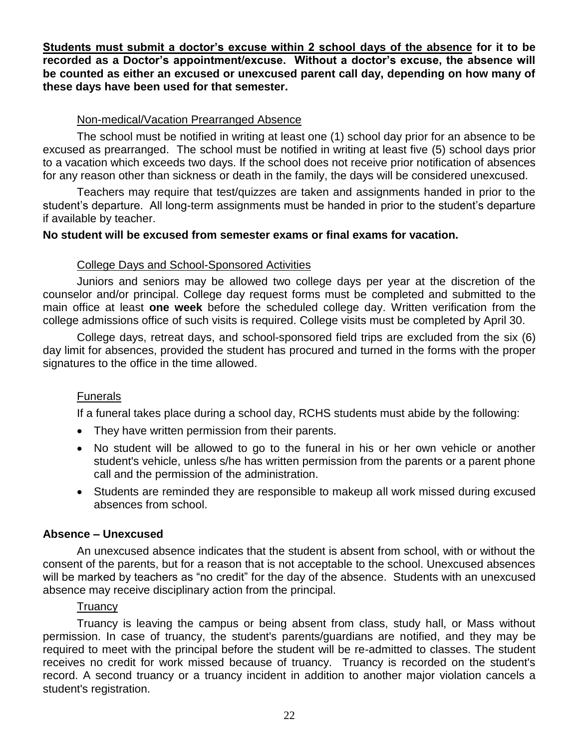**<u>Students must submit a doctor's excuse within 2 school days of the absence</u> for it to be recorded as a Doctor's appointment/excuse. Without a doctor's excuse, the absence will be counted as either an excused or unexcused parent call day, depending on how many of these days have been used for that semester.**

<u>Non-medical/Vacation Prearranged Absence</u>

The school must be notified in writing at least one (1) school day prior for an absence to be excused as prearranged. The school must be notified in writing at least five (5) school days prior to a vacation which exceeds two days. If the school does not receive prior notification of absences for any reason other than sickness or death in the family, the days will be considered unexcused.

Teachers may require that test/quizzes are taken and assignments handed in prior to the student's departure. All long-term assignments must be handed in prior to the student's departure if available by teacher.

**No student will be excused from semester exams or final exams for vacation.**

<u>College Days and School-Sponsored Activities</u>

Juniors and seniors may be allowed two college days per year at the discretion of the counselor and/or principal. College day request forms must be completed and submitted to the main office at least **one week** before the scheduled college day. Written verification from the college admissions office of such visits is required. College visits must be completed by April 30.

College days, retreat days, and school-sponsored field trips are excluded from the six (6) day limit for absences, provided the student has procured and turned in the forms with the proper signatures to the office in the time allowed.

<u>Funerals</u>

If a funeral takes place during a school day, RCHS students must abide by the following:

- They have written permission from their parents.
- No student will be allowed to go to the funeral in his or her own vehicle or another student's vehicle, unless s/he has written permission from the parents or a parent phone call and the permission of the administration.
- Students are reminded they are responsible to makeup all work missed during excused absences from school.

**Absence – Unexcused**

An unexcused absence indicates that the student is absent from school, with or without the consent of the parents, but for a reason that is not acceptable to the school. Unexcused absences will be marked by teachers as "no credit" for the day of the absence. Students with an unexcused absence may receive disciplinary action from the principal.

<u>Truancy</u>

Truancy is leaving the campus or being absent from class, study hall, or Mass without permission. In case of truancy, the student's parents/guardians are notified, and they may be required to meet with the principal before the student will be re-admitted to classes. The student receives no credit for work missed because of truancy. Truancy is recorded on the student's record. A second truancy or a truancy incident in addition to another major violation cancels a student's registration.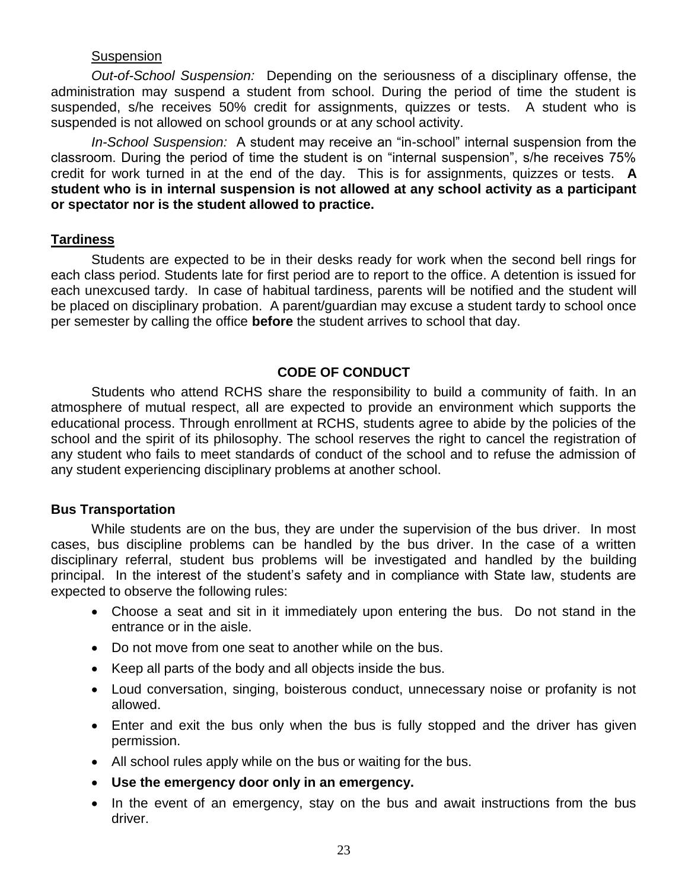Suspension

*Out-of-School Suspension:* Depending on the seriousness of a disciplinary offense, the administration may suspend a student from school. During the period of time the student is suspended, s/he receives 50% credit for assignments, quizzes or tests. A student who is suspended is not allowed on school grounds or at any school activity.

*In-School Suspension:* A student may receive an "in-school" internal suspension from the classroom. During the period of time the student is on "internal suspension", s/he receives 75% credit for work turned in at the end of the day. This is for assignments, quizzes or tests. **A student who is in internal suspension is not allowed at any school activity as a participant or spectator nor is the student allowed to practice.**

## Tardiness

Students are expected to be in their desks ready for work when the second bell rings for each class period. Students late for first period are to report to the office. A detention is issued for each unexcused tardy. In case of habitual tardiness, parents will be notified and the student will be placed on disciplinary probation. A parent/guardian may excuse a student tardy to school once per semester by calling the office **before** the student arrives to school that day.

# CODE OF CONDUCT

Students who attend RCHS share the responsibility to build a community of faith. In an atmosphere of mutual respect, all are expected to provide an environment which supports the educational process. Through enrollment at RCHS, students agree to abide by the policies of the school and the spirit of its philosophy. The school reserves the right to cancel the registration of any student who fails to meet standards of conduct of the school and to refuse the admission of any student experiencing disciplinary problems at another school.

## Bus Transportation

While students are on the bus, they are under the supervision of the bus driver. In most cases, bus discipline problems can be handled by the bus driver. In the case of a written disciplinary referral, student bus problems will be investigated and handled by the building principal. In the interest of the student's safety and in compliance with State law, students are expected to observe the following rules:

- Choose a seat and sit in it immediately upon entering the bus. Do not stand in the entrance or in the aisle.
- Do not move from one seat to another while on the bus.
- Keep all parts of the body and all objects inside the bus.
- Loud conversation, singing, boisterous conduct, unnecessary noise or profanity is not allowed.
- Enter and exit the bus only when the bus is fully stopped and the driver has given permission.
- All school rules apply while on the bus or waiting for the bus.
- **Use the emergency door only in an emergency.**
- In the event of an emergency, stay on the bus and await instructions from the bus driver.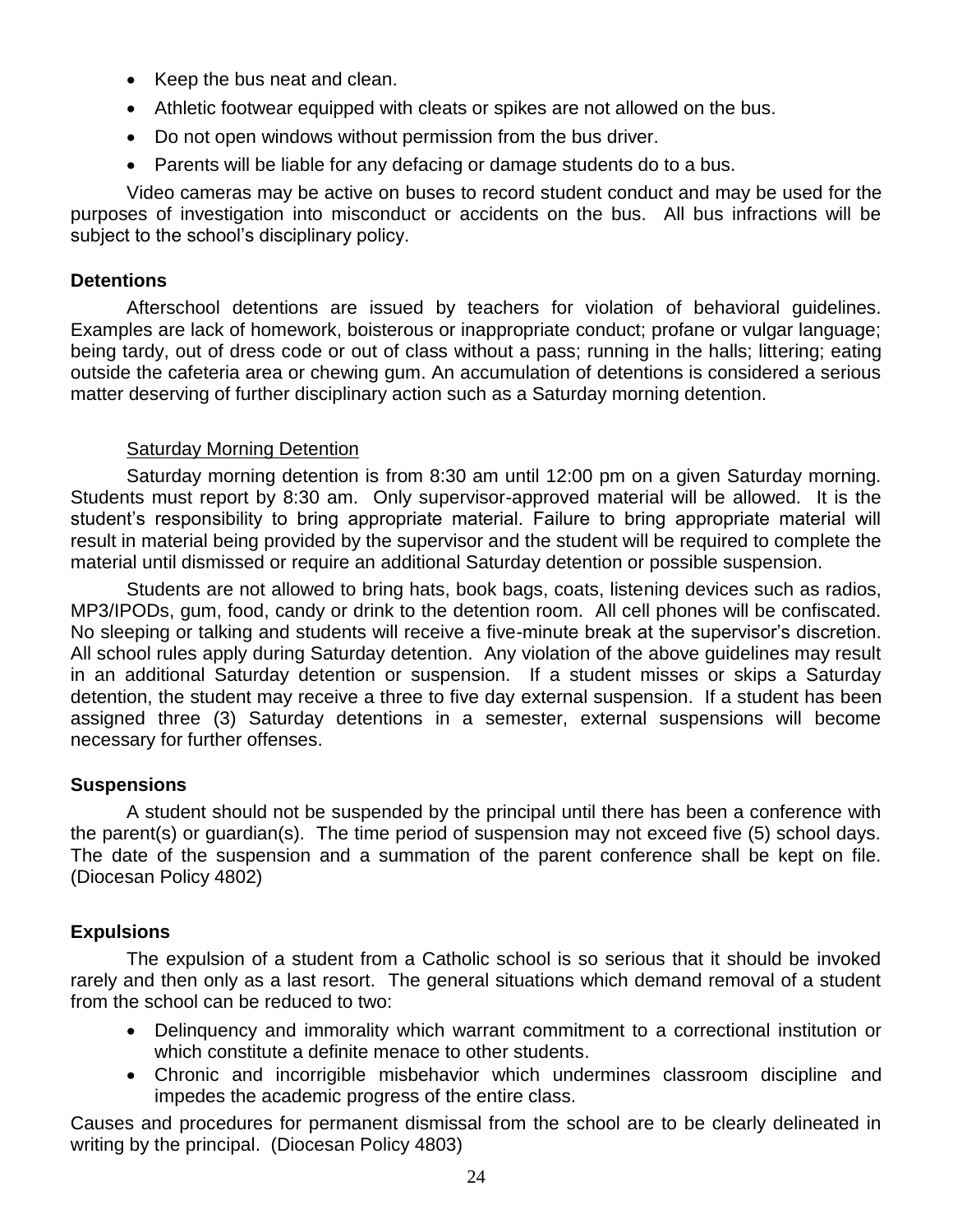- Keep the bus neat and clean.
- Athletic footwear equipped with cleats or spikes are not allowed on the bus.
- Do not open windows without permission from the bus driver.
- Parents will be liable for any defacing or damage students do to a bus.

Video cameras may be active on buses to record student conduct and may be used for the purposes of investigation into misconduct or accidents on the bus. All bus infractions will be subject to the school's disciplinary policy.

### Detentions

Afterschool detentions are issued by teachers for violation of behavioral guidelines. Examples are lack of homework, boisterous or inappropriate conduct; profane or vulgar language; being tardy, out of dress code or out of class without a pass; running in the halls; littering; eating outside the cafeteria area or chewing gum. An accumulation of detentions is considered a serious matter deserving of further disciplinary action such as a Saturday morning detention.

#### Saturday Morning Detention

Saturday morning detention is from 8:30 am until 12:00 pm on a given Saturday morning. Students must report by 8:30 am. Only supervisor-approved material will be allowed. It is the student's responsibility to bring appropriate material. Failure to bring appropriate material will result in material being provided by the supervisor and the student will be required to complete the material until dismissed or require an additional Saturday detention or possible suspension.

Students are not allowed to bring hats, book bags, coats, listening devices such as radios, MP3/IPODs, gum, food, candy or drink to the detention room. All cell phones will be confiscated. No sleeping or talking and students will receive a five-minute break at the supervisor's discretion. All school rules apply during Saturday detention. Any violation of the above guidelines may result in an additional Saturday detention or suspension. If a student misses or skips a Saturday detention, the student may receive a three to five day external suspension. If a student has been assigned three (3) Saturday detentions in a semester, external suspensions will become necessary for further offenses.

### Suspensions

A student should not be suspended by the principal until there has been a conference with the parent(s) or guardian(s). The time period of suspension may not exceed five (5) school days. The date of the suspension and a summation of the parent conference shall be kept on file. (Diocesan Policy 4802)

### Expulsions

The expulsion of a student from a Catholic school is so serious that it should be invoked rarely and then only as a last resort. The general situations which demand removal of a student from the school can be reduced to two:

- Delinquency and immorality which warrant commitment to a correctional institution or which constitute a definite menace to other students.
- Chronic and incorrigible misbehavior which undermines classroom discipline and impedes the academic progress of the entire class.

Causes and procedures for permanent dismissal from the school are to be clearly delineated in writing by the principal. (Diocesan Policy 4803)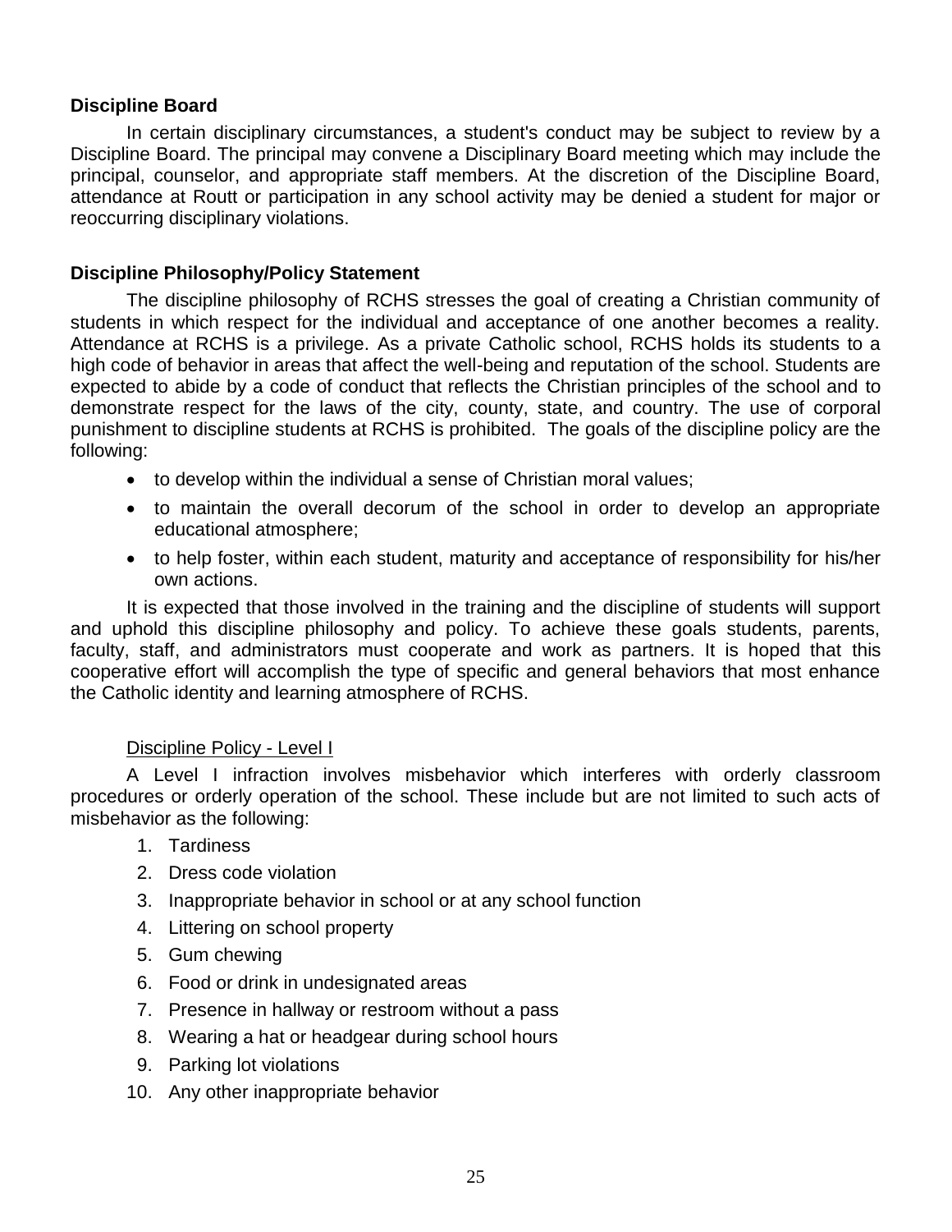### Discipline Board

In certain disciplinary circumstances, a student's conduct may be subject to review by a Discipline Board. The principal may convene a Disciplinary Board meeting which may include the principal, counselor, and appropriate staff members. At the discretion of the Discipline Board, attendance at Routt or participation in any school activity may be denied a student for major or reoccurring disciplinary violations.

### Discipline Philosophy/Policy Statement

The discipline philosophy of RCHS stresses the goal of creating a Christian community of students in which respect for the individual and acceptance of one another becomes a reality. Attendance at RCHS is a privilege. As a private Catholic school, RCHS holds its students to a high code of behavior in areas that affect the well-being and reputation of the school. Students are expected to abide by a code of conduct that reflects the Christian principles of the school and to demonstrate respect for the laws of the city, county, state, and country. The use of corporal punishment to discipline students at RCHS is prohibited. The goals of the discipline policy are the following:

- to develop within the individual a sense of Christian moral values;
- to maintain the overall decorum of the school in order to develop an appropriate educational atmosphere;
- to help foster, within each student, maturity and acceptance of responsibility for his/her own actions.

It is expected that those involved in the training and the discipline of students will support and uphold this discipline philosophy and policy. To achieve these goals students, parents, faculty, staff, and administrators must cooperate and work as partners. It is hoped that this cooperative effort will accomplish the type of specific and general behaviors that most enhance the Catholic identity and learning atmosphere of RCHS.

#### Discipline Policy - Level I

A Level I infraction involves misbehavior which interferes with orderly classroom procedures or orderly operation of the school. These include but are not limited to such acts of misbehavior as the following:

1. Tardiness
2. Dress code violation
3. Inappropriate behavior in school or at any school function
4. Littering on school property
5. Gum chewing
6. Food or drink in undesignated areas
7. Presence in hallway or restroom without a pass
8. Wearing a hat or headgear during school hours
9. Parking lot violations
10. Any other inappropriate behavior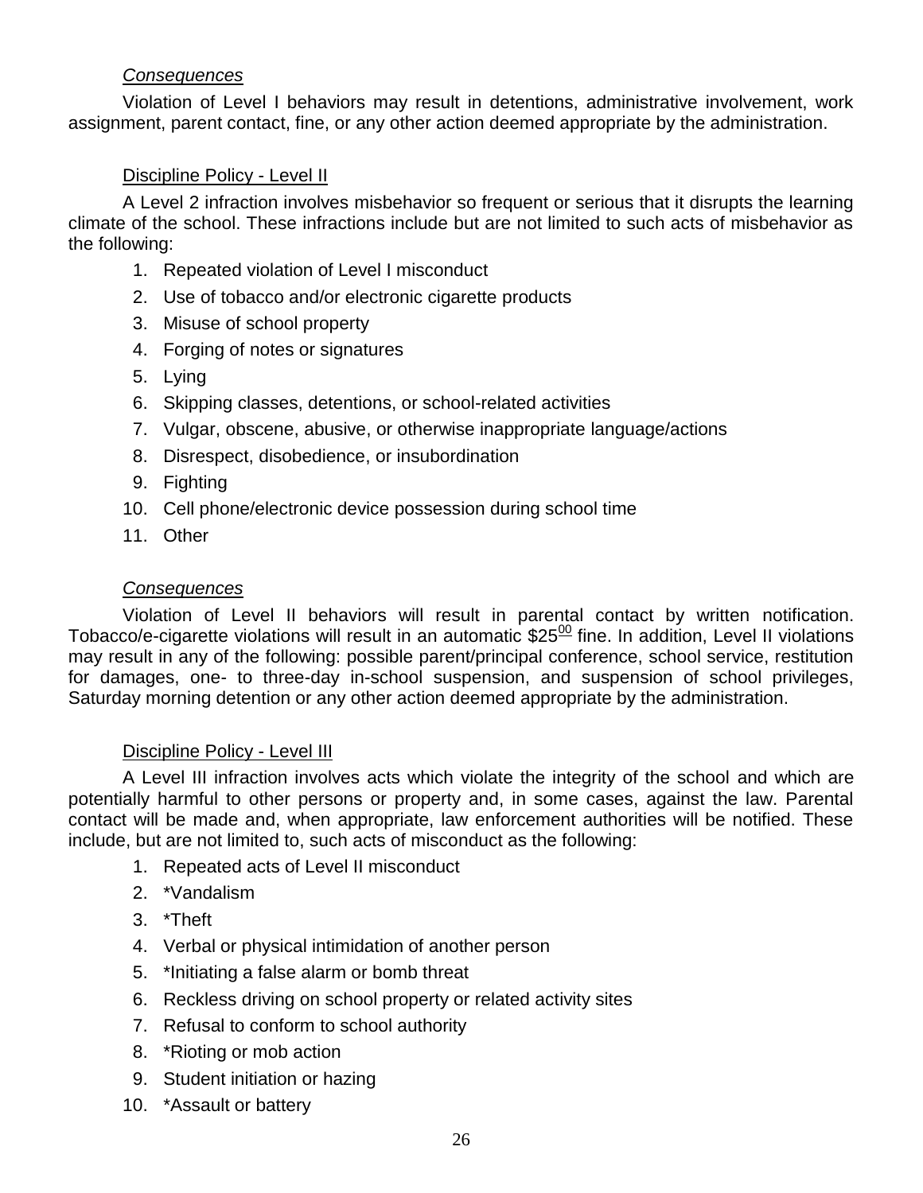*Consequences*

Violation of Level I behaviors may result in detentions, administrative involvement, work assignment, parent contact, fine, or any other action deemed appropriate by the administration.

Discipline Policy - Level II

A Level 2 infraction involves misbehavior so frequent or serious that it disrupts the learning climate of the school. These infractions include but are not limited to such acts of misbehavior as the following:

1. Repeated violation of Level I misconduct
2. Use of tobacco and/or electronic cigarette products
3. Misuse of school property
4. Forging of notes or signatures
5. Lying
6. Skipping classes, detentions, or school-related activities
7. Vulgar, obscene, abusive, or otherwise inappropriate language/actions
8. Disrespect, disobedience, or insubordination
9. Fighting
10. Cell phone/electronic device possession during school time
11. Other

*Consequences*

Violation of Level II behaviors will result in parental contact by written notification. Tobacco/e-cigarette violations will result in an automatic $25.00 fine. In addition, Level II violations may result in any of the following: possible parent/principal conference, school service, restitution for damages, one- to three-day in-school suspension, and suspension of school privileges, Saturday morning detention or any other action deemed appropriate by the administration.

Discipline Policy - Level III

A Level III infraction involves acts which violate the integrity of the school and which are potentially harmful to other persons or property and, in some cases, against the law. Parental contact will be made and, when appropriate, law enforcement authorities will be notified. These include, but are not limited to, such acts of misconduct as the following:

1. Repeated acts of Level II misconduct
2. *Vandalism
3. *Theft
4. Verbal or physical intimidation of another person
5. *Initiating a false alarm or bomb threat
6. Reckless driving on school property or related activity sites
7. Refusal to conform to school authority
8. *Rioting or mob action
9. Student initiation or hazing
10. *Assault or battery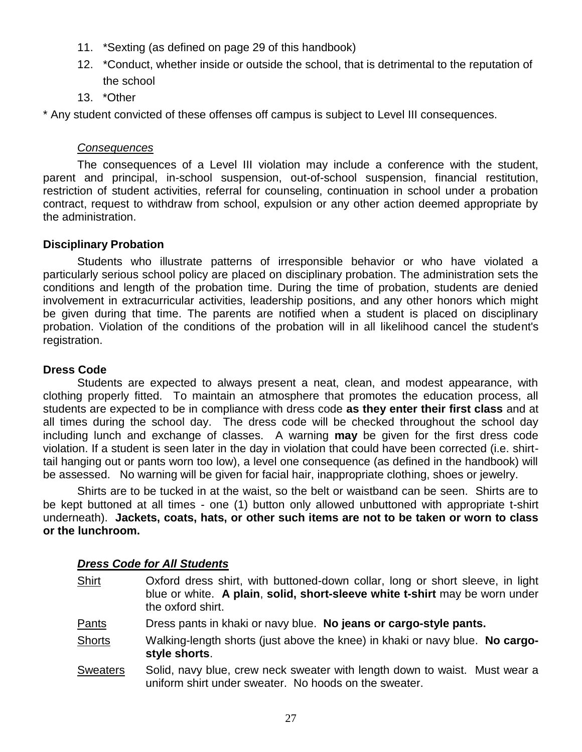11. *Sexting (as defined on page 29 of this handbook)
12. *Conduct, whether inside or outside the school, that is detrimental to the reputation of the school
13. *Other

* Any student convicted of these offenses off campus is subject to Level III consequences.

*Consequences*

The consequences of a Level III violation may include a conference with the student, parent and principal, in-school suspension, out-of-school suspension, financial restitution, restriction of student activities, referral for counseling, continuation in school under a probation contract, request to withdraw from school, expulsion or any other action deemed appropriate by the administration.

**Disciplinary Probation**

Students who illustrate patterns of irresponsible behavior or who have violated a particularly serious school policy are placed on disciplinary probation. The administration sets the conditions and length of the probation time. During the time of probation, students are denied involvement in extracurricular activities, leadership positions, and any other honors which might be given during that time. The parents are notified when a student is placed on disciplinary probation. Violation of the conditions of the probation will in all likelihood cancel the student's registration.

**Dress Code**

Students are expected to always present a neat, clean, and modest appearance, with clothing properly fitted. To maintain an atmosphere that promotes the education process, all students are expected to be in compliance with dress code **as they enter their first class** and at all times during the school day. The dress code will be checked throughout the school day including lunch and exchange of classes. A warning **may** be given for the first dress code violation. If a student is seen later in the day in violation that could have been corrected (i.e. shirt-tail hanging out or pants worn too low), a level one consequence (as defined in the handbook) will be assessed. No warning will be given for facial hair, inappropriate clothing, shoes or jewelry.

Shirts are to be tucked in at the waist, so the belt or waistband can be seen. Shirts are to be kept buttoned at all times - one (1) button only allowed unbuttoned with appropriate t-shirt underneath). **Jackets, coats, hats, or other such items are not to be taken or worn to class or the lunchroom.**

***Dress Code for All Students***

| | |
|---|---|
| Shirt | Oxford dress shirt, with buttoned-down collar, long or short sleeve, in light blue or white. **A plain**, **solid, short-sleeve white t-shirt** may be worn under the oxford shirt. |
| Pants | Dress pants in khaki or navy blue. **No jeans or cargo-style pants.** |
| Shorts | Walking-length shorts (just above the knee) in khaki or navy blue. **No cargo-style shorts**. |
| Sweaters | Solid, navy blue, crew neck sweater with length down to waist. Must wear a uniform shirt under sweater. No hoods on the sweater. |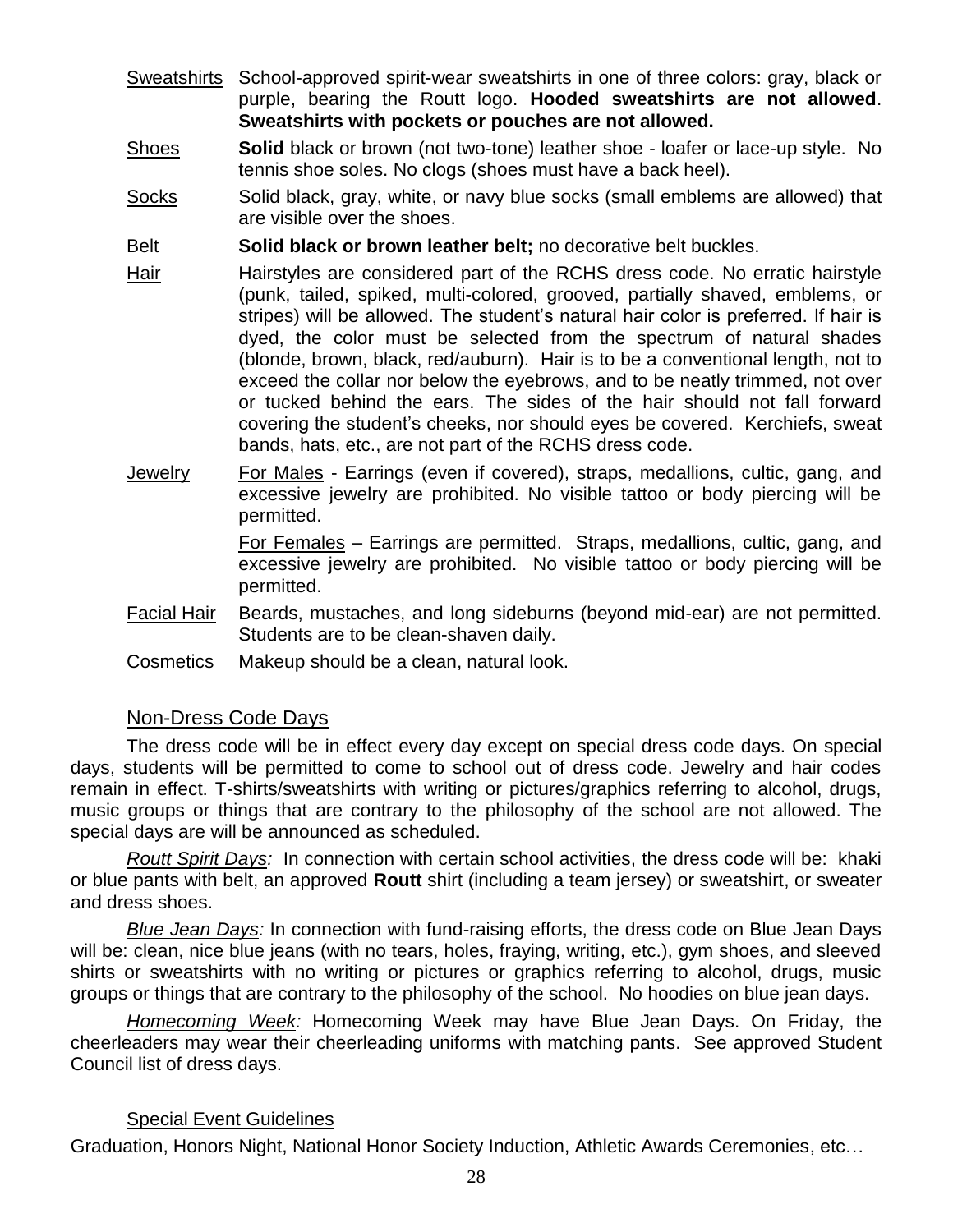Sweatshirts School-approved spirit-wear sweatshirts in one of three colors: gray, black or purple, bearing the Routt logo. **Hooded sweatshirts are not allowed**. **Sweatshirts with pockets or pouches are not allowed.**

Shoes **Solid** black or brown (not two-tone) leather shoe - loafer or lace-up style. No tennis shoe soles. No clogs (shoes must have a back heel).

Socks Solid black, gray, white, or navy blue socks (small emblems are allowed) that are visible over the shoes.

Belt **Solid black or brown leather belt;** no decorative belt buckles.

Hair Hairstyles are considered part of the RCHS dress code. No erratic hairstyle (punk, tailed, spiked, multi-colored, grooved, partially shaved, emblems, or stripes) will be allowed. The student's natural hair color is preferred. If hair is dyed, the color must be selected from the spectrum of natural shades (blonde, brown, black, red/auburn). Hair is to be a conventional length, not to exceed the collar nor below the eyebrows, and to be neatly trimmed, not over or tucked behind the ears. The sides of the hair should not fall forward covering the student's cheeks, nor should eyes be covered. Kerchiefs, sweat bands, hats, etc., are not part of the RCHS dress code.

Jewelry For Males - Earrings (even if covered), straps, medallions, cultic, gang, and excessive jewelry are prohibited. No visible tattoo or body piercing will be permitted.

For Females – Earrings are permitted. Straps, medallions, cultic, gang, and excessive jewelry are prohibited. No visible tattoo or body piercing will be permitted.

Facial Hair Beards, mustaches, and long sideburns (beyond mid-ear) are not permitted. Students are to be clean-shaven daily.

Cosmetics Makeup should be a clean, natural look.

## Non-Dress Code Days

The dress code will be in effect every day except on special dress code days. On special days, students will be permitted to come to school out of dress code. Jewelry and hair codes remain in effect. T-shirts/sweatshirts with writing or pictures/graphics referring to alcohol, drugs, music groups or things that are contrary to the philosophy of the school are not allowed. The special days are will be announced as scheduled.

*Routt Spirit Days:* In connection with certain school activities, the dress code will be: khaki or blue pants with belt, an approved **Routt** shirt (including a team jersey) or sweatshirt, or sweater and dress shoes.

*Blue Jean Days:* In connection with fund-raising efforts, the dress code on Blue Jean Days will be: clean, nice blue jeans (with no tears, holes, fraying, writing, etc.), gym shoes, and sleeved shirts or sweatshirts with no writing or pictures or graphics referring to alcohol, drugs, music groups or things that are contrary to the philosophy of the school. No hoodies on blue jean days.

*Homecoming Week:* Homecoming Week may have Blue Jean Days. On Friday, the cheerleaders may wear their cheerleading uniforms with matching pants. See approved Student Council list of dress days.

### Special Event Guidelines

Graduation, Honors Night, National Honor Society Induction, Athletic Awards Ceremonies, etc…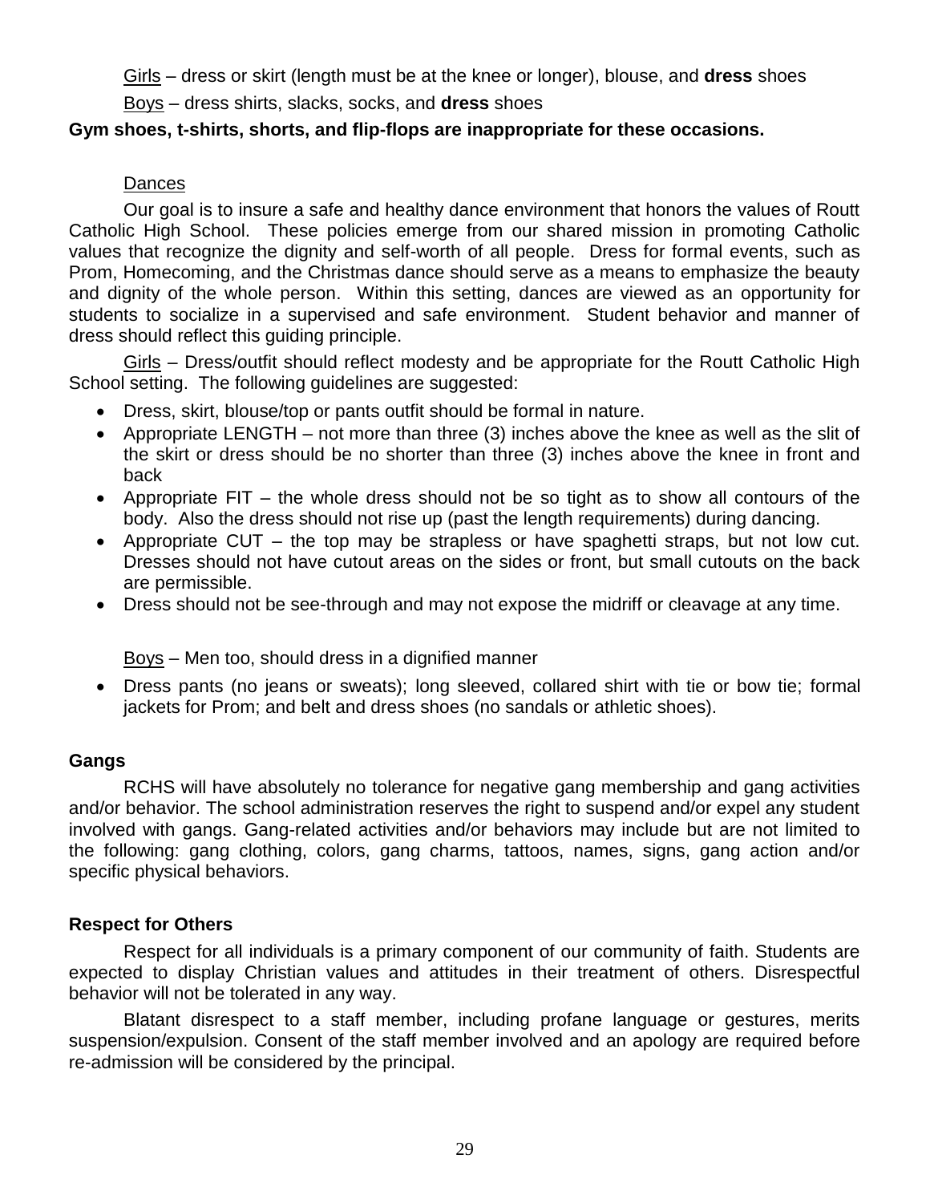Girls – dress or skirt (length must be at the knee or longer), blouse, and **dress** shoes

Boys – dress shirts, slacks, socks, and **dress** shoes

**Gym shoes, t-shirts, shorts, and flip-flops are inappropriate for these occasions.**

Dances

Our goal is to insure a safe and healthy dance environment that honors the values of Routt Catholic High School. These policies emerge from our shared mission in promoting Catholic values that recognize the dignity and self-worth of all people. Dress for formal events, such as Prom, Homecoming, and the Christmas dance should serve as a means to emphasize the beauty and dignity of the whole person. Within this setting, dances are viewed as an opportunity for students to socialize in a supervised and safe environment. Student behavior and manner of dress should reflect this guiding principle.

Girls – Dress/outfit should reflect modesty and be appropriate for the Routt Catholic High School setting. The following guidelines are suggested:

- Dress, skirt, blouse/top or pants outfit should be formal in nature.
- Appropriate LENGTH – not more than three (3) inches above the knee as well as the slit of the skirt or dress should be no shorter than three (3) inches above the knee in front and back
- Appropriate FIT – the whole dress should not be so tight as to show all contours of the body. Also the dress should not rise up (past the length requirements) during dancing.
- Appropriate CUT – the top may be strapless or have spaghetti straps, but not low cut. Dresses should not have cutout areas on the sides or front, but small cutouts on the back are permissible.
- Dress should not be see-through and may not expose the midriff or cleavage at any time.

Boys – Men too, should dress in a dignified manner

- Dress pants (no jeans or sweats); long sleeved, collared shirt with tie or bow tie; formal jackets for Prom; and belt and dress shoes (no sandals or athletic shoes).

**Gangs**

RCHS will have absolutely no tolerance for negative gang membership and gang activities and/or behavior. The school administration reserves the right to suspend and/or expel any student involved with gangs. Gang-related activities and/or behaviors may include but are not limited to the following: gang clothing, colors, gang charms, tattoos, names, signs, gang action and/or specific physical behaviors.

**Respect for Others**

Respect for all individuals is a primary component of our community of faith. Students are expected to display Christian values and attitudes in their treatment of others. Disrespectful behavior will not be tolerated in any way.

Blatant disrespect to a staff member, including profane language or gestures, merits suspension/expulsion. Consent of the staff member involved and an apology are required before re-admission will be considered by the principal.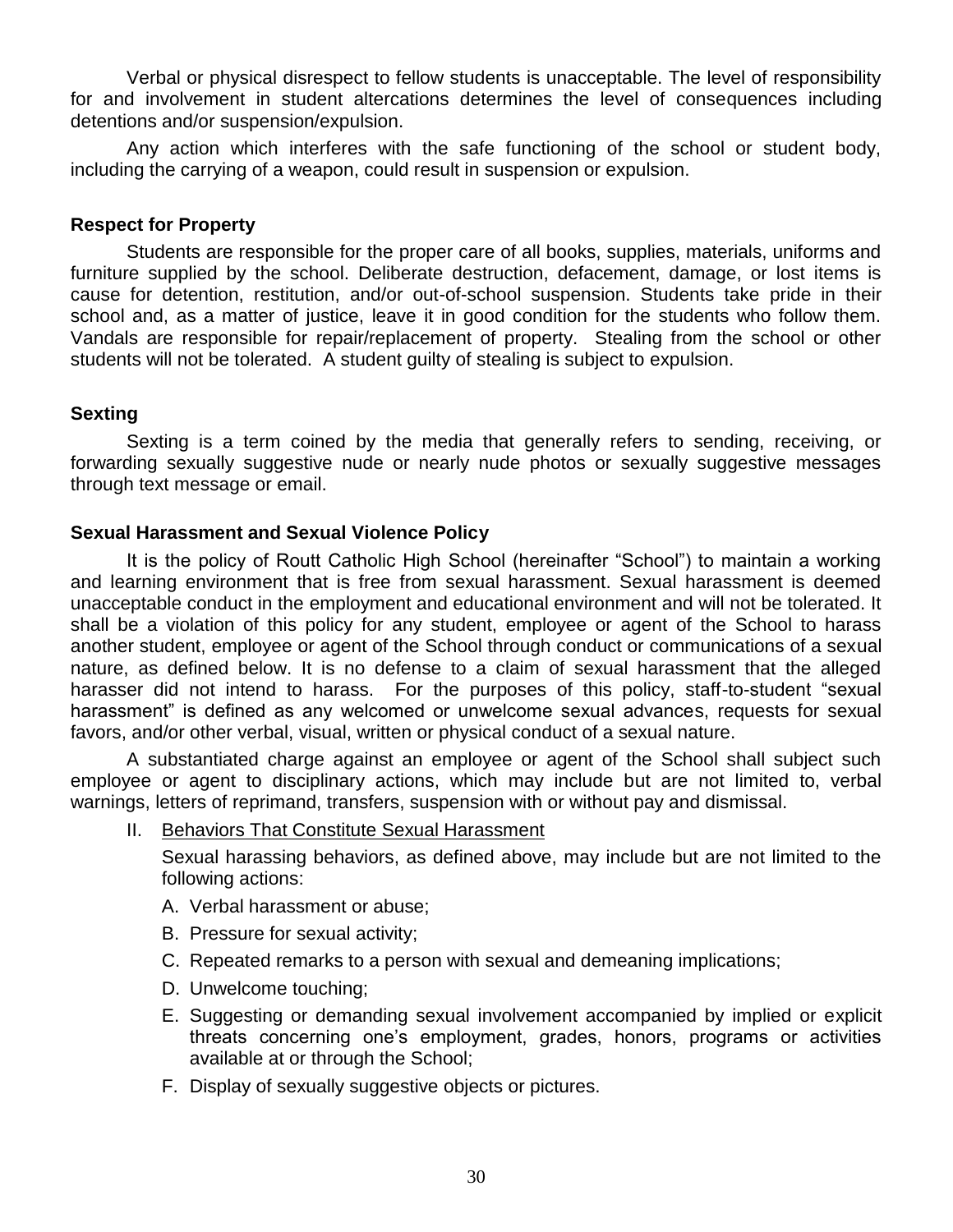Verbal or physical disrespect to fellow students is unacceptable. The level of responsibility for and involvement in student altercations determines the level of consequences including detentions and/or suspension/expulsion.

Any action which interferes with the safe functioning of the school or student body, including the carrying of a weapon, could result in suspension or expulsion.

### Respect for Property

Students are responsible for the proper care of all books, supplies, materials, uniforms and furniture supplied by the school. Deliberate destruction, defacement, damage, or lost items is cause for detention, restitution, and/or out-of-school suspension. Students take pride in their school and, as a matter of justice, leave it in good condition for the students who follow them. Vandals are responsible for repair/replacement of property. Stealing from the school or other students will not be tolerated. A student guilty of stealing is subject to expulsion.

### Sexting

Sexting is a term coined by the media that generally refers to sending, receiving, or forwarding sexually suggestive nude or nearly nude photos or sexually suggestive messages through text message or email.

### Sexual Harassment and Sexual Violence Policy

It is the policy of Routt Catholic High School (hereinafter "School") to maintain a working and learning environment that is free from sexual harassment. Sexual harassment is deemed unacceptable conduct in the employment and educational environment and will not be tolerated. It shall be a violation of this policy for any student, employee or agent of the School to harass another student, employee or agent of the School through conduct or communications of a sexual nature, as defined below. It is no defense to a claim of sexual harassment that the alleged harasser did not intend to harass. For the purposes of this policy, staff-to-student "sexual harassment" is defined as any welcomed or unwelcome sexual advances, requests for sexual favors, and/or other verbal, visual, written or physical conduct of a sexual nature.

A substantiated charge against an employee or agent of the School shall subject such employee or agent to disciplinary actions, which may include but are not limited to, verbal warnings, letters of reprimand, transfers, suspension with or without pay and dismissal.

II. <u>Behaviors That Constitute Sexual Harassment</u>

   Sexual harassing behaviors, as defined above, may include but are not limited to the following actions:

   A. Verbal harassment or abuse;
   B. Pressure for sexual activity;
   C. Repeated remarks to a person with sexual and demeaning implications;
   D. Unwelcome touching;
   E. Suggesting or demanding sexual involvement accompanied by implied or explicit threats concerning one's employment, grades, honors, programs or activities available at or through the School;
   F. Display of sexually suggestive objects or pictures.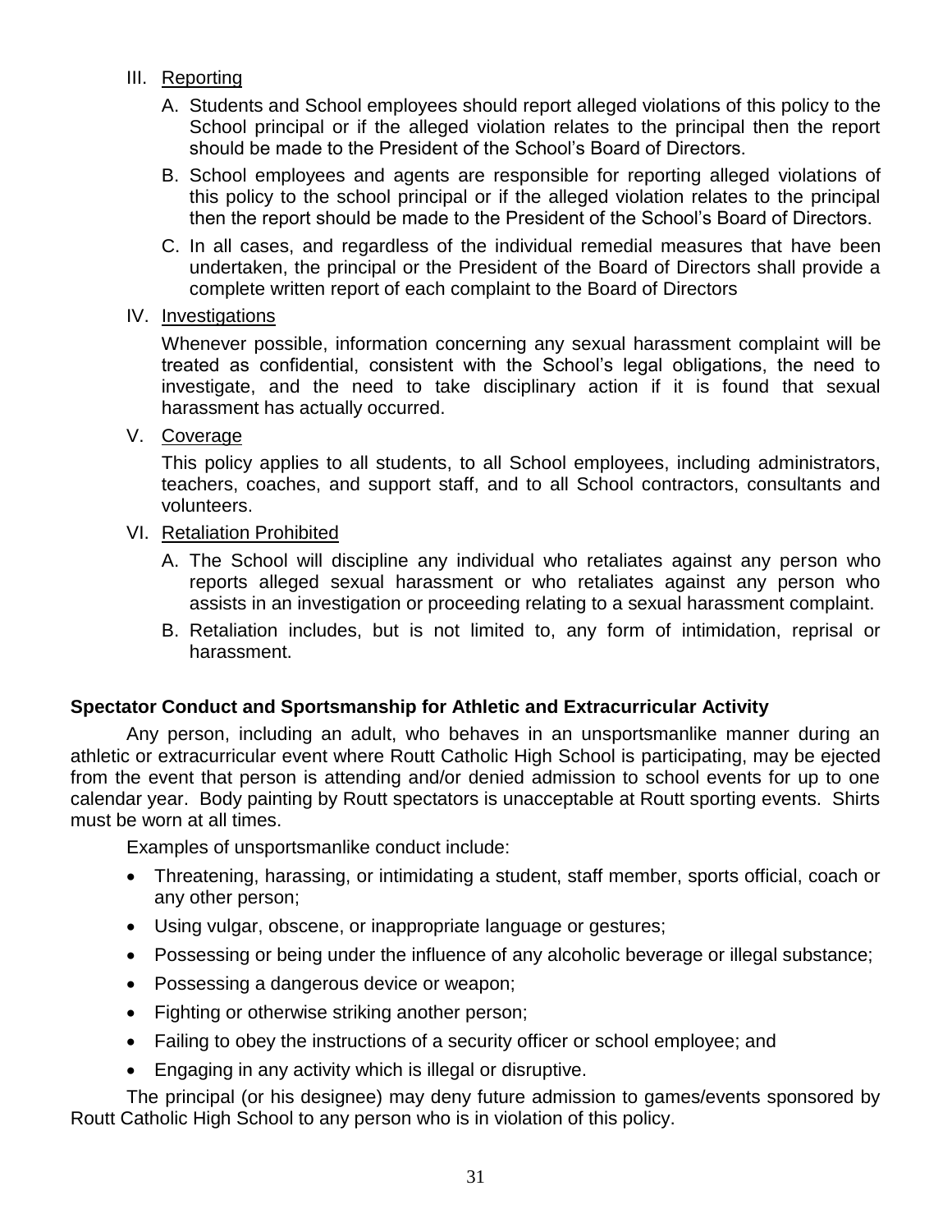III. Reporting

   A. Students and School employees should report alleged violations of this policy to the School principal or if the alleged violation relates to the principal then the report should be made to the President of the School's Board of Directors.

   B. School employees and agents are responsible for reporting alleged violations of this policy to the school principal or if the alleged violation relates to the principal then the report should be made to the President of the School's Board of Directors.

   C. In all cases, and regardless of the individual remedial measures that have been undertaken, the principal or the President of the Board of Directors shall provide a complete written report of each complaint to the Board of Directors

IV. Investigations

   Whenever possible, information concerning any sexual harassment complaint will be treated as confidential, consistent with the School's legal obligations, the need to investigate, and the need to take disciplinary action if it is found that sexual harassment has actually occurred.

V. Coverage

   This policy applies to all students, to all School employees, including administrators, teachers, coaches, and support staff, and to all School contractors, consultants and volunteers.

VI. Retaliation Prohibited

   A. The School will discipline any individual who retaliates against any person who reports alleged sexual harassment or who retaliates against any person who assists in an investigation or proceeding relating to a sexual harassment complaint.

   B. Retaliation includes, but is not limited to, any form of intimidation, reprisal or harassment.

**Spectator Conduct and Sportsmanship for Athletic and Extracurricular Activity**

Any person, including an adult, who behaves in an unsportsmanlike manner during an athletic or extracurricular event where Routt Catholic High School is participating, may be ejected from the event that person is attending and/or denied admission to school events for up to one calendar year. Body painting by Routt spectators is unacceptable at Routt sporting events. Shirts must be worn at all times.

Examples of unsportsmanlike conduct include:

- Threatening, harassing, or intimidating a student, staff member, sports official, coach or any other person;
- Using vulgar, obscene, or inappropriate language or gestures;
- Possessing or being under the influence of any alcoholic beverage or illegal substance;
- Possessing a dangerous device or weapon;
- Fighting or otherwise striking another person;
- Failing to obey the instructions of a security officer or school employee; and
- Engaging in any activity which is illegal or disruptive.

The principal (or his designee) may deny future admission to games/events sponsored by Routt Catholic High School to any person who is in violation of this policy.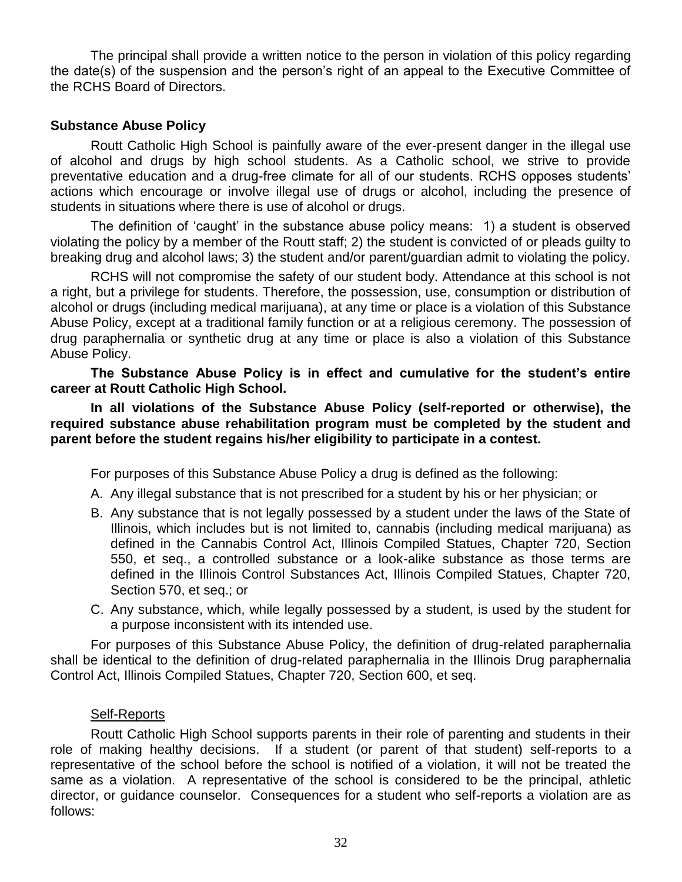The principal shall provide a written notice to the person in violation of this policy regarding the date(s) of the suspension and the person's right of an appeal to the Executive Committee of the RCHS Board of Directors.

**Substance Abuse Policy**

Routt Catholic High School is painfully aware of the ever-present danger in the illegal use of alcohol and drugs by high school students. As a Catholic school, we strive to provide preventative education and a drug-free climate for all of our students. RCHS opposes students' actions which encourage or involve illegal use of drugs or alcohol, including the presence of students in situations where there is use of alcohol or drugs.

The definition of 'caught' in the substance abuse policy means: 1) a student is observed violating the policy by a member of the Routt staff; 2) the student is convicted of or pleads guilty to breaking drug and alcohol laws; 3) the student and/or parent/guardian admit to violating the policy.

RCHS will not compromise the safety of our student body. Attendance at this school is not a right, but a privilege for students. Therefore, the possession, use, consumption or distribution of alcohol or drugs (including medical marijuana), at any time or place is a violation of this Substance Abuse Policy, except at a traditional family function or at a religious ceremony. The possession of drug paraphernalia or synthetic drug at any time or place is also a violation of this Substance Abuse Policy.

**The Substance Abuse Policy is in effect and cumulative for the student's entire career at Routt Catholic High School.**

**In all violations of the Substance Abuse Policy (self-reported or otherwise), the required substance abuse rehabilitation program must be completed by the student and parent before the student regains his/her eligibility to participate in a contest.**

For purposes of this Substance Abuse Policy a drug is defined as the following:

A. Any illegal substance that is not prescribed for a student by his or her physician; or
B. Any substance that is not legally possessed by a student under the laws of the State of Illinois, which includes but is not limited to, cannabis (including medical marijuana) as defined in the Cannabis Control Act, Illinois Compiled Statues, Chapter 720, Section 550, et seq., a controlled substance or a look-alike substance as those terms are defined in the Illinois Control Substances Act, Illinois Compiled Statues, Chapter 720, Section 570, et seq.; or
C. Any substance, which, while legally possessed by a student, is used by the student for a purpose inconsistent with its intended use.

For purposes of this Substance Abuse Policy, the definition of drug-related paraphernalia shall be identical to the definition of drug-related paraphernalia in the Illinois Drug paraphernalia Control Act, Illinois Compiled Statues, Chapter 720, Section 600, et seq.

Self-Reports

Routt Catholic High School supports parents in their role of parenting and students in their role of making healthy decisions. If a student (or parent of that student) self-reports to a representative of the school before the school is notified of a violation, it will not be treated the same as a violation. A representative of the school is considered to be the principal, athletic director, or guidance counselor. Consequences for a student who self-reports a violation are as follows: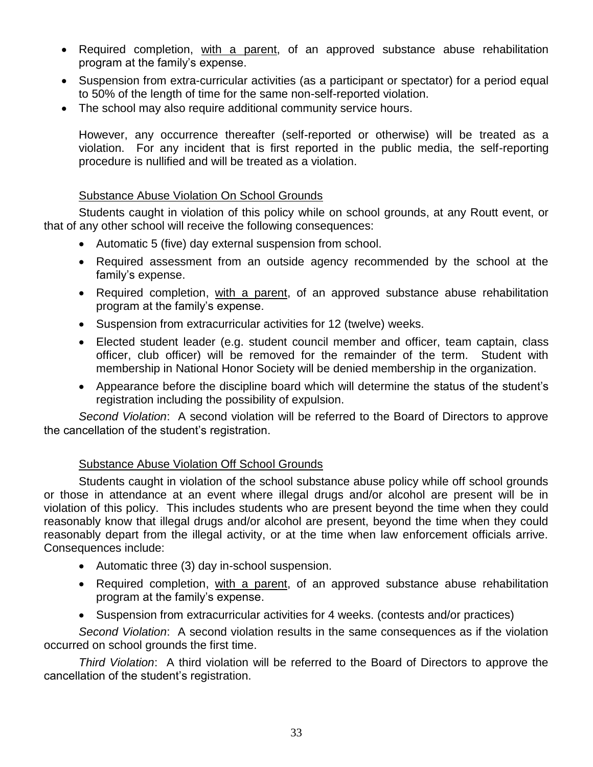- Required completion, <u>with a parent</u>, of an approved substance abuse rehabilitation program at the family's expense.
- Suspension from extra-curricular activities (as a participant or spectator) for a period equal to 50% of the length of time for the same non-self-reported violation.
- The school may also require additional community service hours.

However, any occurrence thereafter (self-reported or otherwise) will be treated as a violation. For any incident that is first reported in the public media, the self-reporting procedure is nullified and will be treated as a violation.

<u>Substance Abuse Violation On School Grounds</u>

Students caught in violation of this policy while on school grounds, at any Routt event, or that of any other school will receive the following consequences:

- Automatic 5 (five) day external suspension from school.
- Required assessment from an outside agency recommended by the school at the family's expense.
- Required completion, <u>with a parent</u>, of an approved substance abuse rehabilitation program at the family's expense.
- Suspension from extracurricular activities for 12 (twelve) weeks.
- Elected student leader (e.g. student council member and officer, team captain, class officer, club officer) will be removed for the remainder of the term. Student with membership in National Honor Society will be denied membership in the organization.
- Appearance before the discipline board which will determine the status of the student's registration including the possibility of expulsion.

*Second Violation*: A second violation will be referred to the Board of Directors to approve the cancellation of the student's registration.

<u>Substance Abuse Violation Off School Grounds</u>

Students caught in violation of the school substance abuse policy while off school grounds or those in attendance at an event where illegal drugs and/or alcohol are present will be in violation of this policy. This includes students who are present beyond the time when they could reasonably know that illegal drugs and/or alcohol are present, beyond the time when they could reasonably depart from the illegal activity, or at the time when law enforcement officials arrive. Consequences include:

- Automatic three (3) day in-school suspension.
- Required completion, <u>with a parent</u>, of an approved substance abuse rehabilitation program at the family's expense.
- Suspension from extracurricular activities for 4 weeks. (contests and/or practices)

*Second Violation*: A second violation results in the same consequences as if the violation occurred on school grounds the first time.

*Third Violation*: A third violation will be referred to the Board of Directors to approve the cancellation of the student's registration.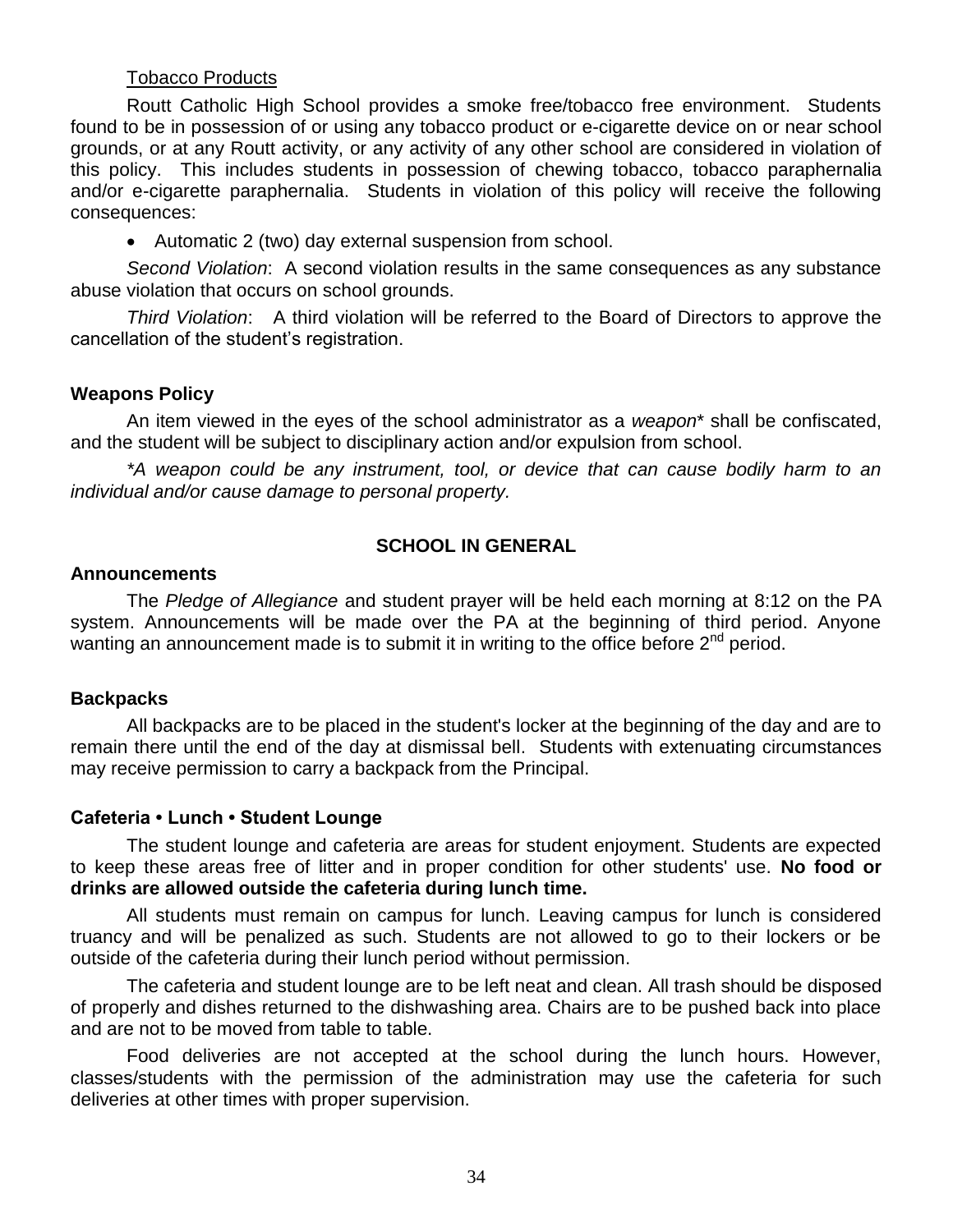Tobacco Products

Routt Catholic High School provides a smoke free/tobacco free environment. Students found to be in possession of or using any tobacco product or e-cigarette device on or near school grounds, or at any Routt activity, or any activity of any other school are considered in violation of this policy. This includes students in possession of chewing tobacco, tobacco paraphernalia and/or e-cigarette paraphernalia. Students in violation of this policy will receive the following consequences:

- Automatic 2 (two) day external suspension from school.

*Second Violation*: A second violation results in the same consequences as any substance abuse violation that occurs on school grounds.

*Third Violation*: A third violation will be referred to the Board of Directors to approve the cancellation of the student's registration.

**Weapons Policy**

An item viewed in the eyes of the school administrator as a *weapon** shall be confiscated, and the student will be subject to disciplinary action and/or expulsion from school.

**A weapon could be any instrument, tool, or device that can cause bodily harm to an individual and/or cause damage to personal property.*

## SCHOOL IN GENERAL

**Announcements**

The *Pledge of Allegiance* and student prayer will be held each morning at 8:12 on the PA system. Announcements will be made over the PA at the beginning of third period. Anyone wanting an announcement made is to submit it in writing to the office before 2nd period.

**Backpacks**

All backpacks are to be placed in the student's locker at the beginning of the day and are to remain there until the end of the day at dismissal bell. Students with extenuating circumstances may receive permission to carry a backpack from the Principal.

**Cafeteria • Lunch • Student Lounge**

The student lounge and cafeteria are areas for student enjoyment. Students are expected to keep these areas free of litter and in proper condition for other students' use. **No food or drinks are allowed outside the cafeteria during lunch time.**

All students must remain on campus for lunch. Leaving campus for lunch is considered truancy and will be penalized as such. Students are not allowed to go to their lockers or be outside of the cafeteria during their lunch period without permission.

The cafeteria and student lounge are to be left neat and clean. All trash should be disposed of properly and dishes returned to the dishwashing area. Chairs are to be pushed back into place and are not to be moved from table to table.

Food deliveries are not accepted at the school during the lunch hours. However, classes/students with the permission of the administration may use the cafeteria for such deliveries at other times with proper supervision.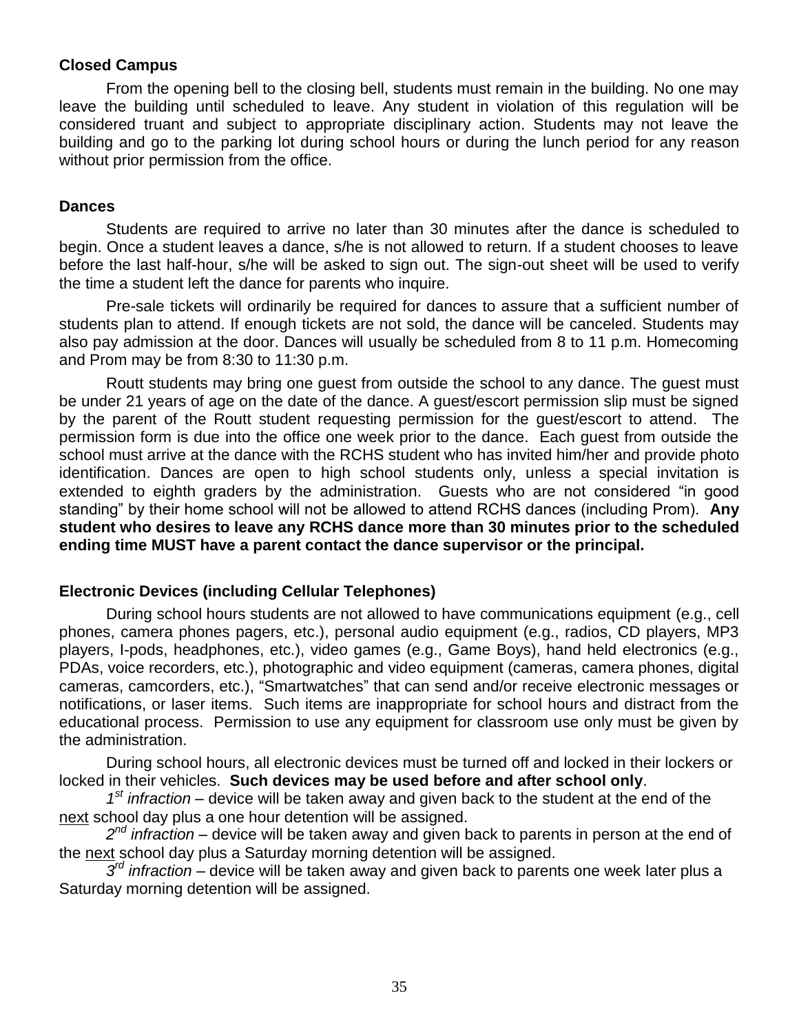### Closed Campus

From the opening bell to the closing bell, students must remain in the building. No one may leave the building until scheduled to leave. Any student in violation of this regulation will be considered truant and subject to appropriate disciplinary action. Students may not leave the building and go to the parking lot during school hours or during the lunch period for any reason without prior permission from the office.

### Dances

Students are required to arrive no later than 30 minutes after the dance is scheduled to begin. Once a student leaves a dance, s/he is not allowed to return. If a student chooses to leave before the last half-hour, s/he will be asked to sign out. The sign-out sheet will be used to verify the time a student left the dance for parents who inquire.

Pre-sale tickets will ordinarily be required for dances to assure that a sufficient number of students plan to attend. If enough tickets are not sold, the dance will be canceled. Students may also pay admission at the door. Dances will usually be scheduled from 8 to 11 p.m. Homecoming and Prom may be from 8:30 to 11:30 p.m.

Routt students may bring one guest from outside the school to any dance. The guest must be under 21 years of age on the date of the dance. A guest/escort permission slip must be signed by the parent of the Routt student requesting permission for the guest/escort to attend. The permission form is due into the office one week prior to the dance. Each guest from outside the school must arrive at the dance with the RCHS student who has invited him/her and provide photo identification. Dances are open to high school students only, unless a special invitation is extended to eighth graders by the administration. Guests who are not considered "in good standing" by their home school will not be allowed to attend RCHS dances (including Prom). **Any student who desires to leave any RCHS dance more than 30 minutes prior to the scheduled ending time MUST have a parent contact the dance supervisor or the principal.**

### Electronic Devices (including Cellular Telephones)

During school hours students are not allowed to have communications equipment (e.g., cell phones, camera phones pagers, etc.), personal audio equipment (e.g., radios, CD players, MP3 players, I-pods, headphones, etc.), video games (e.g., Game Boys), hand held electronics (e.g., PDAs, voice recorders, etc.), photographic and video equipment (cameras, camera phones, digital cameras, camcorders, etc.), "Smartwatches" that can send and/or receive electronic messages or notifications, or laser items. Such items are inappropriate for school hours and distract from the educational process. Permission to use any equipment for classroom use only must be given by the administration.

During school hours, all electronic devices must be turned off and locked in their lockers or locked in their vehicles. **Such devices may be used before and after school only**.

*1st infraction* – device will be taken away and given back to the student at the end of the next school day plus a one hour detention will be assigned.

*2nd infraction* – device will be taken away and given back to parents in person at the end of the next school day plus a Saturday morning detention will be assigned.

*3rd infraction* – device will be taken away and given back to parents one week later plus a Saturday morning detention will be assigned.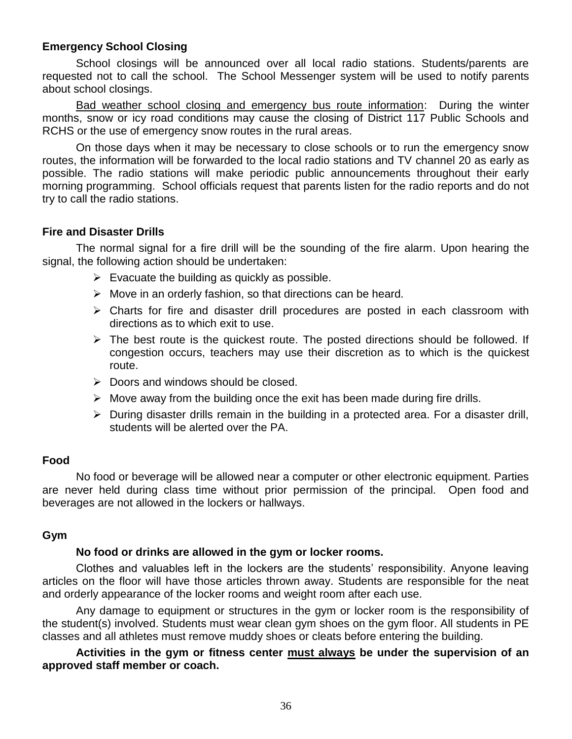**Emergency School Closing**

School closings will be announced over all local radio stations. Students/parents are requested not to call the school. The School Messenger system will be used to notify parents about school closings.

<u>Bad weather school closing and emergency bus route information</u>: During the winter months, snow or icy road conditions may cause the closing of District 117 Public Schools and RCHS or the use of emergency snow routes in the rural areas.

On those days when it may be necessary to close schools or to run the emergency snow routes, the information will be forwarded to the local radio stations and TV channel 20 as early as possible. The radio stations will make periodic public announcements throughout their early morning programming. School officials request that parents listen for the radio reports and do not try to call the radio stations.

**Fire and Disaster Drills**

The normal signal for a fire drill will be the sounding of the fire alarm. Upon hearing the signal, the following action should be undertaken:

- Evacuate the building as quickly as possible.
- Move in an orderly fashion, so that directions can be heard.
- Charts for fire and disaster drill procedures are posted in each classroom with directions as to which exit to use.
- The best route is the quickest route. The posted directions should be followed. If congestion occurs, teachers may use their discretion as to which is the quickest route.
- Doors and windows should be closed.
- Move away from the building once the exit has been made during fire drills.
- During disaster drills remain in the building in a protected area. For a disaster drill, students will be alerted over the PA.

**Food**

No food or beverage will be allowed near a computer or other electronic equipment. Parties are never held during class time without prior permission of the principal. Open food and beverages are not allowed in the lockers or hallways.

**Gym**

**No food or drinks are allowed in the gym or locker rooms.**

Clothes and valuables left in the lockers are the students' responsibility. Anyone leaving articles on the floor will have those articles thrown away. Students are responsible for the neat and orderly appearance of the locker rooms and weight room after each use.

Any damage to equipment or structures in the gym or locker room is the responsibility of the student(s) involved. Students must wear clean gym shoes on the gym floor. All students in PE classes and all athletes must remove muddy shoes or cleats before entering the building.

**Activities in the gym or fitness center <u>must always</u> be under the supervision of an approved staff member or coach.**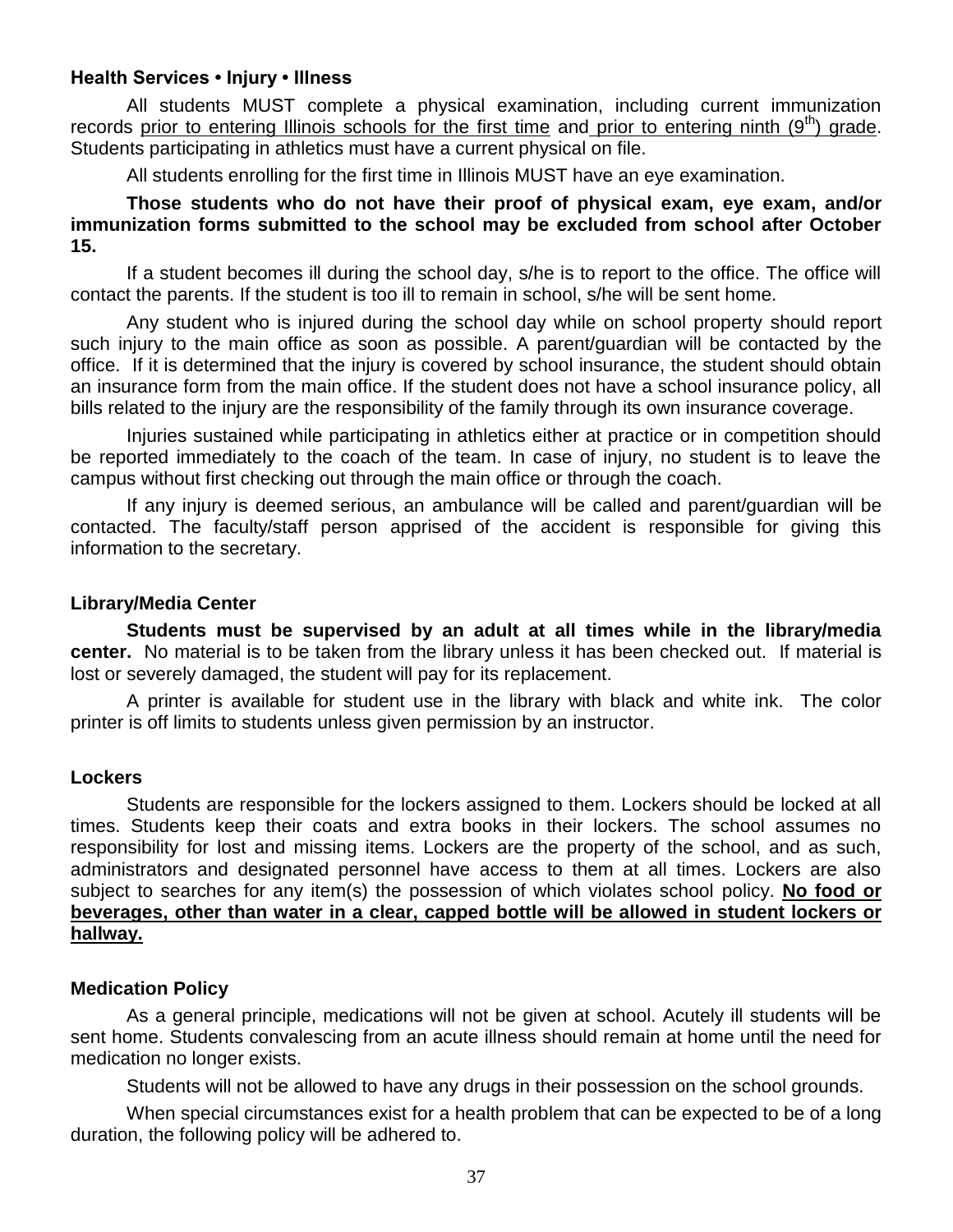**Health Services • Injury • Illness**

All students MUST complete a physical examination, including current immunization records prior to entering Illinois schools for the first time and prior to entering ninth ($9^{th}$) grade. Students participating in athletics must have a current physical on file.

All students enrolling for the first time in Illinois MUST have an eye examination.

**Those students who do not have their proof of physical exam, eye exam, and/or immunization forms submitted to the school may be excluded from school after October 15.**

If a student becomes ill during the school day, s/he is to report to the office. The office will contact the parents. If the student is too ill to remain in school, s/he will be sent home.

Any student who is injured during the school day while on school property should report such injury to the main office as soon as possible. A parent/guardian will be contacted by the office. If it is determined that the injury is covered by school insurance, the student should obtain an insurance form from the main office. If the student does not have a school insurance policy, all bills related to the injury are the responsibility of the family through its own insurance coverage.

Injuries sustained while participating in athletics either at practice or in competition should be reported immediately to the coach of the team. In case of injury, no student is to leave the campus without first checking out through the main office or through the coach.

If any injury is deemed serious, an ambulance will be called and parent/guardian will be contacted. The faculty/staff person apprised of the accident is responsible for giving this information to the secretary.

**Library/Media Center**

**Students must be supervised by an adult at all times while in the library/media center.** No material is to be taken from the library unless it has been checked out. If material is lost or severely damaged, the student will pay for its replacement.

A printer is available for student use in the library with black and white ink. The color printer is off limits to students unless given permission by an instructor.

**Lockers**

Students are responsible for the lockers assigned to them. Lockers should be locked at all times. Students keep their coats and extra books in their lockers. The school assumes no responsibility for lost and missing items. Lockers are the property of the school, and as such, administrators and designated personnel have access to them at all times. Lockers are also subject to searches for any item(s) the possession of which violates school policy. **No food or beverages, other than water in a clear, capped bottle will be allowed in student lockers or hallway.**

**Medication Policy**

As a general principle, medications will not be given at school. Acutely ill students will be sent home. Students convalescing from an acute illness should remain at home until the need for medication no longer exists.

Students will not be allowed to have any drugs in their possession on the school grounds.

When special circumstances exist for a health problem that can be expected to be of a long duration, the following policy will be adhered to.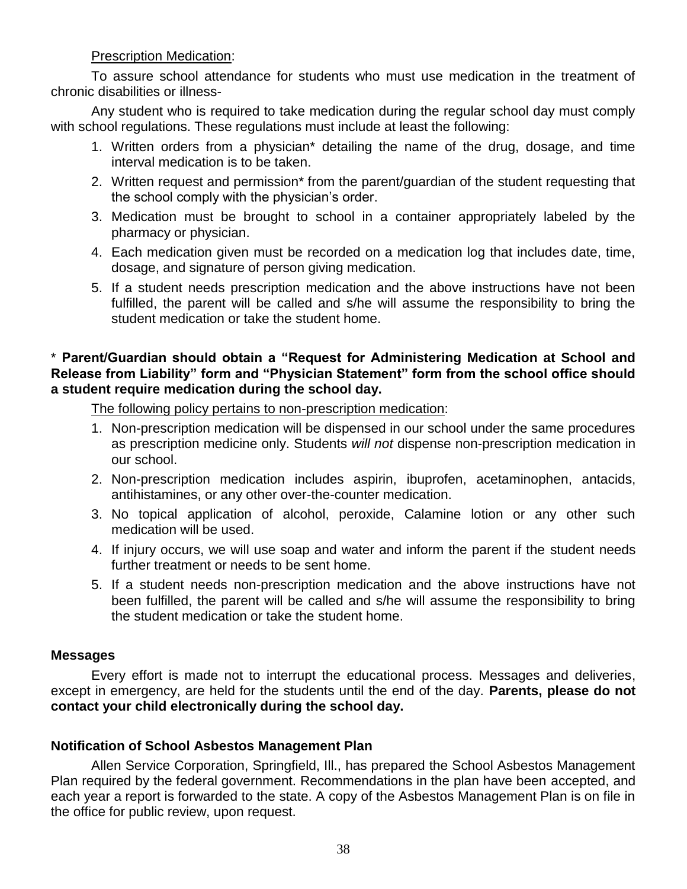<u>Prescription Medication</u>:

To assure school attendance for students who must use medication in the treatment of chronic disabilities or illness-

Any student who is required to take medication during the regular school day must comply with school regulations. These regulations must include at least the following:

1. Written orders from a physician* detailing the name of the drug, dosage, and time interval medication is to be taken.
2. Written request and permission* from the parent/guardian of the student requesting that the school comply with the physician's order.
3. Medication must be brought to school in a container appropriately labeled by the pharmacy or physician.
4. Each medication given must be recorded on a medication log that includes date, time, dosage, and signature of person giving medication.
5. If a student needs prescription medication and the above instructions have not been fulfilled, the parent will be called and s/he will assume the responsibility to bring the student medication or take the student home.

\* **Parent/Guardian should obtain a "Request for Administering Medication at School and Release from Liability" form and "Physician Statement" form from the school office should a student require medication during the school day.**

<u>The following policy pertains to non-prescription medication</u>:

1. Non-prescription medication will be dispensed in our school under the same procedures as prescription medicine only. Students *will not* dispense non-prescription medication in our school.
2. Non-prescription medication includes aspirin, ibuprofen, acetaminophen, antacids, antihistamines, or any other over-the-counter medication.
3. No topical application of alcohol, peroxide, Calamine lotion or any other such medication will be used.
4. If injury occurs, we will use soap and water and inform the parent if the student needs further treatment or needs to be sent home.
5. If a student needs non-prescription medication and the above instructions have not been fulfilled, the parent will be called and s/he will assume the responsibility to bring the student medication or take the student home.

### Messages

Every effort is made not to interrupt the educational process. Messages and deliveries, except in emergency, are held for the students until the end of the day. **Parents, please do not contact your child electronically during the school day.**

### Notification of School Asbestos Management Plan

Allen Service Corporation, Springfield, Ill., has prepared the School Asbestos Management Plan required by the federal government. Recommendations in the plan have been accepted, and each year a report is forwarded to the state. A copy of the Asbestos Management Plan is on file in the office for public review, upon request.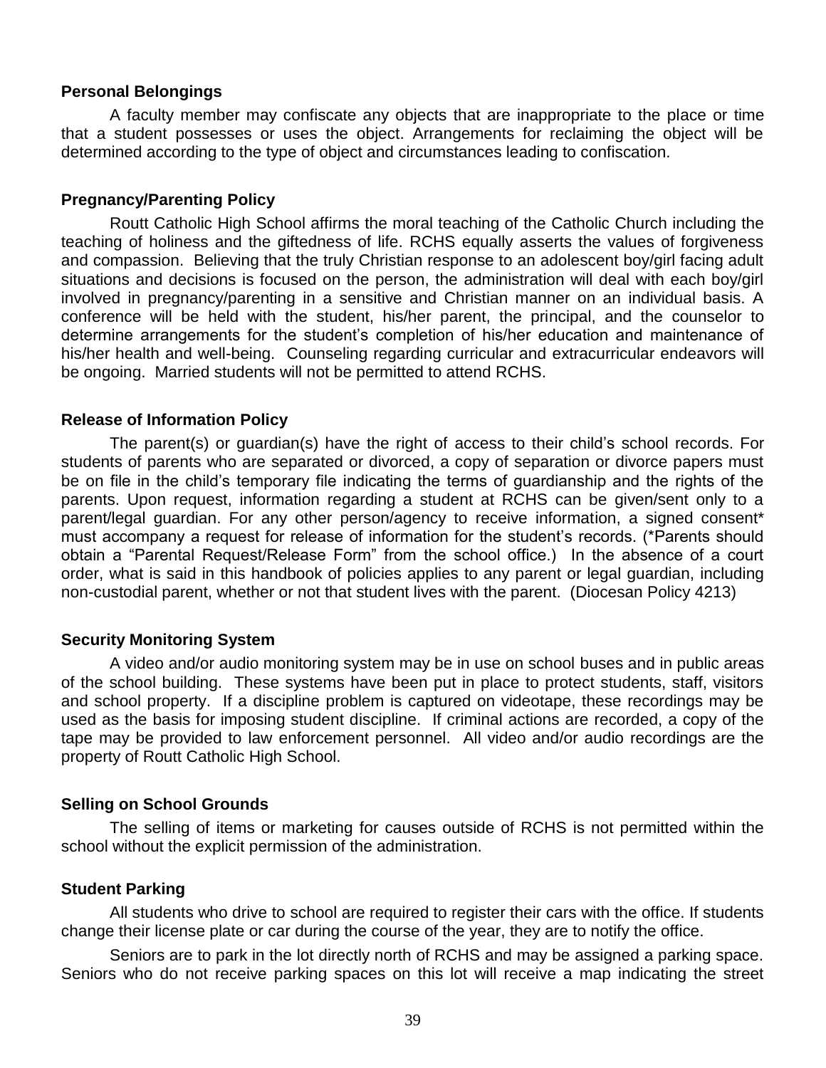**Personal Belongings**

A faculty member may confiscate any objects that are inappropriate to the place or time that a student possesses or uses the object. Arrangements for reclaiming the object will be determined according to the type of object and circumstances leading to confiscation.

**Pregnancy/Parenting Policy**

Routt Catholic High School affirms the moral teaching of the Catholic Church including the teaching of holiness and the giftedness of life. RCHS equally asserts the values of forgiveness and compassion. Believing that the truly Christian response to an adolescent boy/girl facing adult situations and decisions is focused on the person, the administration will deal with each boy/girl involved in pregnancy/parenting in a sensitive and Christian manner on an individual basis. A conference will be held with the student, his/her parent, the principal, and the counselor to determine arrangements for the student's completion of his/her education and maintenance of his/her health and well-being. Counseling regarding curricular and extracurricular endeavors will be ongoing. Married students will not be permitted to attend RCHS.

**Release of Information Policy**

The parent(s) or guardian(s) have the right of access to their child's school records. For students of parents who are separated or divorced, a copy of separation or divorce papers must be on file in the child's temporary file indicating the terms of guardianship and the rights of the parents. Upon request, information regarding a student at RCHS can be given/sent only to a parent/legal guardian. For any other person/agency to receive information, a signed consent* must accompany a request for release of information for the student's records. (*Parents should obtain a "Parental Request/Release Form" from the school office.) In the absence of a court order, what is said in this handbook of policies applies to any parent or legal guardian, including non-custodial parent, whether or not that student lives with the parent. (Diocesan Policy 4213)

**Security Monitoring System**

A video and/or audio monitoring system may be in use on school buses and in public areas of the school building. These systems have been put in place to protect students, staff, visitors and school property. If a discipline problem is captured on videotape, these recordings may be used as the basis for imposing student discipline. If criminal actions are recorded, a copy of the tape may be provided to law enforcement personnel. All video and/or audio recordings are the property of Routt Catholic High School.

**Selling on School Grounds**

The selling of items or marketing for causes outside of RCHS is not permitted within the school without the explicit permission of the administration.

**Student Parking**

All students who drive to school are required to register their cars with the office. If students change their license plate or car during the course of the year, they are to notify the office.

Seniors are to park in the lot directly north of RCHS and may be assigned a parking space. Seniors who do not receive parking spaces on this lot will receive a map indicating the street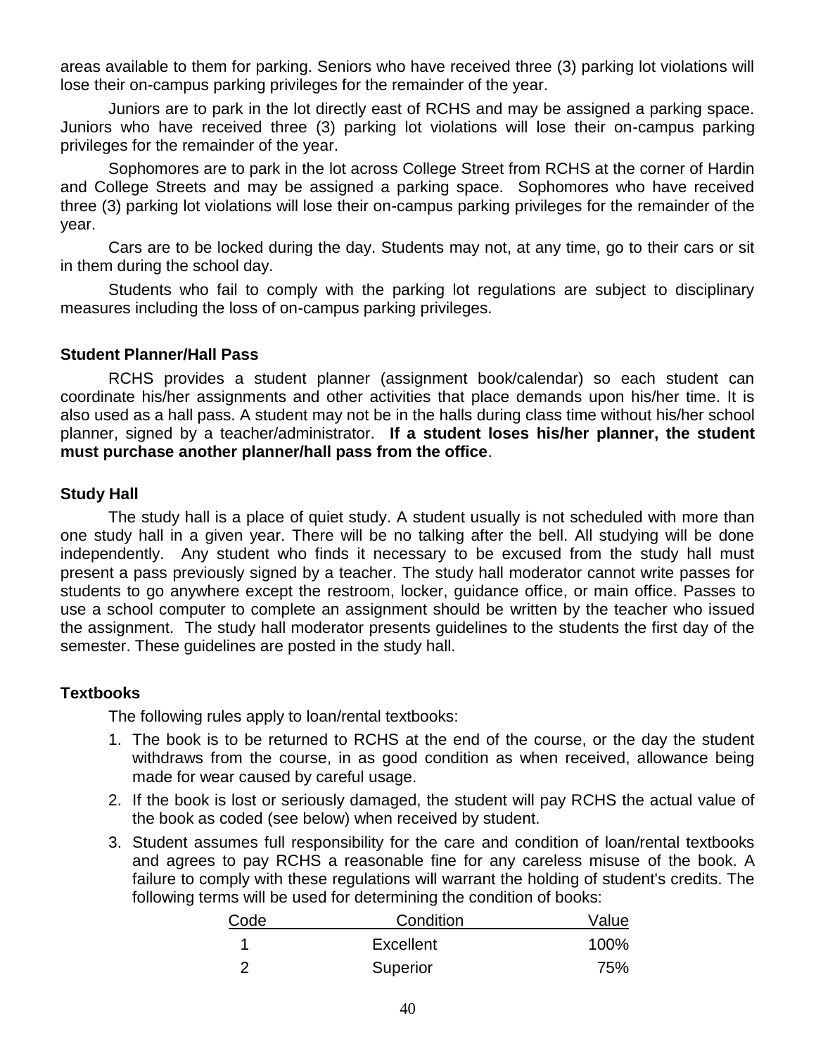areas available to them for parking. Seniors who have received three (3) parking lot violations will lose their on-campus parking privileges for the remainder of the year.

Juniors are to park in the lot directly east of RCHS and may be assigned a parking space. Juniors who have received three (3) parking lot violations will lose their on-campus parking privileges for the remainder of the year.

Sophomores are to park in the lot across College Street from RCHS at the corner of Hardin and College Streets and may be assigned a parking space. Sophomores who have received three (3) parking lot violations will lose their on-campus parking privileges for the remainder of the year.

Cars are to be locked during the day. Students may not, at any time, go to their cars or sit in them during the school day.

Students who fail to comply with the parking lot regulations are subject to disciplinary measures including the loss of on-campus parking privileges.

### Student Planner/Hall Pass

RCHS provides a student planner (assignment book/calendar) so each student can coordinate his/her assignments and other activities that place demands upon his/her time. It is also used as a hall pass. A student may not be in the halls during class time without his/her school planner, signed by a teacher/administrator. **If a student loses his/her planner, the student must purchase another planner/hall pass from the office**.

### Study Hall

The study hall is a place of quiet study. A student usually is not scheduled with more than one study hall in a given year. There will be no talking after the bell. All studying will be done independently. Any student who finds it necessary to be excused from the study hall must present a pass previously signed by a teacher. The study hall moderator cannot write passes for students to go anywhere except the restroom, locker, guidance office, or main office. Passes to use a school computer to complete an assignment should be written by the teacher who issued the assignment. The study hall moderator presents guidelines to the students the first day of the semester. These guidelines are posted in the study hall.

### Textbooks

The following rules apply to loan/rental textbooks:

1. The book is to be returned to RCHS at the end of the course, or the day the student withdraws from the course, in as good condition as when received, allowance being made for wear caused by careful usage.
2. If the book is lost or seriously damaged, the student will pay RCHS the actual value of the book as coded (see below) when received by student.
3. Student assumes full responsibility for the care and condition of loan/rental textbooks and agrees to pay RCHS a reasonable fine for any careless misuse of the book. A failure to comply with these regulations will warrant the holding of student's credits. The following terms will be used for determining the condition of books:

| Code | Condition | Value |
|---|---|---|
| 1 | Excellent | 100% |
| 2 | Superior | 75% |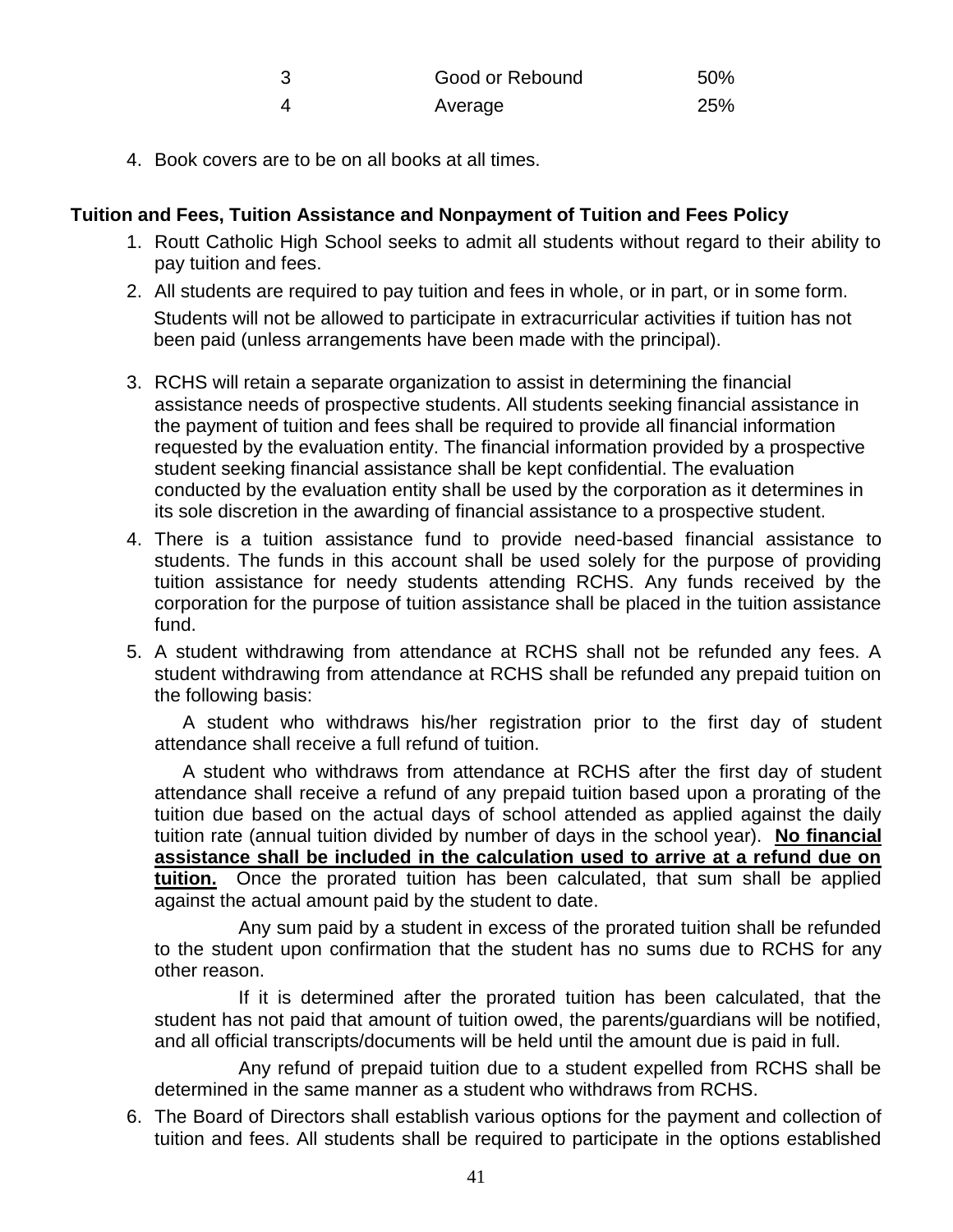| 3 | Good or Rebound | 50% |
|---|---|---|
| 4 | Average | 25% |

4. Book covers are to be on all books at all times.

**Tuition and Fees, Tuition Assistance and Nonpayment of Tuition and Fees Policy**

1. Routt Catholic High School seeks to admit all students without regard to their ability to pay tuition and fees.
2. All students are required to pay tuition and fees in whole, or in part, or in some form. Students will not be allowed to participate in extracurricular activities if tuition has not been paid (unless arrangements have been made with the principal).
3. RCHS will retain a separate organization to assist in determining the financial assistance needs of prospective students. All students seeking financial assistance in the payment of tuition and fees shall be required to provide all financial information requested by the evaluation entity. The financial information provided by a prospective student seeking financial assistance shall be kept confidential. The evaluation conducted by the evaluation entity shall be used by the corporation as it determines in its sole discretion in the awarding of financial assistance to a prospective student.
4. There is a tuition assistance fund to provide need-based financial assistance to students. The funds in this account shall be used solely for the purpose of providing tuition assistance for needy students attending RCHS. Any funds received by the corporation for the purpose of tuition assistance shall be placed in the tuition assistance fund.
5. A student withdrawing from attendance at RCHS shall not be refunded any fees. A student withdrawing from attendance at RCHS shall be refunded any prepaid tuition on the following basis:

   A student who withdraws his/her registration prior to the first day of student attendance shall receive a full refund of tuition.

   A student who withdraws from attendance at RCHS after the first day of student attendance shall receive a refund of any prepaid tuition based upon a prorating of the tuition due based on the actual days of school attended as applied against the daily tuition rate (annual tuition divided by number of days in the school year). **No financial assistance shall be included in the calculation used to arrive at a refund due on tuition.** Once the prorated tuition has been calculated, that sum shall be applied against the actual amount paid by the student to date.

   Any sum paid by a student in excess of the prorated tuition shall be refunded to the student upon confirmation that the student has no sums due to RCHS for any other reason.

   If it is determined after the prorated tuition has been calculated, that the student has not paid that amount of tuition owed, the parents/guardians will be notified, and all official transcripts/documents will be held until the amount due is paid in full.

   Any refund of prepaid tuition due to a student expelled from RCHS shall be determined in the same manner as a student who withdraws from RCHS.
6. The Board of Directors shall establish various options for the payment and collection of tuition and fees. All students shall be required to participate in the options established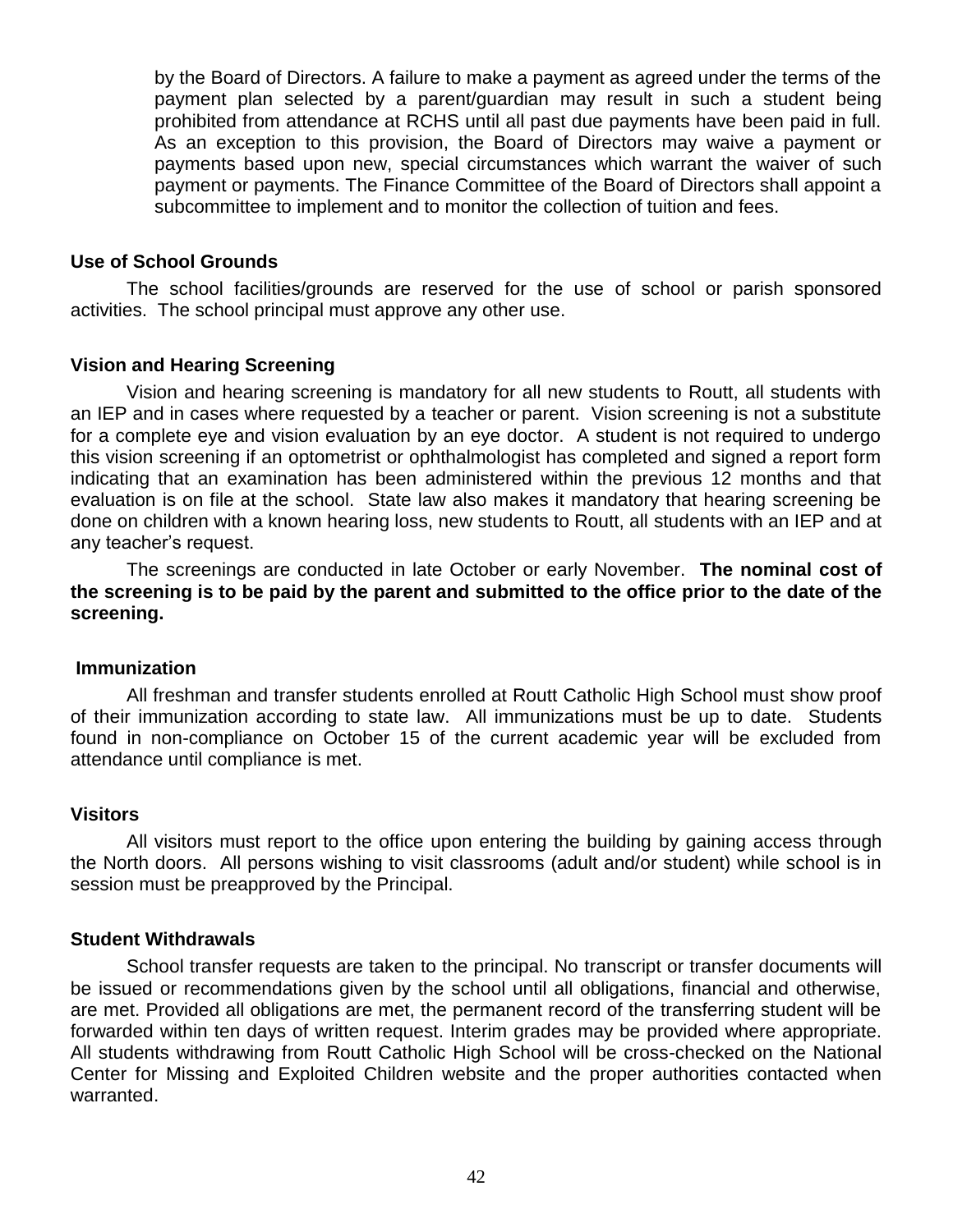by the Board of Directors. A failure to make a payment as agreed under the terms of the payment plan selected by a parent/guardian may result in such a student being prohibited from attendance at RCHS until all past due payments have been paid in full. As an exception to this provision, the Board of Directors may waive a payment or payments based upon new, special circumstances which warrant the waiver of such payment or payments. The Finance Committee of the Board of Directors shall appoint a subcommittee to implement and to monitor the collection of tuition and fees.

**Use of School Grounds**

The school facilities/grounds are reserved for the use of school or parish sponsored activities. The school principal must approve any other use.

**Vision and Hearing Screening**

Vision and hearing screening is mandatory for all new students to Routt, all students with an IEP and in cases where requested by a teacher or parent. Vision screening is not a substitute for a complete eye and vision evaluation by an eye doctor. A student is not required to undergo this vision screening if an optometrist or ophthalmologist has completed and signed a report form indicating that an examination has been administered within the previous 12 months and that evaluation is on file at the school. State law also makes it mandatory that hearing screening be done on children with a known hearing loss, new students to Routt, all students with an IEP and at any teacher's request.

The screenings are conducted in late October or early November. **The nominal cost of the screening is to be paid by the parent and submitted to the office prior to the date of the screening.**

**Immunization**

All freshman and transfer students enrolled at Routt Catholic High School must show proof of their immunization according to state law. All immunizations must be up to date. Students found in non-compliance on October 15 of the current academic year will be excluded from attendance until compliance is met.

**Visitors**

All visitors must report to the office upon entering the building by gaining access through the North doors. All persons wishing to visit classrooms (adult and/or student) while school is in session must be preapproved by the Principal.

**Student Withdrawals**

School transfer requests are taken to the principal. No transcript or transfer documents will be issued or recommendations given by the school until all obligations, financial and otherwise, are met. Provided all obligations are met, the permanent record of the transferring student will be forwarded within ten days of written request. Interim grades may be provided where appropriate. All students withdrawing from Routt Catholic High School will be cross-checked on the National Center for Missing and Exploited Children website and the proper authorities contacted when warranted.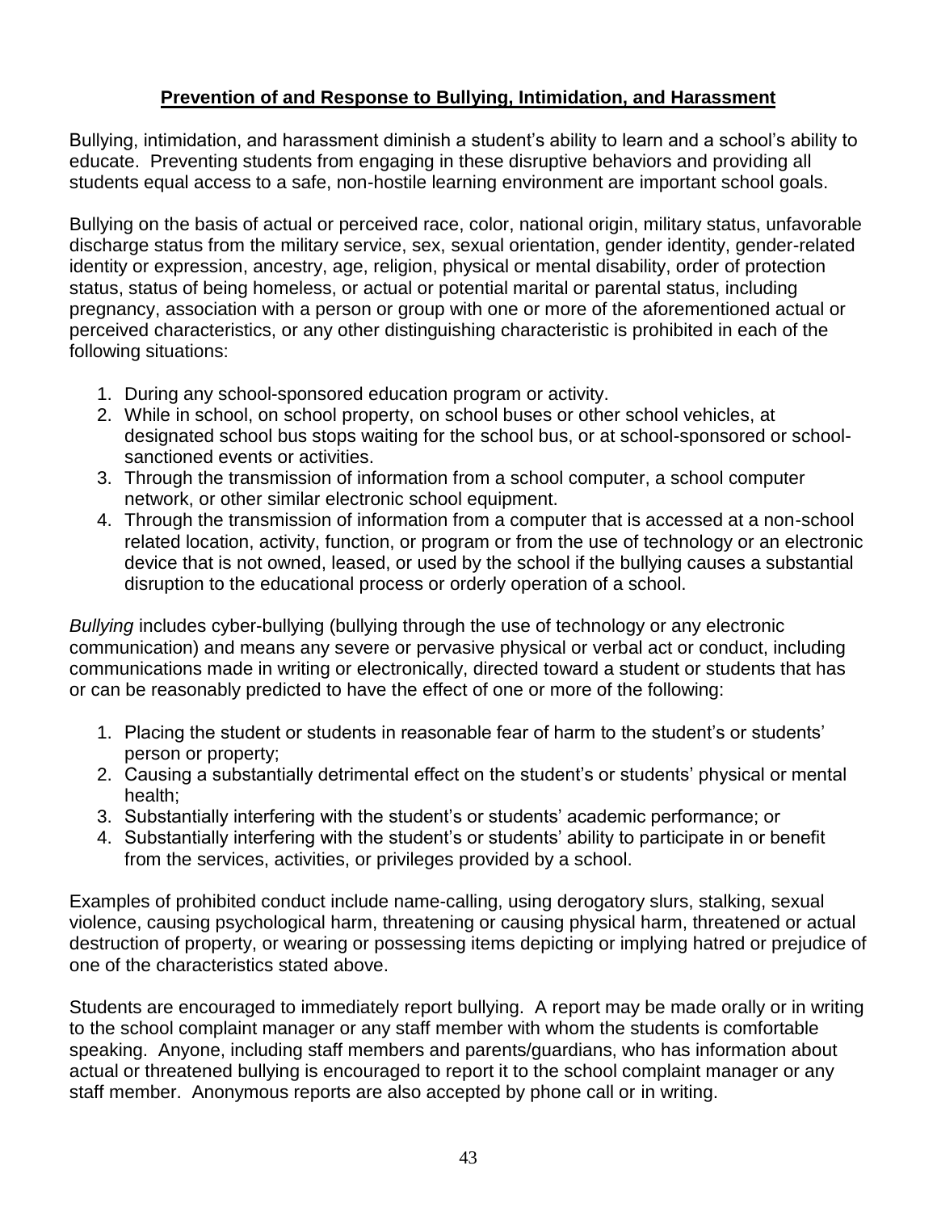## **Prevention of and Response to Bullying, Intimidation, and Harassment**

Bullying, intimidation, and harassment diminish a student's ability to learn and a school's ability to educate. Preventing students from engaging in these disruptive behaviors and providing all students equal access to a safe, non-hostile learning environment are important school goals.

Bullying on the basis of actual or perceived race, color, national origin, military status, unfavorable discharge status from the military service, sex, sexual orientation, gender identity, gender-related identity or expression, ancestry, age, religion, physical or mental disability, order of protection status, status of being homeless, or actual or potential marital or parental status, including pregnancy, association with a person or group with one or more of the aforementioned actual or perceived characteristics, or any other distinguishing characteristic is prohibited in each of the following situations:

1. During any school-sponsored education program or activity.
2. While in school, on school property, on school buses or other school vehicles, at designated school bus stops waiting for the school bus, or at school-sponsored or school-sanctioned events or activities.
3. Through the transmission of information from a school computer, a school computer network, or other similar electronic school equipment.
4. Through the transmission of information from a computer that is accessed at a non-school related location, activity, function, or program or from the use of technology or an electronic device that is not owned, leased, or used by the school if the bullying causes a substantial disruption to the educational process or orderly operation of a school.

*Bullying* includes cyber-bullying (bullying through the use of technology or any electronic communication) and means any severe or pervasive physical or verbal act or conduct, including communications made in writing or electronically, directed toward a student or students that has or can be reasonably predicted to have the effect of one or more of the following:

1. Placing the student or students in reasonable fear of harm to the student's or students' person or property;
2. Causing a substantially detrimental effect on the student's or students' physical or mental health;
3. Substantially interfering with the student's or students' academic performance; or
4. Substantially interfering with the student's or students' ability to participate in or benefit from the services, activities, or privileges provided by a school.

Examples of prohibited conduct include name-calling, using derogatory slurs, stalking, sexual violence, causing psychological harm, threatening or causing physical harm, threatened or actual destruction of property, or wearing or possessing items depicting or implying hatred or prejudice of one of the characteristics stated above.

Students are encouraged to immediately report bullying. A report may be made orally or in writing to the school complaint manager or any staff member with whom the students is comfortable speaking. Anyone, including staff members and parents/guardians, who has information about actual or threatened bullying is encouraged to report it to the school complaint manager or any staff member. Anonymous reports are also accepted by phone call or in writing.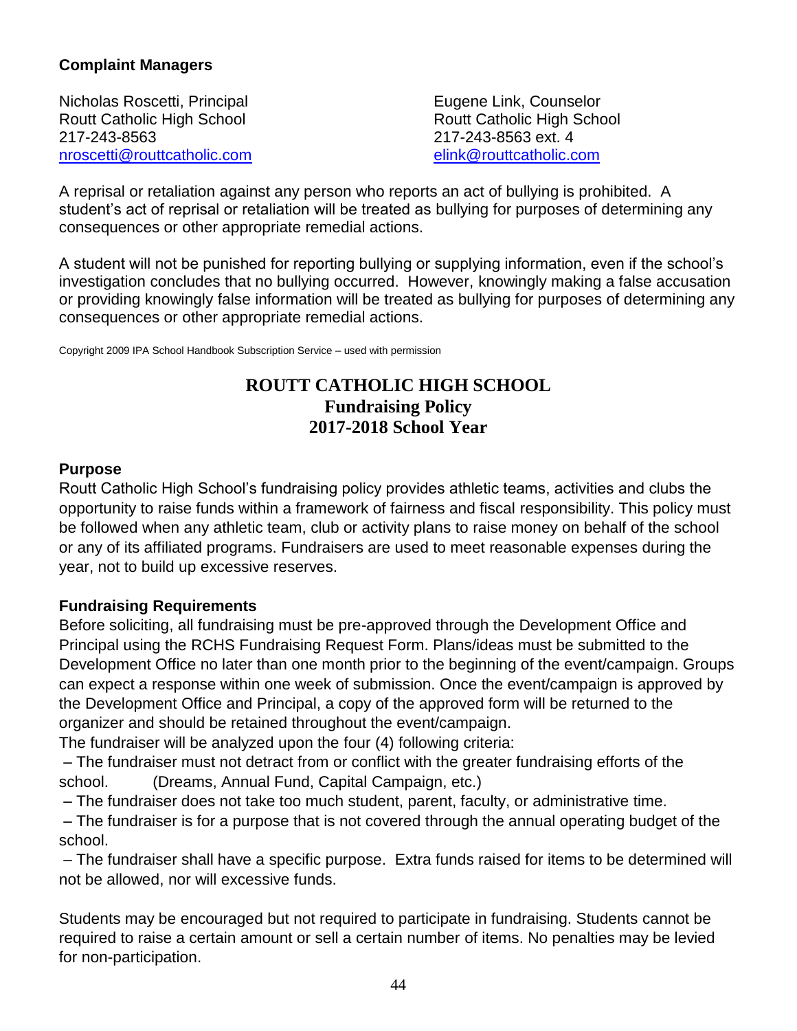**Complaint Managers**

Nicholas Roscetti, Principal
Routt Catholic High School
217-243-8563
nroscetti@routtcatholic.com

Eugene Link, Counselor
Routt Catholic High School
217-243-8563 ext. 4
elink@routtcatholic.com

A reprisal or retaliation against any person who reports an act of bullying is prohibited. A student's act of reprisal or retaliation will be treated as bullying for purposes of determining any consequences or other appropriate remedial actions.

A student will not be punished for reporting bullying or supplying information, even if the school's investigation concludes that no bullying occurred. However, knowingly making a false accusation or providing knowingly false information will be treated as bullying for purposes of determining any consequences or other appropriate remedial actions.

Copyright 2009 IPA School Handbook Subscription Service – used with permission

# ROUTT CATHOLIC HIGH SCHOOL
## Fundraising Policy
## 2017-2018 School Year

**Purpose**

Routt Catholic High School's fundraising policy provides athletic teams, activities and clubs the opportunity to raise funds within a framework of fairness and fiscal responsibility. This policy must be followed when any athletic team, club or activity plans to raise money on behalf of the school or any of its affiliated programs. Fundraisers are used to meet reasonable expenses during the year, not to build up excessive reserves.

**Fundraising Requirements**

Before soliciting, all fundraising must be pre-approved through the Development Office and Principal using the RCHS Fundraising Request Form. Plans/ideas must be submitted to the Development Office no later than one month prior to the beginning of the event/campaign. Groups can expect a response within one week of submission. Once the event/campaign is approved by the Development Office and Principal, a copy of the approved form will be returned to the organizer and should be retained throughout the event/campaign.
The fundraiser will be analyzed upon the four (4) following criteria:

– The fundraiser must not detract from or conflict with the greater fundraising efforts of the school. (Dreams, Annual Fund, Capital Campaign, etc.)
– The fundraiser does not take too much student, parent, faculty, or administrative time.
– The fundraiser is for a purpose that is not covered through the annual operating budget of the school.
– The fundraiser shall have a specific purpose. Extra funds raised for items to be determined will not be allowed, nor will excessive funds.

Students may be encouraged but not required to participate in fundraising. Students cannot be required to raise a certain amount or sell a certain number of items. No penalties may be levied for non-participation.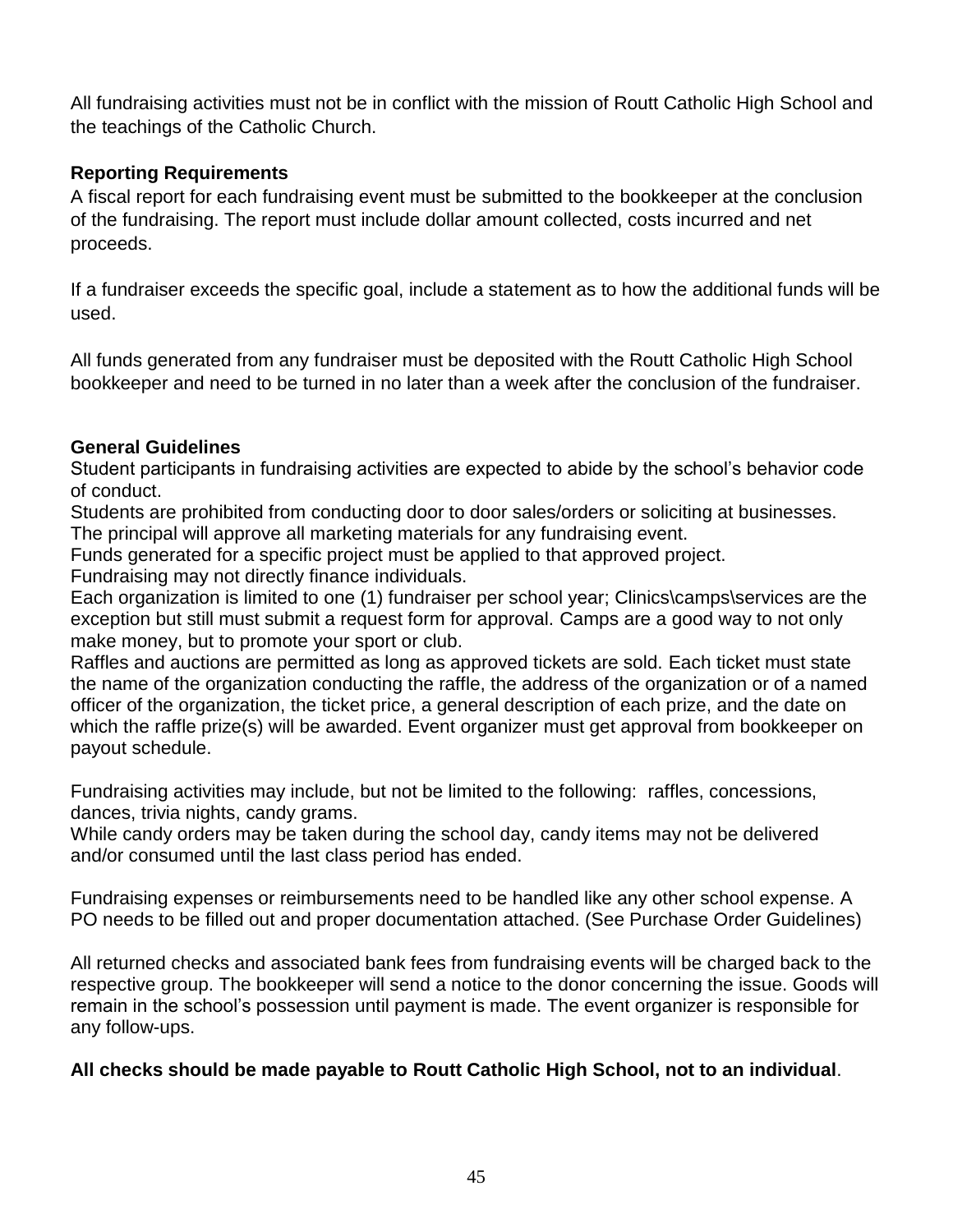All fundraising activities must not be in conflict with the mission of Routt Catholic High School and the teachings of the Catholic Church.

**Reporting Requirements**

A fiscal report for each fundraising event must be submitted to the bookkeeper at the conclusion of the fundraising. The report must include dollar amount collected, costs incurred and net proceeds.

If a fundraiser exceeds the specific goal, include a statement as to how the additional funds will be used.

All funds generated from any fundraiser must be deposited with the Routt Catholic High School bookkeeper and need to be turned in no later than a week after the conclusion of the fundraiser.

**General Guidelines**

Student participants in fundraising activities are expected to abide by the school's behavior code of conduct.

Students are prohibited from conducting door to door sales/orders or soliciting at businesses.

The principal will approve all marketing materials for any fundraising event.

Funds generated for a specific project must be applied to that approved project.

Fundraising may not directly finance individuals.

Each organization is limited to one (1) fundraiser per school year; Clinics\camps\services are the exception but still must submit a request form for approval. Camps are a good way to not only make money, but to promote your sport or club.

Raffles and auctions are permitted as long as approved tickets are sold. Each ticket must state the name of the organization conducting the raffle, the address of the organization or of a named officer of the organization, the ticket price, a general description of each prize, and the date on which the raffle prize(s) will be awarded. Event organizer must get approval from bookkeeper on payout schedule.

Fundraising activities may include, but not be limited to the following: raffles, concessions, dances, trivia nights, candy grams.

While candy orders may be taken during the school day, candy items may not be delivered and/or consumed until the last class period has ended.

Fundraising expenses or reimbursements need to be handled like any other school expense. A PO needs to be filled out and proper documentation attached. (See Purchase Order Guidelines)

All returned checks and associated bank fees from fundraising events will be charged back to the respective group. The bookkeeper will send a notice to the donor concerning the issue. Goods will remain in the school's possession until payment is made. The event organizer is responsible for any follow-ups.

**All checks should be made payable to Routt Catholic High School, not to an individual**.